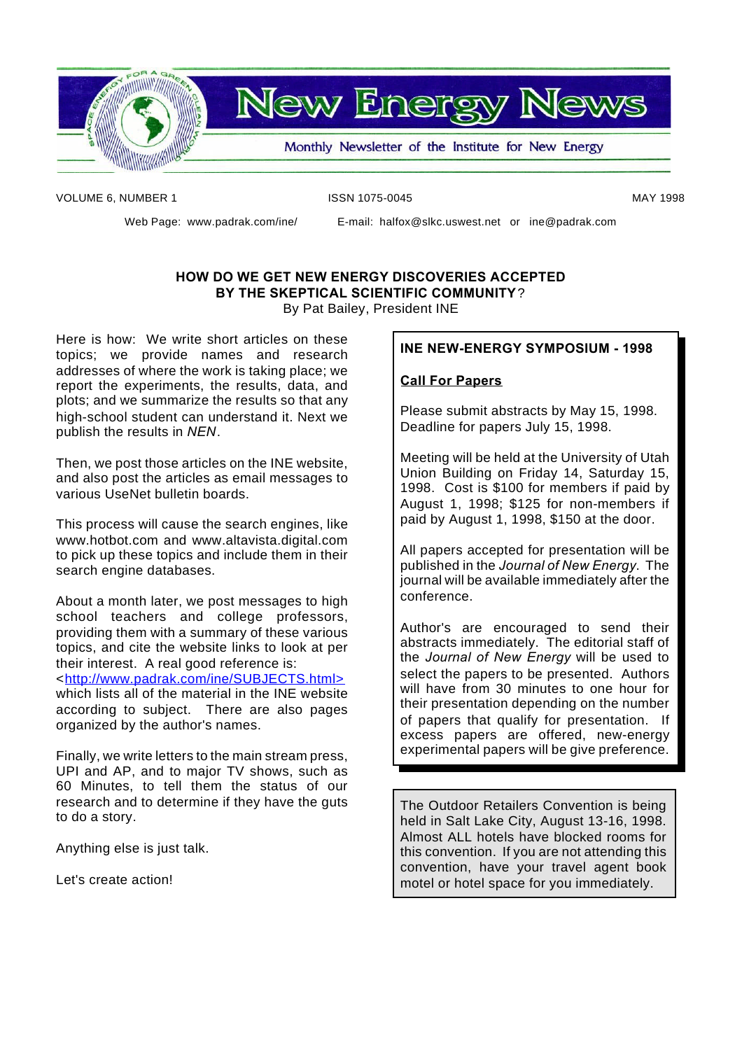# New Energy News

Monthly Newsletter of the Institute for New Energy

VOLUME 6, NUMBER 1 — ISSN 1075-0045 — MAY 1998

Web Page: www.padrak.com/ine/ E-mail: halfox@slkc.uswest.net or ine@padrak.com

## HOW DO WE GET NEW ENERGY DISCOVERIES ACCEPTED BY THE SKEPTICAL SCIENTIFIC COMMUNITY?

By Pat Bailey, President INE

Here is how: We write short articles on these topics; we provide names and research addresses of where the work is taking place; we report the experiments, the results, data, and plots; and we summarize the results so that any high-school student can understand it. Next we publish the results in *NEN*.

Then, we post those articles on the INE website, and also post the articles as email messages to various UseNet bulletin boards.

This process will cause the search engines, like www.hotbot.com and www.altavista.digital.com to pick up these topics and include them in their search engine databases.

About a month later, we post messages to high school teachers and college professors, providing them with a summary of these various topics, and cite the website links to look at per their interest. A real good reference is: <http://www.padrak.com/ine/SUBJECTS.html> which lists all of the material in the INE website according to subject. There are also pages organized by the author's names.

Finally, we write letters to the main stream press, UPI and AP, and to major TV shows, such as 60 Minutes, to tell them the status of our research and to determine if they have the guts to do a story.

Anything else is just talk.

Let's create action!

---

**INE NEW-ENERGY SYMPOSIUM - 1998**

**Call For Papers**

Please submit abstracts by May 15, 1998. Deadline for papers July 15, 1998.

Meeting will be held at the University of Utah Union Building on Friday 14, Saturday 15, 1998. Cost is $100 for members if paid by August 1, 1998; $125 for non-members if paid by August 1, 1998, $150 at the door.

All papers accepted for presentation will be published in the *Journal of New Energy*. The journal will be available immediately after the conference.

Author's are encouraged to send their abstracts immediately. The editorial staff of the *Journal of New Energy* will be used to select the papers to be presented. Authors will have from 30 minutes to one hour for their presentation depending on the number of papers that qualify for presentation. If excess papers are offered, new-energy experimental papers will be give preference.

---

The Outdoor Retailers Convention is being held in Salt Lake City, August 13-16, 1998. Almost ALL hotels have blocked rooms for this convention. If you are not attending this convention, have your travel agent book motel or hotel space for you immediately.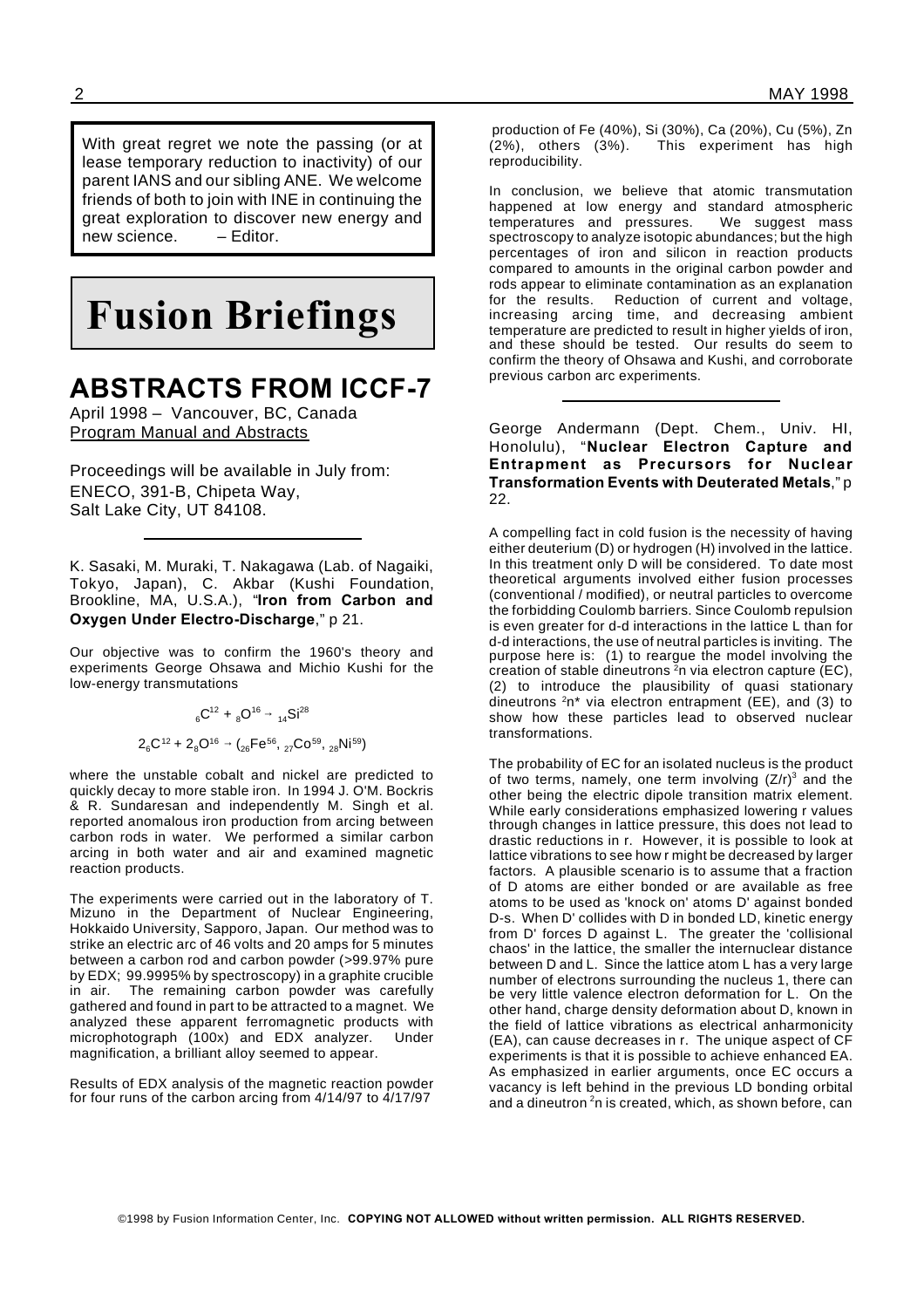With great regret we note the passing (or at lease temporary reduction to inactivity) of our parent IANS and our sibling ANE. We welcome friends of both to join with INE in continuing the great exploration to discover new energy and new science. – Editor.

# Fusion Briefings

## ABSTRACTS FROM ICCF-7

April 1998 – Vancouver, BC, Canada
Program Manual and Abstracts

Proceedings will be available in July from: ENECO, 391-B, Chipeta Way, Salt Lake City, UT 84108.

---

K. Sasaki, M. Muraki, T. Nakagawa (Lab. of Nagaiki, Tokyo, Japan), C. Akbar (Kushi Foundation, Brookline, MA, U.S.A.), "**Iron from Carbon and Oxygen Under Electro-Discharge**," p 21.

Our objective was to confirm the 1960's theory and experiments George Ohsawa and Michio Kushi for the low-energy transmutations

$${}_{6}C^{12} + {}_{8}O^{16} \rightarrow {}_{14}Si^{28}$$

$$2_{6}C^{12} + 2_{8}O^{16} \rightarrow ({}_{26}Fe^{56}, {}_{27}Co^{59}, {}_{28}Ni^{59})$$

where the unstable cobalt and nickel are predicted to quickly decay to more stable iron. In 1994 J. O'M. Bockris & R. Sundaresan and independently M. Singh et al. reported anomalous iron production from arcing between carbon rods in water. We performed a similar carbon arcing in both water and air and examined magnetic reaction products.

The experiments were carried out in the laboratory of T. Mizuno in the Department of Nuclear Engineering, Hokkaido University, Sapporo, Japan. Our method was to strike an electric arc of 46 volts and 20 amps for 5 minutes between a carbon rod and carbon powder (>99.97% pure by EDX; 99.9995% by spectroscopy) in a graphite crucible in air. The remaining carbon powder was carefully gathered and found in part to be attracted to a magnet. We analyzed these apparent ferromagnetic products with microphotograph (100x) and EDX analyzer. Under magnification, a brilliant alloy seemed to appear.

Results of EDX analysis of the magnetic reaction powder for four runs of the carbon arcing from 4/14/97 to 4/17/97 production of Fe (40%), Si (30%), Ca (20%), Cu (5%), Zn (2%), others (3%). This experiment has high reproducibility.

In conclusion, we believe that atomic transmutation happened at low energy and standard atmospheric temperatures and pressures. We suggest mass spectroscopy to analyze isotopic abundances; but the high percentages of iron and silicon in reaction products compared to amounts in the original carbon powder and rods appear to eliminate contamination as an explanation for the results. Reduction of current and voltage, increasing arcing time, and decreasing ambient temperature are predicted to result in higher yields of iron, and these should be tested. Our results do seem to confirm the theory of Ohsawa and Kushi, and corroborate previous carbon arc experiments.

---

George Andermann (Dept. Chem., Univ. HI, Honolulu), "**Nuclear Electron Capture and Entrapment as Precursors for Nuclear Transformation Events with Deuterated Metals**," p 22.

A compelling fact in cold fusion is the necessity of having either deuterium (D) or hydrogen (H) involved in the lattice. In this treatment only D will be considered. To date most theoretical arguments involved either fusion processes (conventional / modified), or neutral particles to overcome the forbidding Coulomb barriers. Since Coulomb repulsion is even greater for d-d interactions in the lattice L than for d-d interactions, the use of neutral particles is inviting. The purpose here is: (1) to reargue the model involving the creation of stable dineutrons $^{2}n$ via electron capture (EC), (2) to introduce the plausibility of quasi stationary dineutrons $^{2}n^{*}$ via electron entrapment (EE), and (3) to show how these particles lead to observed nuclear transformations.

The probability of EC for an isolated nucleus is the product of two terms, namely, one term involving $(Z/r)^{3}$ and the other being the electric dipole transition matrix element. While early considerations emphasized lowering r values through changes in lattice pressure, this does not lead to drastic reductions in r. However, it is possible to look at lattice vibrations to see how r might be decreased by larger factors. A plausible scenario is to assume that a fraction of D atoms are either bonded or are available as free atoms to be used as 'knock on' atoms D' against bonded D-s. When D' collides with D in bonded LD, kinetic energy from D' forces D against L. The greater the 'collisional chaos' in the lattice, the smaller the internuclear distance between D and L. Since the lattice atom L has a very large number of electrons surrounding the nucleus 1, there can be very little valence electron deformation for L. On the other hand, charge density deformation about D, known in the field of lattice vibrations as electrical anharmonicity (EA), can cause decreases in r. The unique aspect of CF experiments is that it is possible to achieve enhanced EA. As emphasized in earlier arguments, once EC occurs a vacancy is left behind in the previous LD bonding orbital and a dineutron $^{2}n$ is created, which, as shown before, can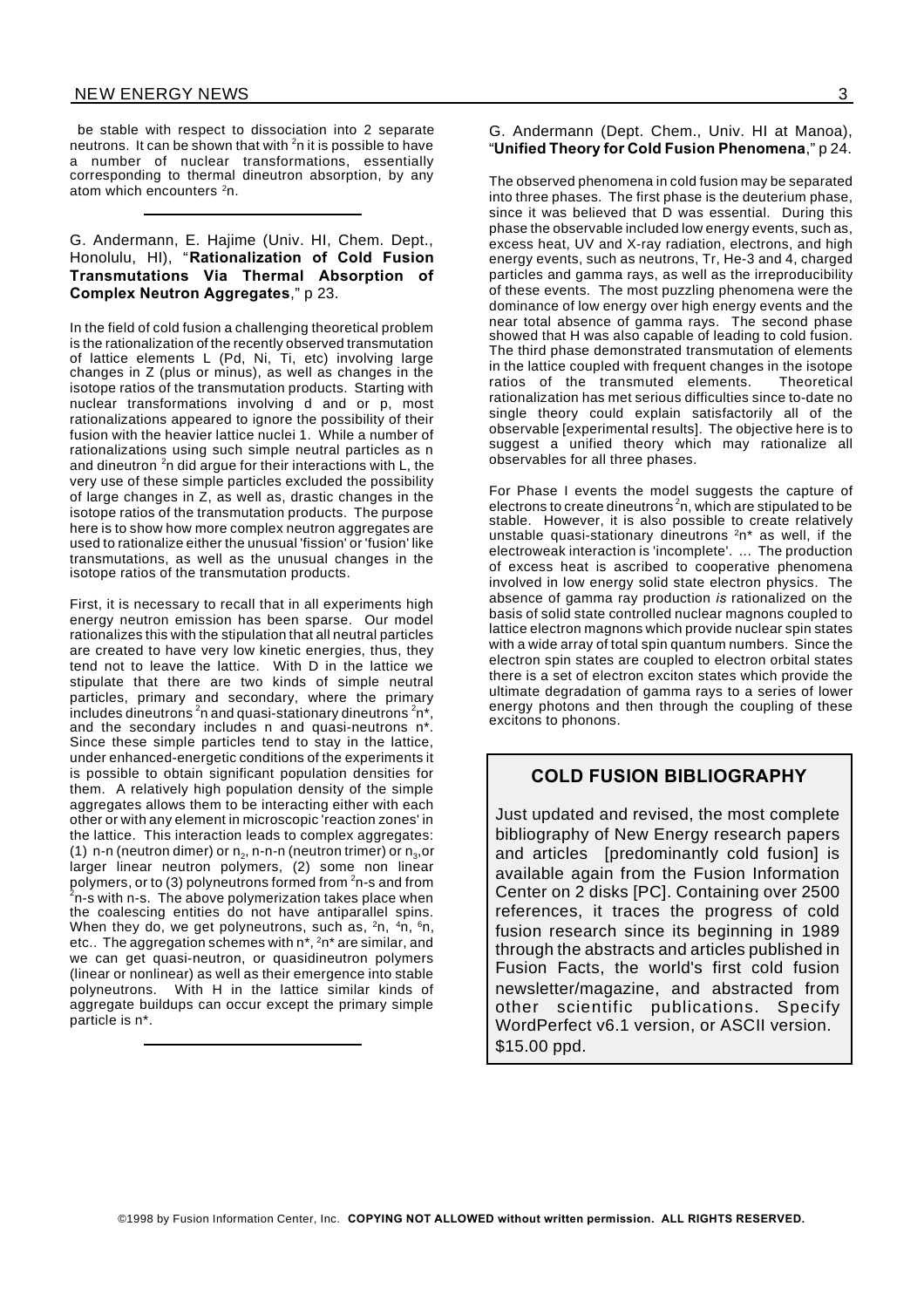be stable with respect to dissociation into 2 separate neutrons. It can be shown that with $^2n$ it is possible to have a number of nuclear transformations, essentially corresponding to thermal dineutron absorption, by any atom which encounters $^2n$.

---

G. Andermann, E. Hajime (Univ. HI, Chem. Dept., Honolulu, HI), "**Rationalization of Cold Fusion Transmutations Via Thermal Absorption of Complex Neutron Aggregates**," p 23.

In the field of cold fusion a challenging theoretical problem is the rationalization of the recently observed transmutation of lattice elements L (Pd, Ni, Ti, etc) involving large changes in Z (plus or minus), as well as changes in the isotope ratios of the transmutation products. Starting with nuclear transformations involving d and or p, most rationalizations appeared to ignore the possibility of their fusion with the heavier lattice nuclei 1. While a number of rationalizations using such simple neutral particles as n and dineutron $^2n$ did argue for their interactions with L, the very use of these simple particles excluded the possibility of large changes in Z, as well as, drastic changes in the isotope ratios of the transmutation products. The purpose here is to show how more complex neutron aggregates are used to rationalize either the unusual 'fission' or 'fusion' like transmutations, as well as the unusual changes in the isotope ratios of the transmutation products.

First, it is necessary to recall that in all experiments high energy neutron emission has been sparse. Our model rationalizes this with the stipulation that all neutral particles are created to have very low kinetic energies, thus, they tend not to leave the lattice. With D in the lattice we stipulate that there are two kinds of simple neutral particles, primary and secondary, where the primary includes dineutrons $^2n$ and quasi-stationary dineutrons $^2n^*$, and the secondary includes n and quasi-neutrons n*. Since these simple particles tend to stay in the lattice, under enhanced-energetic conditions of the experiments it is possible to obtain significant population densities for them. A relatively high population density of the simple aggregates allows them to be interacting either with each other or with any element in microscopic 'reaction zones' in the lattice. This interaction leads to complex aggregates: (1) n-n (neutron dimer) or $n_2$, n-n-n (neutron trimer) or $n_3$, or larger linear neutron polymers, (2) some non linear polymers, or to (3) polyneutrons formed from $^2n$-s and from $^2n$-s with n-s. The above polymerization takes place when the coalescing entities do not have antiparallel spins. When they do, we get polyneutrons, such as, $^2n$, $^4n$, $^6n$, etc.. The aggregation schemes with n*, $^2n^*$ are similar, and we can get quasi-neutron, or quasidineutron polymers (linear or nonlinear) as well as their emergence into stable polyneutrons. With H in the lattice similar kinds of aggregate buildups can occur except the primary simple particle is n*.

---

G. Andermann (Dept. Chem., Univ. HI at Manoa), "**Unified Theory for Cold Fusion Phenomena**," p 24.

The observed phenomena in cold fusion may be separated into three phases. The first phase is the deuterium phase, since it was believed that D was essential. During this phase the observable included low energy events, such as, excess heat, UV and X-ray radiation, electrons, and high energy events, such as neutrons, Tr, He-3 and 4, charged particles and gamma rays, as well as the irreproducibility of these events. The most puzzling phenomena were the dominance of low energy over high energy events and the near total absence of gamma rays. The second phase showed that H was also capable of leading to cold fusion. The third phase demonstrated transmutation of elements in the lattice coupled with frequent changes in the isotope ratios of the transmuted elements. Theoretical rationalization has met serious difficulties since to-date no single theory could explain satisfactorily all of the observable [experimental results]. The objective here is to suggest a unified theory which may rationalize all observables for all three phases.

For Phase I events the model suggests the capture of electrons to create dineutrons $^2n$, which are stipulated to be stable. However, it is also possible to create relatively unstable quasi-stationary dineutrons $^2n^*$ as well, if the electroweak interaction is 'incomplete'. ... The production of excess heat is ascribed to cooperative phenomena involved in low energy solid state electron physics. The absence of gamma ray production *is* rationalized on the basis of solid state controlled nuclear magnons coupled to lattice electron magnons which provide nuclear spin states with a wide array of total spin quantum numbers. Since the electron spin states are coupled to electron orbital states there is a set of electron exciton states which provide the ultimate degradation of gamma rays to a series of lower energy photons and then through the coupling of these excitons to phonons.

---

## COLD FUSION BIBLIOGRAPHY

Just updated and revised, the most complete bibliography of New Energy research papers and articles [predominantly cold fusion] is available again from the Fusion Information Center on 2 disks [PC]. Containing over 2500 references, it traces the progress of cold fusion research since its beginning in 1989 through the abstracts and articles published in Fusion Facts, the world's first cold fusion newsletter/magazine, and abstracted from other scientific publications. Specify WordPerfect v6.1 version, or ASCII version. $15.00 ppd.

©1998 by Fusion Information Center, Inc. **COPYING NOT ALLOWED without written permission. ALL RIGHTS RESERVED.**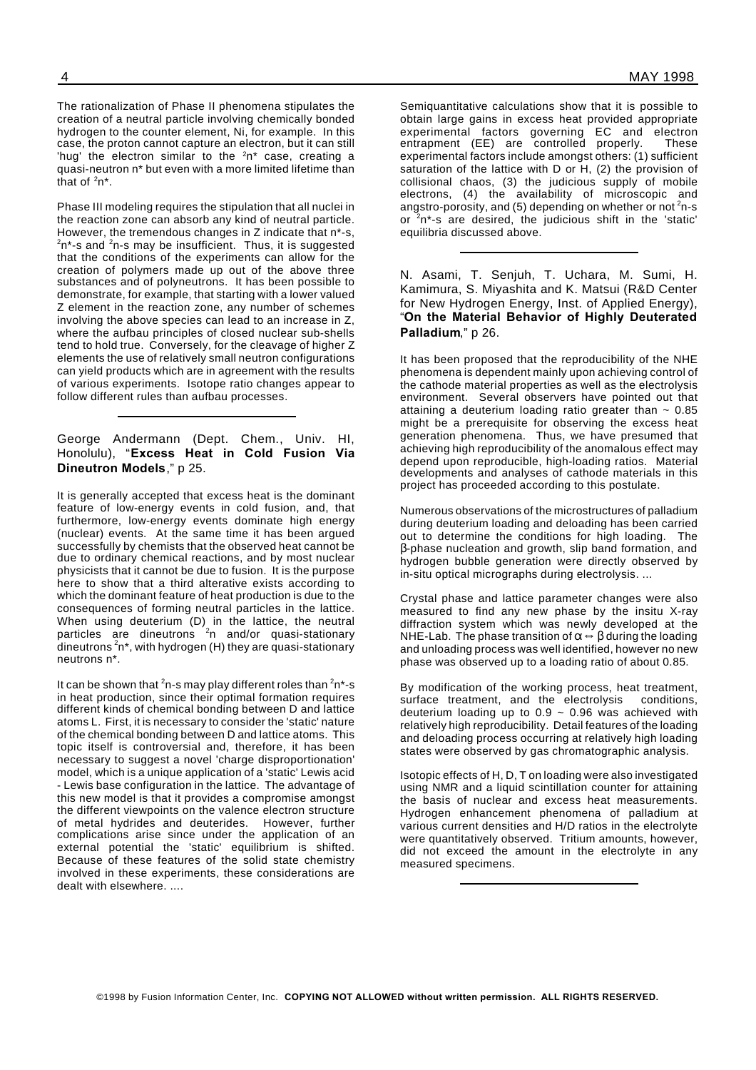The rationalization of Phase II phenomena stipulates the creation of a neutral particle involving chemically bonded hydrogen to the counter element, Ni, for example. In this case, the proton cannot capture an electron, but it can still 'hug' the electron similar to the $^2n^*$ case, creating a quasi-neutron n* but even with a more limited lifetime than that of $^2n^*$.

Phase III modeling requires the stipulation that all nuclei in the reaction zone can absorb any kind of neutral particle. However, the tremendous changes in Z indicate that n*-s, $^2n^*$-s and $^2n$-s may be insufficient. Thus, it is suggested that the conditions of the experiments can allow for the creation of polymers made up out of the above three substances and of polyneutrons. It has been possible to demonstrate, for example, that starting with a lower valued Z element in the reaction zone, any number of schemes involving the above species can lead to an increase in Z, where the aufbau principles of closed nuclear sub-shells tend to hold true. Conversely, for the cleavage of higher Z elements the use of relatively small neutron configurations can yield products which are in agreement with the results of various experiments. Isotope ratio changes appear to follow different rules than aufbau processes.

---

George Andermann (Dept. Chem., Univ. HI, Honolulu), "**Excess Heat in Cold Fusion Via Dineutron Models**," p 25.

It is generally accepted that excess heat is the dominant feature of low-energy events in cold fusion, and, that furthermore, low-energy events dominate high energy (nuclear) events. At the same time it has been argued successfully by chemists that the observed heat cannot be due to ordinary chemical reactions, and by most nuclear physicists that it cannot be due to fusion. It is the purpose here to show that a third alterative exists according to which the dominant feature of heat production is due to the consequences of forming neutral particles in the lattice. When using deuterium (D) in the lattice, the neutral particles are dineutrons $^2n$ and/or quasi-stationary dineutrons $^2n^*$, with hydrogen (H) they are quasi-stationary neutrons n*.

It can be shown that $^2n$-s may play different roles than $^2n^*$-s in heat production, since their optimal formation requires different kinds of chemical bonding between D and lattice atoms L. First, it is necessary to consider the 'static' nature of the chemical bonding between D and lattice atoms. This topic itself is controversial and, therefore, it has been necessary to suggest a novel 'charge disproportionation' model, which is a unique application of a 'static' Lewis acid - Lewis base configuration in the lattice. The advantage of this new model is that it provides a compromise amongst the different viewpoints on the valence electron structure of metal hydrides and deuterides. However, further complications arise since under the application of an external potential the 'static' equilibrium is shifted. Because of these features of the solid state chemistry involved in these experiments, these considerations are dealt with elsewhere. ....

Semiquantitative calculations show that it is possible to obtain large gains in excess heat provided appropriate experimental factors governing EC and electron entrapment (EE) are controlled properly. These experimental factors include amongst others: (1) sufficient saturation of the lattice with D or H, (2) the provision of collisional chaos, (3) the judicious supply of mobile electrons, (4) the availability of microscopic and angstro-porosity, and (5) depending on whether or not $^2n$-s or $^2n^*$-s are desired, the judicious shift in the 'static' equilibria discussed above.

---

N. Asami, T. Senjuh, T. Uchara, M. Sumi, H. Kamimura, S. Miyashita and K. Matsui (R&D Center for New Hydrogen Energy, Inst. of Applied Energy), "**On the Material Behavior of Highly Deuterated Palladium**," p 26.

It has been proposed that the reproducibility of the NHE phenomena is dependent mainly upon achieving control of the cathode material properties as well as the electrolysis environment. Several observers have pointed out that attaining a deuterium loading ratio greater than ~ 0.85 might be a prerequisite for observing the excess heat generation phenomena. Thus, we have presumed that achieving high reproducibility of the anomalous effect may depend upon reproducible, high-loading ratios. Material developments and analyses of cathode materials in this project has proceeded according to this postulate.

Numerous observations of the microstructures of palladium during deuterium loading and deloading has been carried out to determine the conditions for high loading. The β-phase nucleation and growth, slip band formation, and hydrogen bubble generation were directly observed by in-situ optical micrographs during electrolysis. ...

Crystal phase and lattice parameter changes were also measured to find any new phase by the insitu X-ray diffraction system which was newly developed at the NHE-Lab. The phase transition of α ⇔ β during the loading and unloading process was well identified, however no new phase was observed up to a loading ratio of about 0.85.

By modification of the working process, heat treatment, surface treatment, and the electrolysis conditions, deuterium loading up to 0.9 ~ 0.96 was achieved with relatively high reproducibility. Detail features of the loading and deloading process occurring at relatively high loading states were observed by gas chromatographic analysis.

Isotopic effects of H, D, T on loading were also investigated using NMR and a liquid scintillation counter for attaining the basis of nuclear and excess heat measurements. Hydrogen enhancement phenomena of palladium at various current densities and H/D ratios in the electrolyte were quantitatively observed. Tritium amounts, however, did not exceed the amount in the electrolyte in any measured specimens.

---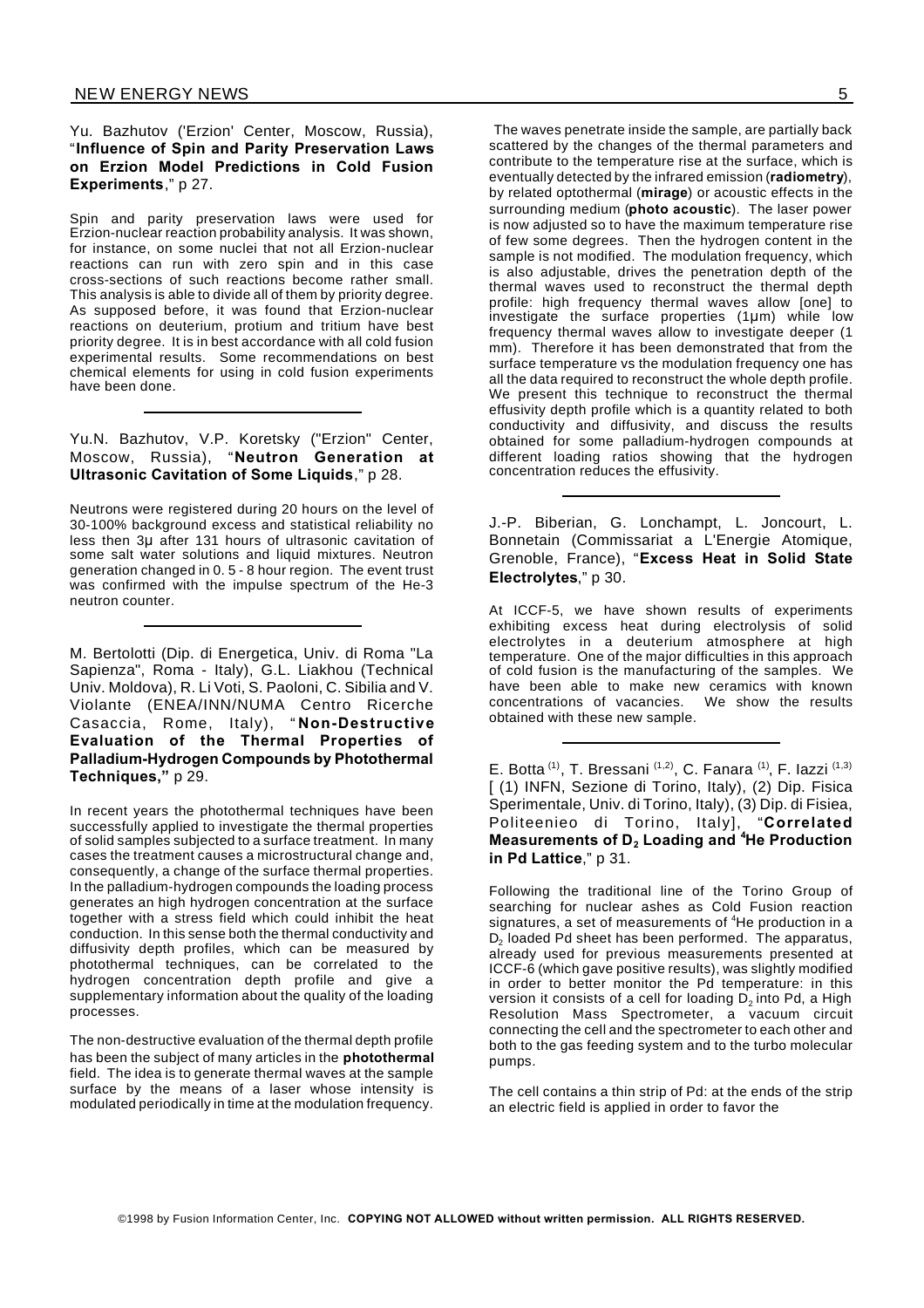Yu. Bazhutov ('Erzion' Center, Moscow, Russia), "**Influence of Spin and Parity Preservation Laws on Erzion Model Predictions in Cold Fusion Experiments**," p 27.

Spin and parity preservation laws were used for Erzion-nuclear reaction probability analysis. It was shown, for instance, on some nuclei that not all Erzion-nuclear reactions can run with zero spin and in this case cross-sections of such reactions become rather small. This analysis is able to divide all of them by priority degree. As supposed before, it was found that Erzion-nuclear reactions on deuterium, protium and tritium have best priority degree. It is in best accordance with all cold fusion experimental results. Some recommendations on best chemical elements for using in cold fusion experiments have been done.

---

Yu.N. Bazhutov, V.P. Koretsky ("Erzion" Center, Moscow, Russia), "**Neutron Generation at Ultrasonic Cavitation of Some Liquids**," p 28.

Neutrons were registered during 20 hours on the level of 30-100% background excess and statistical reliability no less then 3μ after 131 hours of ultrasonic cavitation of some salt water solutions and liquid mixtures. Neutron generation changed in 0. 5 - 8 hour region. The event trust was confirmed with the impulse spectrum of the He-3 neutron counter.

---

M. Bertolotti (Dip. di Energetica, Univ. di Roma "La Sapienza", Roma - Italy), G.L. Liakhou (Technical Univ. Moldova), R. Li Voti, S. Paoloni, C. Sibilia and V. Violante (ENEA/INN/NUMA Centro Ricerche Casaccia, Rome, Italy), "**Non-Destructive Evaluation of the Thermal Properties of Palladium-Hydrogen Compounds by Photothermal Techniques,**" p 29.

In recent years the photothermal techniques have been successfully applied to investigate the thermal properties of solid samples subjected to a surface treatment. In many cases the treatment causes a microstructural change and, consequently, a change of the surface thermal properties. In the palladium-hydrogen compounds the loading process generates an high hydrogen concentration at the surface together with a stress field which could inhibit the heat conduction. In this sense both the thermal conductivity and diffusivity depth profiles, which can be measured by photothermal techniques, can be correlated to the hydrogen concentration depth profile and give a supplementary information about the quality of the loading processes.

The non-destructive evaluation of the thermal depth profile has been the subject of many articles in the **photothermal** field. The idea is to generate thermal waves at the sample surface by the means of a laser whose intensity is modulated periodically in time at the modulation frequency.

The waves penetrate inside the sample, are partially back scattered by the changes of the thermal parameters and contribute to the temperature rise at the surface, which is eventually detected by the infrared emission (**radiometry**), by related optothermal (**mirage**) or acoustic effects in the surrounding medium (**photo acoustic**). The laser power is now adjusted so to have the maximum temperature rise of few some degrees. Then the hydrogen content in the sample is not modified. The modulation frequency, which is also adjustable, drives the penetration depth of the thermal waves used to reconstruct the thermal depth profile: high frequency thermal waves allow [one] to investigate the surface properties (1μm) while low frequency thermal waves allow to investigate deeper (1 mm). Therefore it has been demonstrated that from the surface temperature vs the modulation frequency one has all the data required to reconstruct the whole depth profile. We present this technique to reconstruct the thermal effusivity depth profile which is a quantity related to both conductivity and diffusivity, and discuss the results obtained for some palladium-hydrogen compounds at different loading ratios showing that the hydrogen concentration reduces the effusivity.

---

J.-P. Biberian, G. Lonchampt, L. Joncourt, L. Bonnetain (Commissariat a L'Energie Atomique, Grenoble, France), "**Excess Heat in Solid State Electrolytes**," p 30.

At ICCF-5, we have shown results of experiments exhibiting excess heat during electrolysis of solid electrolytes in a deuterium atmosphere at high temperature. One of the major difficulties in this approach of cold fusion is the manufacturing of the samples. We have been able to make new ceramics with known concentrations of vacancies. We show the results obtained with these new sample.

---

E. Botta [(1)], T. Bressani [(1,2)], C. Fanara [(1)], F. Iazzi [(1,3)] [ (1) INFN, Sezione di Torino, Italy), (2) Dip. Fisica Sperimentale, Univ. di Torino, Italy), (3) Dip. di Fisiea, Politeenieo di Torino, Italy], "**Correlated Measurements of $D_2$ Loading and $^4$He Production in Pd Lattice**," p 31.

Following the traditional line of the Torino Group of searching for nuclear ashes as Cold Fusion reaction signatures, a set of measurements of $^4$He production in a $D_2$ loaded Pd sheet has been performed. The apparatus, already used for previous measurements presented at ICCF-6 (which gave positive results), was slightly modified in order to better monitor the Pd temperature: in this version it consists of a cell for loading $D_2$ into Pd, a High Resolution Mass Spectrometer, a vacuum circuit connecting the cell and the spectrometer to each other and both to the gas feeding system and to the turbo molecular pumps.

The cell contains a thin strip of Pd: at the ends of the strip an electric field is applied in order to favor the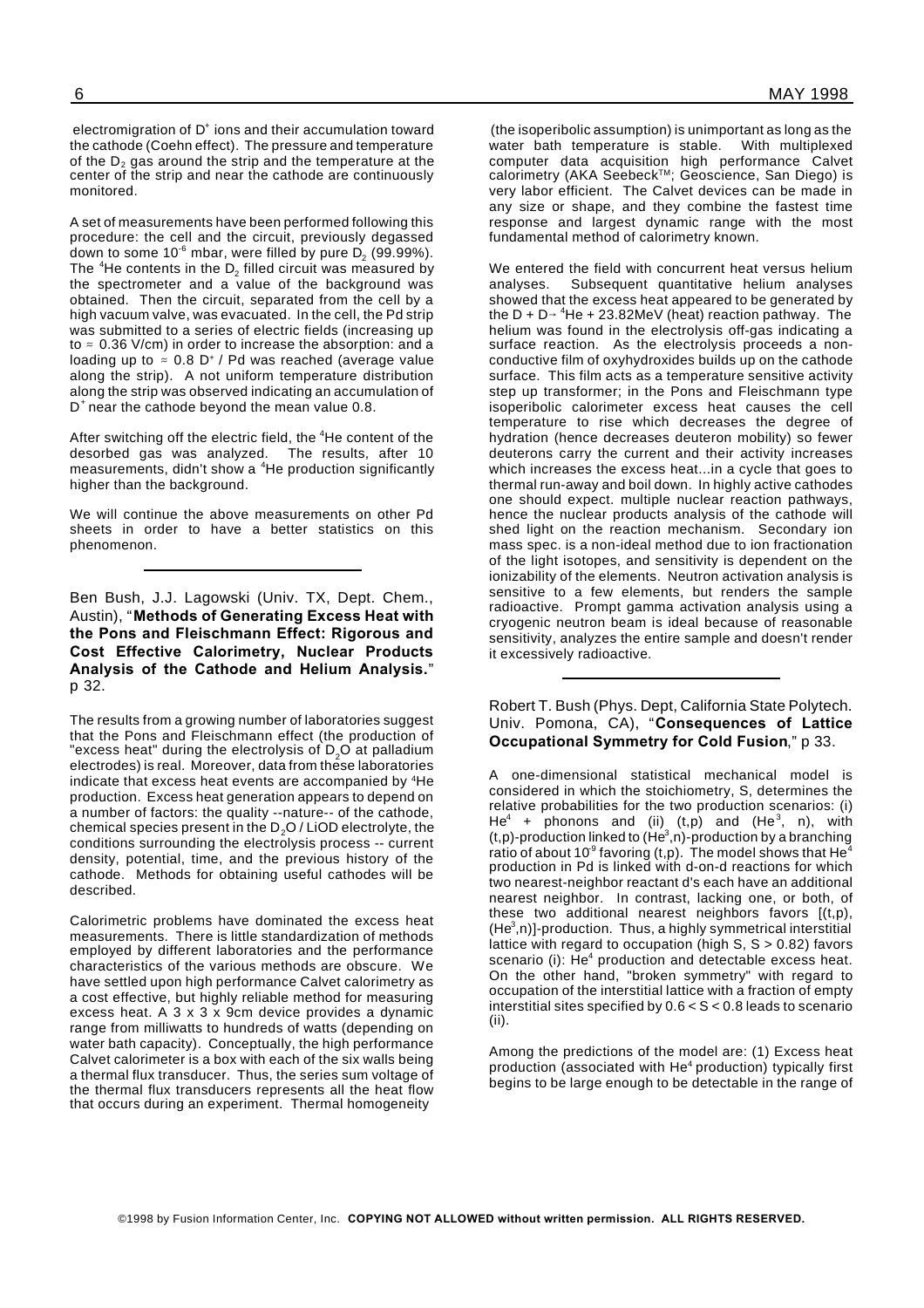electromigration of $D^+$ ions and their accumulation toward the cathode (Coehn effect). The pressure and temperature of the $D_2$ gas around the strip and the temperature at the center of the strip and near the cathode are continuously monitored.

A set of measurements have been performed following this procedure: the cell and the circuit, previously degassed down to some $10^{-6}$ mbar, were filled by pure $D_2$ (99.99%). The $^4He$ contents in the $D_2$ filled circuit was measured by the spectrometer and a value of the background was obtained. Then the circuit, separated from the cell by a high vacuum valve, was evacuated. In the cell, the Pd strip was submitted to a series of electric fields (increasing up to $\approx$ 0.36 V/cm) in order to increase the absorption: and a loading up to $\approx$ 0.8 $D^+$ / Pd was reached (average value along the strip). A not uniform temperature distribution along the strip was observed indicating an accumulation of $D^+$ near the cathode beyond the mean value 0.8.

After switching off the electric field, the $^4He$ content of the desorbed gas was analyzed. The results, after 10 measurements, didn't show a $^4He$ production significantly higher than the background.

We will continue the above measurements on other Pd sheets in order to have a better statistics on this phenomenon.

---

Ben Bush, J.J. Lagowski (Univ. TX, Dept. Chem., Austin), "**Methods of Generating Excess Heat with the Pons and Fleischmann Effect: Rigorous and Cost Effective Calorimetry, Nuclear Products Analysis of the Cathode and Helium Analysis.**" p 32.

The results from a growing number of laboratories suggest that the Pons and Fleischmann effect (the production of "excess heat" during the electrolysis of $D_2O$ at palladium electrodes) is real. Moreover, data from these laboratories indicate that excess heat events are accompanied by $^4He$ production. Excess heat generation appears to depend on a number of factors: the quality --nature-- of the cathode, chemical species present in the $D_2O$ / LiOD electrolyte, the conditions surrounding the electrolysis process -- current density, potential, time, and the previous history of the cathode. Methods for obtaining useful cathodes will be described.

Calorimetric problems have dominated the excess heat measurements. There is little standardization of methods employed by different laboratories and the performance characteristics of the various methods are obscure. We have settled upon high performance Calvet calorimetry as a cost effective, but highly reliable method for measuring excess heat. A 3 x 3 x 9cm device provides a dynamic range from milliwatts to hundreds of watts (depending on water bath capacity). Conceptually, the high performance Calvet calorimeter is a box with each of the six walls being a thermal flux transducer. Thus, the series sum voltage of the thermal flux transducers represents all the heat flow that occurs during an experiment. Thermal homogeneity (the isoperibolic assumption) is unimportant as long as the water bath temperature is stable. With multiplexed computer data acquisition high performance Calvet calorimetry (AKA Seebeck™; Geoscience, San Diego) is very labor efficient. The Calvet devices can be made in any size or shape, and they combine the fastest time response and largest dynamic range with the most fundamental method of calorimetry known.

We entered the field with concurrent heat versus helium analyses. Subsequent quantitative helium analyses showed that the excess heat appeared to be generated by the $D + D \rightarrow {}^4He$ + 23.82MeV (heat) reaction pathway. The helium was found in the electrolysis off-gas indicating a surface reaction. As the electrolysis proceeds a non-conductive film of oxyhydroxides builds up on the cathode surface. This film acts as a temperature sensitive activity step up transformer; in the Pons and Fleischmann type isoperibolic calorimeter excess heat causes the cell temperature to rise which decreases the degree of hydration (hence decreases deuteron mobility) so fewer deuterons carry the current and their activity increases which increases the excess heat...in a cycle that goes to thermal run-away and boil down. In highly active cathodes one should expect. multiple nuclear reaction pathways, hence the nuclear products analysis of the cathode will shed light on the reaction mechanism. Secondary ion mass spec. is a non-ideal method due to ion fractionation of the light isotopes, and sensitivity is dependent on the ionizability of the elements. Neutron activation analysis is sensitive to a few elements, but renders the sample radioactive. Prompt gamma activation analysis using a cryogenic neutron beam is ideal because of reasonable sensitivity, analyzes the entire sample and doesn't render it excessively radioactive.

---

Robert T. Bush (Phys. Dept, California State Polytech. Univ. Pomona, CA), "**Consequences of Lattice Occupational Symmetry for Cold Fusion**," p 33.

A one-dimensional statistical mechanical model is considered in which the stoichiometry, S, determines the relative probabilities for the two production scenarios: (i) $He^4$ + phonons and (ii) (t,p) and ($He^3$, n), with (t,p)-production linked to ($He^3$,n)-production by a branching ratio of about $10^{-9}$ favoring (t,p). The model shows that $He^4$ production in Pd is linked with d-on-d reactions for which two nearest-neighbor reactant d's each have an additional nearest neighbor. In contrast, lacking one, or both, of these two additional nearest neighbors favors [(t,p), ($He^3$,n)]-production. Thus, a highly symmetrical interstitial lattice with regard to occupation (high S, $S > 0.82$) favors scenario (i): $He^4$ production and detectable excess heat. On the other hand, "broken symmetry" with regard to occupation of the interstitial lattice with a fraction of empty interstitial sites specified by $0.6 < S < 0.8$ leads to scenario (ii).

Among the predictions of the model are: (1) Excess heat production (associated with $He^4$ production) typically first begins to be large enough to be detectable in the range of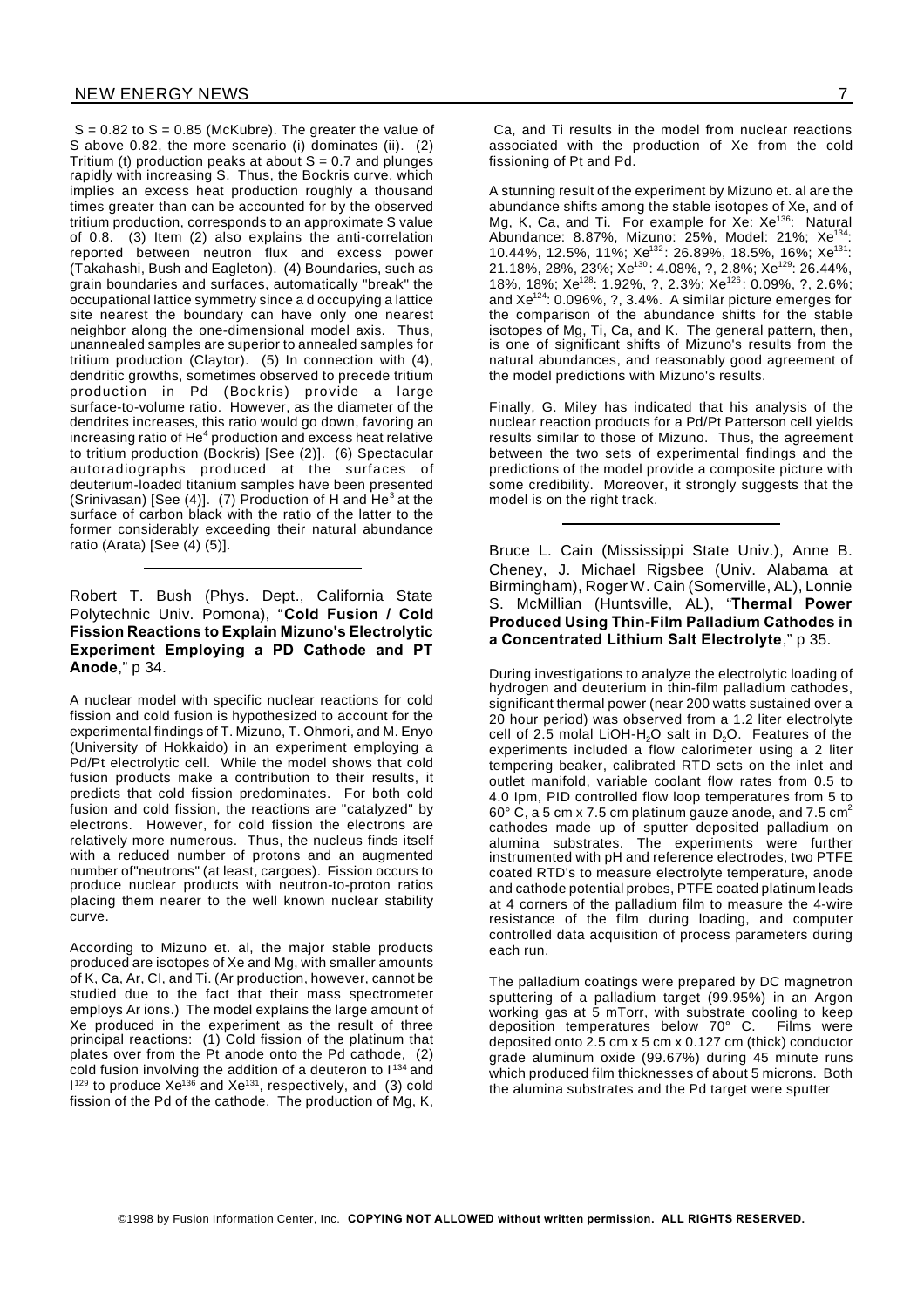$S = 0.82$ to $S = 0.85$ (McKubre). The greater the value of S above 0.82, the more scenario (i) dominates (ii). (2) Tritium (t) production peaks at about $S = 0.7$ and plunges rapidly with increasing S. Thus, the Bockris curve, which implies an excess heat production roughly a thousand times greater than can be accounted for by the observed tritium production, corresponds to an approximate S value of 0.8. (3) Item (2) also explains the anti-correlation reported between neutron flux and excess power (Takahashi, Bush and Eagleton). (4) Boundaries, such as grain boundaries and surfaces, automatically "break" the occupational lattice symmetry since a d occupying a lattice site nearest the boundary can have only one nearest neighbor along the one-dimensional model axis. Thus, unannealed samples are superior to annealed samples for tritium production (Claytor). (5) In connection with (4), dendritic growths, sometimes observed to precede tritium production in Pd (Bockris) provide a large surface-to-volume ratio. However, as the diameter of the dendrites increases, this ratio would go down, favoring an increasing ratio of $He^4$ production and excess heat relative to tritium production (Bockris) [See (2)]. (6) Spectacular autoradiographs produced at the surfaces of deuterium-loaded titanium samples have been presented (Srinivasan) [See (4)]. (7) Production of H and $He^3$ at the surface of carbon black with the ratio of the latter to the former considerably exceeding their natural abundance ratio (Arata) [See (4) (5)].

---

Robert T. Bush (Phys. Dept., California State Polytechnic Univ. Pomona), "**Cold Fusion / Cold Fission Reactions to Explain Mizuno's Electrolytic Experiment Employing a PD Cathode and PT Anode**," p 34.

A nuclear model with specific nuclear reactions for cold fission and cold fusion is hypothesized to account for the experimental findings of T. Mizuno, T. Ohmori, and M. Enyo (University of Hokkaido) in an experiment employing a Pd/Pt electrolytic cell. While the model shows that cold fusion products make a contribution to their results, it predicts that cold fission predominates. For both cold fusion and cold fission, the reactions are "catalyzed" by electrons. However, for cold fission the electrons are relatively more numerous. Thus, the nucleus finds itself with a reduced number of protons and an augmented number of "neutrons" (at least, cargoes). Fission occurs to produce nuclear products with neutron-to-proton ratios placing them nearer to the well known nuclear stability curve.

According to Mizuno et. al, the major stable products produced are isotopes of Xe and Mg, with smaller amounts of K, Ca, Ar, Cl, and Ti. (Ar production, however, cannot be studied due to the fact that their mass spectrometer employs Ar ions.) The model explains the large amount of Xe produced in the experiment as the result of three principal reactions: (1) Cold fission of the platinum that plates over from the Pt anode onto the Pd cathode, (2) cold fusion involving the addition of a deuteron to $I^{134}$ and $I^{129}$ to produce $Xe^{136}$ and $Xe^{131}$, respectively, and (3) cold fission of the Pd of the cathode. The production of Mg, K, Ca, and Ti results in the model from nuclear reactions associated with the production of Xe from the cold fissioning of Pt and Pd.

A stunning result of the experiment by Mizuno et. al are the abundance shifts among the stable isotopes of Xe, and of Mg, K, Ca, and Ti. For example for Xe: $Xe^{136}$: Natural Abundance: 8.87%, Mizuno: 25%, Model: 21%; $Xe^{134}$: 10.44%, 12.5%, 11%; $Xe^{132}$: 26.89%, 18.5%, 16%; $Xe^{131}$: 21.18%, 28%, 23%; $Xe^{130}$: 4.08%, ?, 2.8%; $Xe^{129}$: 26.44%, 18%, 18%; $Xe^{128}$: 1.92%, ?, 2.3%; $Xe^{126}$: 0.09%, ?, 2.6%; and $Xe^{124}$: 0.096%, ?, 3.4%. A similar picture emerges for the comparison of the abundance shifts for the stable isotopes of Mg, Ti, Ca, and K. The general pattern, then, is one of significant shifts of Mizuno's results from the natural abundances, and reasonably good agreement of the model predictions with Mizuno's results.

Finally, G. Miley has indicated that his analysis of the nuclear reaction products for a Pd/Pt Patterson cell yields results similar to those of Mizuno. Thus, the agreement between the two sets of experimental findings and the predictions of the model provide a composite picture with some credibility. Moreover, it strongly suggests that the model is on the right track.

---

Bruce L. Cain (Mississippi State Univ.), Anne B. Cheney, J. Michael Rigsbee (Univ. Alabama at Birmingham), Roger W. Cain (Somerville, AL), Lonnie S. McMillian (Huntsville, AL), "**Thermal Power Produced Using Thin-Film Palladium Cathodes in a Concentrated Lithium Salt Electrolyte**," p 35.

During investigations to analyze the electrolytic loading of hydrogen and deuterium in thin-film palladium cathodes, significant thermal power (near 200 watts sustained over a 20 hour period) was observed from a 1.2 liter electrolyte cell of 2.5 molal $LiOH\text{-}H_2O$ salt in $D_2O$. Features of the experiments included a flow calorimeter using a 2 liter tempering beaker, calibrated RTD sets on the inlet and outlet manifold, variable coolant flow rates from 0.5 to 4.0 lpm, PID controlled flow loop temperatures from 5 to 60° C, a 5 cm x 7.5 cm platinum gauze anode, and 7.5 $cm^2$ cathodes made up of sputter deposited palladium on alumina substrates. The experiments were further instrumented with pH and reference electrodes, two PTFE coated RTD's to measure electrolyte temperature, anode and cathode potential probes, PTFE coated platinum leads at 4 corners of the palladium film to measure the 4-wire resistance of the film during loading, and computer controlled data acquisition of process parameters during each run.

The palladium coatings were prepared by DC magnetron sputtering of a palladium target (99.95%) in an Argon working gas at 5 mTorr, with substrate cooling to keep deposition temperatures below 70° C. Films were deposited onto 2.5 cm x 5 cm x 0.127 cm (thick) conductor grade aluminum oxide (99.67%) during 45 minute runs which produced film thicknesses of about 5 microns. Both the alumina substrates and the Pd target were sputter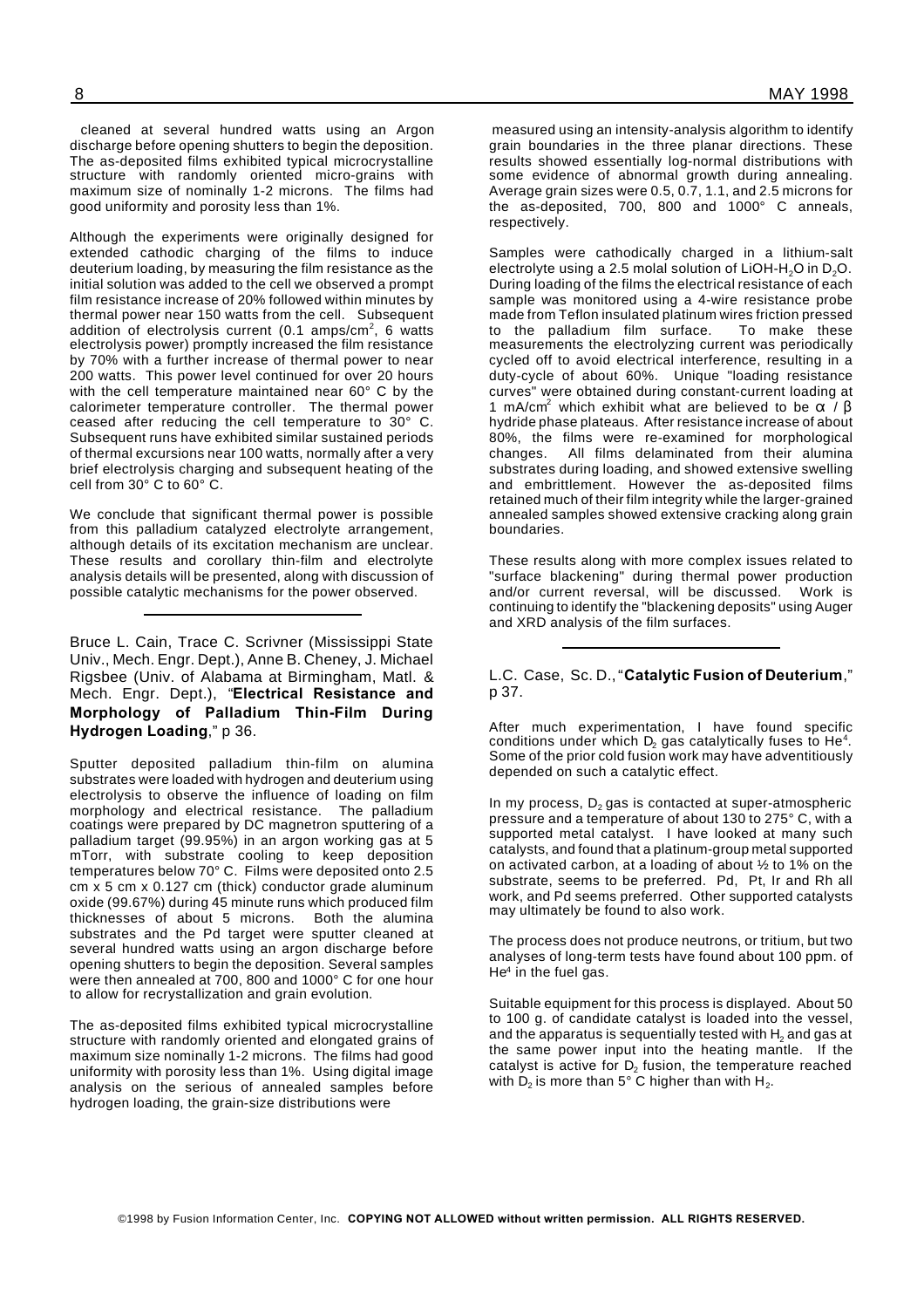cleaned at several hundred watts using an Argon discharge before opening shutters to begin the deposition. The as-deposited films exhibited typical microcrystalline structure with randomly oriented micro-grains with maximum size of nominally 1-2 microns. The films had good uniformity and porosity less than 1%.

Although the experiments were originally designed for extended cathodic charging of the films to induce deuterium loading, by measuring the film resistance as the initial solution was added to the cell we observed a prompt film resistance increase of 20% followed within minutes by thermal power near 150 watts from the cell. Subsequent addition of electrolysis current (0.1 amps/cm$^2$, 6 watts electrolysis power) promptly increased the film resistance by 70% with a further increase of thermal power to near 200 watts. This power level continued for over 20 hours with the cell temperature maintained near 60° C by the calorimeter temperature controller. The thermal power ceased after reducing the cell temperature to 30° C. Subsequent runs have exhibited similar sustained periods of thermal excursions near 100 watts, normally after a very brief electrolysis charging and subsequent heating of the cell from 30° C to 60° C.

We conclude that significant thermal power is possible from this palladium catalyzed electrolyte arrangement, although details of its excitation mechanism are unclear. These results and corollary thin-film and electrolyte analysis details will be presented, along with discussion of possible catalytic mechanisms for the power observed.

---

Bruce L. Cain, Trace C. Scrivner (Mississippi State Univ., Mech. Engr. Dept.), Anne B. Cheney, J. Michael Rigsbee (Univ. of Alabama at Birmingham, Matl. & Mech. Engr. Dept.), "**Electrical Resistance and Morphology of Palladium Thin-Film During Hydrogen Loading**," p 36.

Sputter deposited palladium thin-film on alumina substrates were loaded with hydrogen and deuterium using electrolysis to observe the influence of loading on film morphology and electrical resistance. The palladium coatings were prepared by DC magnetron sputtering of a palladium target (99.95%) in an argon working gas at 5 mTorr, with substrate cooling to keep deposition temperatures below 70° C. Films were deposited onto 2.5 cm x 5 cm x 0.127 cm (thick) conductor grade aluminum oxide (99.67%) during 45 minute runs which produced film thicknesses of about 5 microns. Both the alumina substrates and the Pd target were sputter cleaned at several hundred watts using an argon discharge before opening shutters to begin the deposition. Several samples were then annealed at 700, 800 and 1000° C for one hour to allow for recrystallization and grain evolution.

The as-deposited films exhibited typical microcrystalline structure with randomly oriented and elongated grains of maximum size nominally 1-2 microns. The films had good uniformity with porosity less than 1%. Using digital image analysis on the serious of annealed samples before hydrogen loading, the grain-size distributions were measured using an intensity-analysis algorithm to identify grain boundaries in the three planar directions. These results showed essentially log-normal distributions with some evidence of abnormal growth during annealing. Average grain sizes were 0.5, 0.7, 1.1, and 2.5 microns for the as-deposited, 700, 800 and 1000° C anneals, respectively.

Samples were cathodically charged in a lithium-salt electrolyte using a 2.5 molal solution of $LiOH$-$H_2O$ in $D_2O$. During loading of the films the electrical resistance of each sample was monitored using a 4-wire resistance probe made from Teflon insulated platinum wires friction pressed to the palladium film surface. To make these measurements the electrolyzing current was periodically cycled off to avoid electrical interference, resulting in a duty-cycle of about 60%. Unique "loading resistance curves" were obtained during constant-current loading at 1 mA/cm$^2$ which exhibit what are believed to be $\alpha$ / $\beta$ hydride phase plateaus. After resistance increase of about 80%, the films were re-examined for morphological changes. All films delaminated from their alumina substrates during loading, and showed extensive swelling and embrittlement. However the as-deposited films retained much of their film integrity while the larger-grained annealed samples showed extensive cracking along grain boundaries.

These results along with more complex issues related to "surface blackening" during thermal power production and/or current reversal, will be discussed. Work is continuing to identify the "blackening deposits" using Auger and XRD analysis of the film surfaces.

---

L.C. Case, Sc. D., "**Catalytic Fusion of Deuterium**," p 37.

After much experimentation, I have found specific conditions under which $D_2$ gas catalytically fuses to $He^4$. Some of the prior cold fusion work may have adventitiously depended on such a catalytic effect.

In my process, $D_2$ gas is contacted at super-atmospheric pressure and a temperature of about 130 to 275° C, with a supported metal catalyst. I have looked at many such catalysts, and found that a platinum-group metal supported on activated carbon, at a loading of about ½ to 1% on the substrate, seems to be preferred. Pd, Pt, Ir and Rh all work, and Pd seems preferred. Other supported catalysts may ultimately be found to also work.

The process does not produce neutrons, or tritium, but two analyses of long-term tests have found about 100 ppm. of $He^4$ in the fuel gas.

Suitable equipment for this process is displayed. About 50 to 100 g. of candidate catalyst is loaded into the vessel, and the apparatus is sequentially tested with $H_2$ and gas at the same power input into the heating mantle. If the catalyst is active for $D_2$ fusion, the temperature reached with $D_2$ is more than 5° C higher than with $H_2$.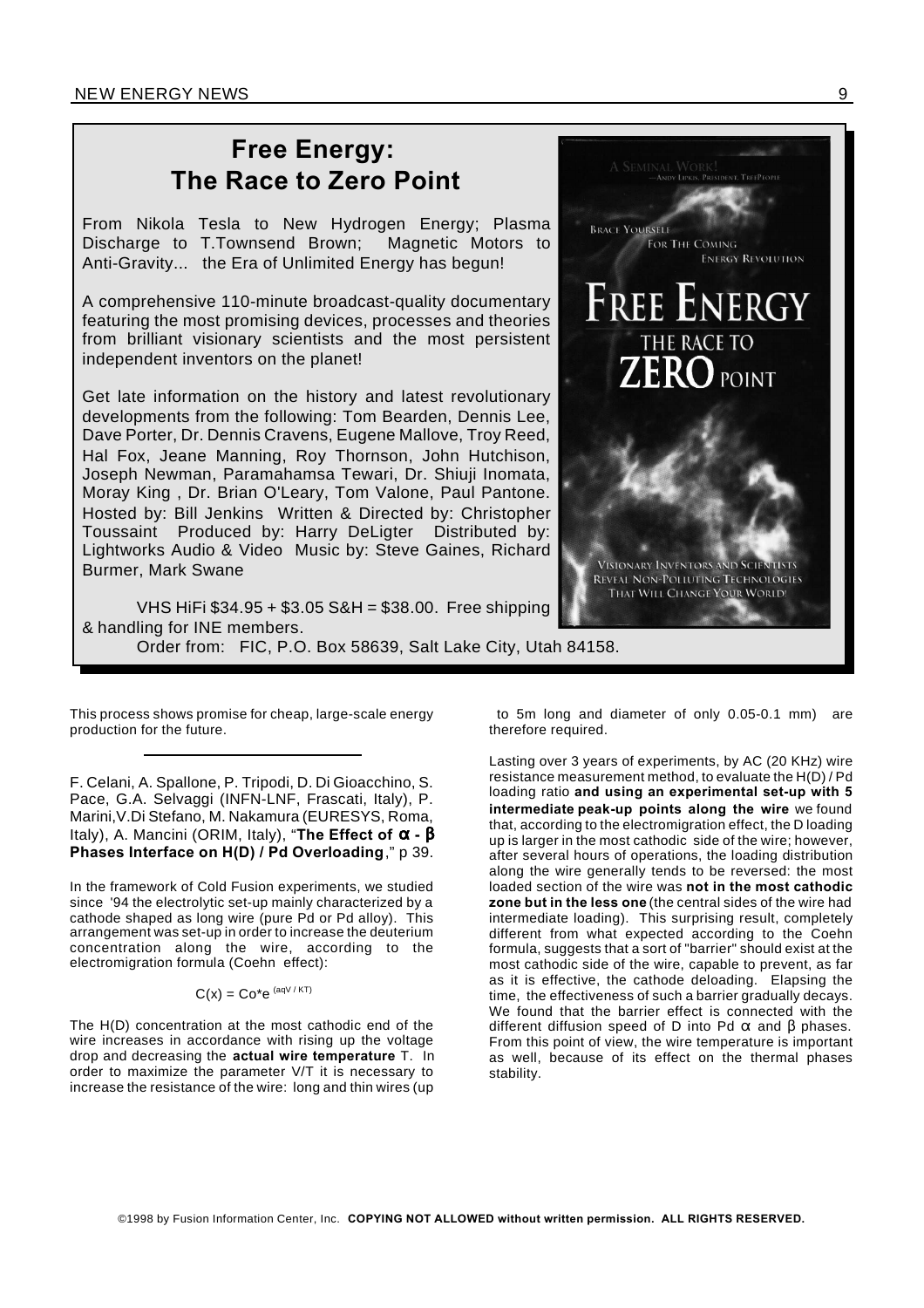## Free Energy: The Race to Zero Point

From Nikola Tesla to New Hydrogen Energy; Plasma Discharge to T.Townsend Brown; Magnetic Motors to Anti-Gravity... the Era of Unlimited Energy has begun!

A comprehensive 110-minute broadcast-quality documentary featuring the most promising devices, processes and theories from brilliant visionary scientists and the most persistent independent inventors on the planet!

Get late information on the history and latest revolutionary developments from the following: Tom Bearden, Dennis Lee, Dave Porter, Dr. Dennis Cravens, Eugene Mallove, Troy Reed, Hal Fox, Jeane Manning, Roy Thornson, John Hutchison, Joseph Newman, Paramahamsa Tewari, Dr. Shiuji Inomata, Moray King , Dr. Brian O'Leary, Tom Valone, Paul Pantone. Hosted by: Bill Jenkins Written & Directed by: Christopher Toussaint Produced by: Harry DeLigter Distributed by: Lightworks Audio & Video Music by: Steve Gaines, Richard Burmer, Mark Swane

VHS HiFi $34.95 + $3.05 S&H = $38.00. Free shipping & handling for INE members.

Order from: FIC, P.O. Box 58639, Salt Lake City, Utah 84158.

This process shows promise for cheap, large-scale energy production for the future.

---

F. Celani, A. Spallone, P. Tripodi, D. Di Gioacchino, S. Pace, G.A. Selvaggi (INFN-LNF, Frascati, Italy), P. Marini,V.Di Stefano, M. Nakamura (EURESYS, Roma, Italy), A. Mancini (ORIM, Italy), "**The Effect of α - β Phases Interface on H(D) / Pd Overloading**," p 39.

In the framework of Cold Fusion experiments, we studied since '94 the electrolytic set-up mainly characterized by a cathode shaped as long wire (pure Pd or Pd alloy). This arrangement was set-up in order to increase the deuterium concentration along the wire, according to the electromigration formula (Coehn effect):

$$C(x) = Co^{*}e^{(aqV/KT)}$$

The H(D) concentration at the most cathodic end of the wire increases in accordance with rising up the voltage drop and decreasing the **actual wire temperature** T. In order to maximize the parameter V/T it is necessary to increase the resistance of the wire: long and thin wires (up to 5m long and diameter of only 0.05-0.1 mm) are therefore required.

Lasting over 3 years of experiments, by AC (20 KHz) wire resistance measurement method, to evaluate the H(D) / Pd loading ratio **and using an experimental set-up with 5 intermediate peak-up points along the wire** we found that, according to the electromigration effect, the D loading up is larger in the most cathodic side of the wire; however, after several hours of operations, the loading distribution along the wire generally tends to be reversed: the most loaded section of the wire was **not in the most cathodic zone but in the less one** (the central sides of the wire had intermediate loading). This surprising result, completely different from what expected according to the Coehn formula, suggests that a sort of "barrier" should exist at the most cathodic side of the wire, capable to prevent, as far as it is effective, the cathode deloading. Elapsing the time, the effectiveness of such a barrier gradually decays. We found that the barrier effect is connected with the different diffusion speed of D into Pd α and β phases. From this point of view, the wire temperature is important as well, because of its effect on the thermal phases stability.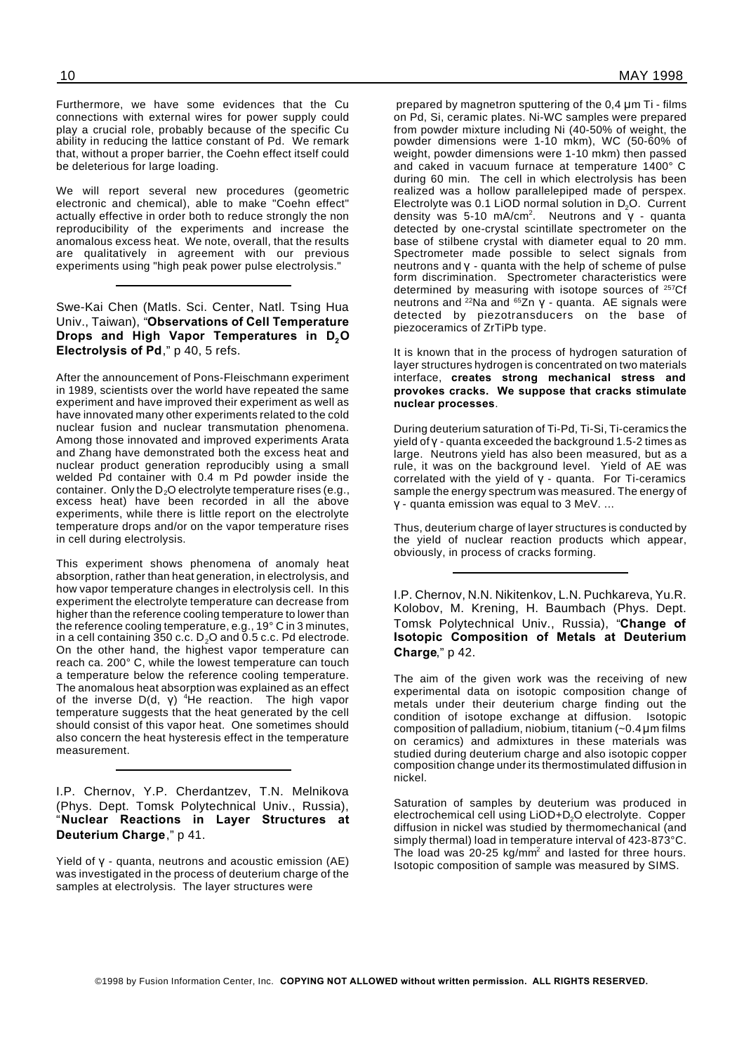Furthermore, we have some evidences that the Cu connections with external wires for power supply could play a crucial role, probably because of the specific Cu ability in reducing the lattice constant of Pd. We remark that, without a proper barrier, the Coehn effect itself could be deleterious for large loading.

We will report several new procedures (geometric electronic and chemical), able to make "Coehn effect" actually effective in order both to reduce strongly the non reproducibility of the experiments and increase the anomalous excess heat. We note, overall, that the results are qualitatively in agreement with our previous experiments using "high peak power pulse electrolysis."

---

Swe-Kai Chen (Matls. Sci. Center, Natl. Tsing Hua Univ., Taiwan), "**Observations of Cell Temperature Drops and High Vapor Temperatures in $D_2O$ Electrolysis of Pd**," p 40, 5 refs.

After the announcement of Pons-Fleischmann experiment in 1989, scientists over the world have repeated the same experiment and have improved their experiment as well as have innovated many other experiments related to the cold nuclear fusion and nuclear transmutation phenomena. Among those innovated and improved experiments Arata and Zhang have demonstrated both the excess heat and nuclear product generation reproducibly using a small welded Pd container with 0.4 m Pd powder inside the container. Only the $D_2O$ electrolyte temperature rises (e.g., excess heat) have been recorded in all the above experiments, while there is little report on the electrolyte temperature drops and/or on the vapor temperature rises in cell during electrolysis.

This experiment shows phenomena of anomaly heat absorption, rather than heat generation, in electrolysis, and how vapor temperature changes in electrolysis cell. In this experiment the electrolyte temperature can decrease from higher than the reference cooling temperature to lower than the reference cooling temperature, e.g., 19° C in 3 minutes, in a cell containing 350 c.c. $D_2O$ and 0.5 c.c. Pd electrode. On the other hand, the highest vapor temperature can reach ca. 200° C, while the lowest temperature can touch a temperature below the reference cooling temperature. The anomalous heat absorption was explained as an effect of the inverse D(d, γ) $^4$He reaction. The high vapor temperature suggests that the heat generated by the cell should consist of this vapor heat. One sometimes should also concern the heat hysteresis effect in the temperature measurement.

---

I.P. Chernov, Y.P. Cherdantzev, T.N. Melnikova (Phys. Dept. Tomsk Polytechnical Univ., Russia), "**Nuclear Reactions in Layer Structures at Deuterium Charge**," p 41.

Yield of γ - quanta, neutrons and acoustic emission (AE) was investigated in the process of deuterium charge of the samples at electrolysis. The layer structures were prepared by magnetron sputtering of the 0,4 μm Ti - films on Pd, Si, ceramic plates. Ni-WC samples were prepared from powder mixture including Ni (40-50% of weight, the powder dimensions were 1-10 mkm), WC (50-60% of weight, powder dimensions were 1-10 mkm) then passed and caked in vacuum furnace at temperature 1400° C during 60 min. The cell in which electrolysis has been realized was a hollow parallelepiped made of perspex. Electrolyte was 0.1 LiOD normal solution in $D_2O$. Current density was 5-10 mA/cm$^2$. Neutrons and γ - quanta detected by one-crystal scintillate spectrometer on the base of stilbene crystal with diameter equal to 20 mm. Spectrometer made possible to select signals from neutrons and γ - quanta with the help of scheme of pulse form discrimination. Spectrometer characteristics were determined by measuring with isotope sources of $^{257}$Cf neutrons and $^{22}$Na and $^{65}$Zn γ - quanta. AE signals were detected by piezotransducers on the base of piezoceramics of ZrTiPb type.

It is known that in the process of hydrogen saturation of layer structures hydrogen is concentrated on two materials interface, **creates strong mechanical stress and provokes cracks. We suppose that cracks stimulate nuclear processes**.

During deuterium saturation of Ti-Pd, Ti-Si, Ti-ceramics the yield of γ - quanta exceeded the background 1.5-2 times as large. Neutrons yield has also been measured, but as a rule, it was on the background level. Yield of AE was correlated with the yield of γ - quanta. For Ti-ceramics sample the energy spectrum was measured. The energy of γ - quanta emission was equal to 3 MeV. ...

Thus, deuterium charge of layer structures is conducted by the yield of nuclear reaction products which appear, obviously, in process of cracks forming.

---

I.P. Chernov, N.N. Nikitenkov, L.N. Puchkareva, Yu.R. Kolobov, M. Krening, H. Baumbach (Phys. Dept. Tomsk Polytechnical Univ., Russia), "**Change of Isotopic Composition of Metals at Deuterium Charge**," p 42.

The aim of the given work was the receiving of new experimental data on isotopic composition change of metals under their deuterium charge finding out the condition of isotope exchange at diffusion. Isotopic composition of palladium, niobium, titanium (~0.4 μm films on ceramics) and admixtures in these materials was studied during deuterium charge and also isotopic copper composition change under its thermostimulated diffusion in nickel.

Saturation of samples by deuterium was produced in electrochemical cell using LiOD+$D_2O$ electrolyte. Copper diffusion in nickel was studied by thermomechanical (and simply thermal) load in temperature interval of 423-873°C. The load was 20-25 kg/mm$^2$ and lasted for three hours. Isotopic composition of sample was measured by SIMS.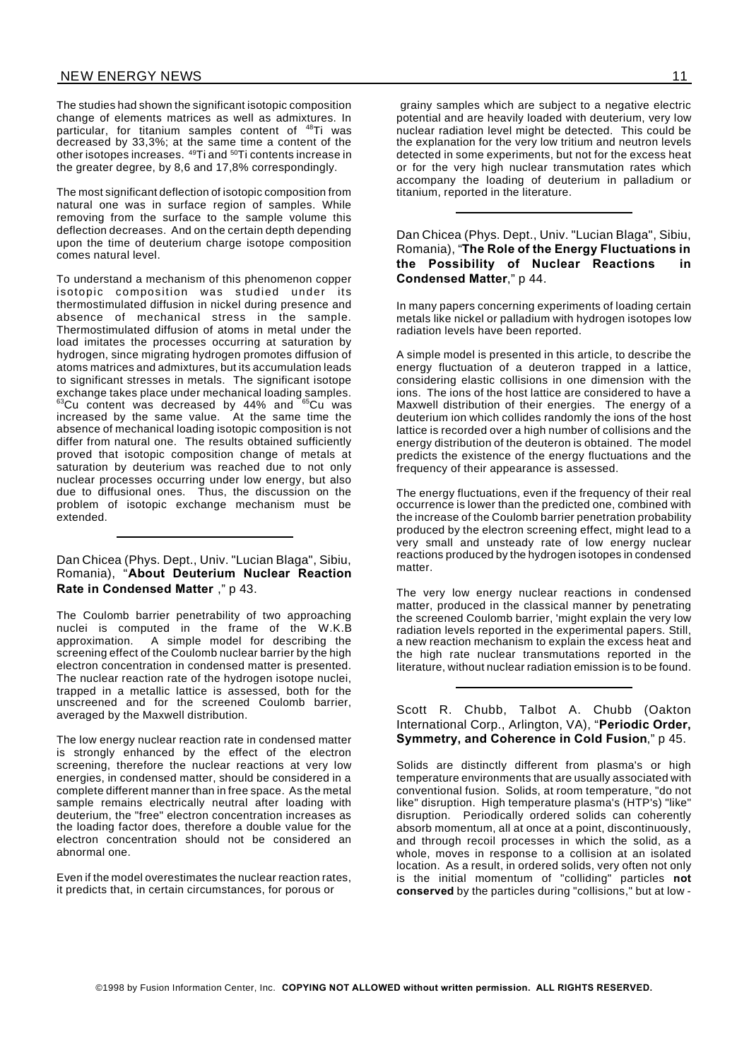The studies had shown the significant isotopic composition change of elements matrices as well as admixtures. In particular, for titanium samples content of $^{48}$Ti was decreased by 33,3%; at the same time a content of the other isotopes increases. $^{49}$Ti and $^{50}$Ti contents increase in the greater degree, by 8,6 and 17,8% correspondingly.

The most significant deflection of isotopic composition from natural one was in surface region of samples. While removing from the surface to the sample volume this deflection decreases. And on the certain depth depending upon the time of deuterium charge isotope composition comes natural level.

To understand a mechanism of this phenomenon copper isotopic composition was studied under its thermostimulated diffusion in nickel during presence and absence of mechanical stress in the sample. Thermostimulated diffusion of atoms in metal under the load imitates the processes occurring at saturation by hydrogen, since migrating hydrogen promotes diffusion of atoms matrices and admixtures, but its accumulation leads to significant stresses in metals. The significant isotope exchange takes place under mechanical loading samples. $^{63}$Cu content was decreased by 44% and $^{65}$Cu was increased by the same value. At the same time the absence of mechanical loading isotopic composition is not differ from natural one. The results obtained sufficiently proved that isotopic composition change of metals at saturation by deuterium was reached due to not only nuclear processes occurring under low energy, but also due to diffusional ones. Thus, the discussion on the problem of isotopic exchange mechanism must be extended.

---

Dan Chicea (Phys. Dept., Univ. "Lucian Blaga", Sibiu, Romania), "**About Deuterium Nuclear Reaction Rate in Condensed Matter** ," p 43.

The Coulomb barrier penetrability of two approaching nuclei is computed in the frame of the W.K.B approximation. A simple model for describing the screening effect of the Coulomb nuclear barrier by the high electron concentration in condensed matter is presented. The nuclear reaction rate of the hydrogen isotope nuclei, trapped in a metallic lattice is assessed, both for the unscreened and for the screened Coulomb barrier, averaged by the Maxwell distribution.

The low energy nuclear reaction rate in condensed matter is strongly enhanced by the effect of the electron screening, therefore the nuclear reactions at very low energies, in condensed matter, should be considered in a complete different manner than in free space. As the metal sample remains electrically neutral after loading with deuterium, the "free" electron concentration increases as the loading factor does, therefore a double value for the electron concentration should not be considered an abnormal one.

Even if the model overestimates the nuclear reaction rates, it predicts that, in certain circumstances, for porous or grainy samples which are subject to a negative electric potential and are heavily loaded with deuterium, very low nuclear radiation level might be detected. This could be the explanation for the very low tritium and neutron levels detected in some experiments, but not for the excess heat or for the very high nuclear transmutation rates which accompany the loading of deuterium in palladium or titanium, reported in the literature.

---

Dan Chicea (Phys. Dept., Univ. "Lucian Blaga", Sibiu, Romania), "**The Role of the Energy Fluctuations in the Possibility of Nuclear Reactions in Condensed Matter**," p 44.

In many papers concerning experiments of loading certain metals like nickel or palladium with hydrogen isotopes low radiation levels have been reported.

A simple model is presented in this article, to describe the energy fluctuation of a deuteron trapped in a lattice, considering elastic collisions in one dimension with the ions. The ions of the host lattice are considered to have a Maxwell distribution of their energies. The energy of a deuterium ion which collides randomly the ions of the host lattice is recorded over a high number of collisions and the energy distribution of the deuteron is obtained. The model predicts the existence of the energy fluctuations and the frequency of their appearance is assessed.

The energy fluctuations, even if the frequency of their real occurrence is lower than the predicted one, combined with the increase of the Coulomb barrier penetration probability produced by the electron screening effect, might lead to a very small and unsteady rate of low energy nuclear reactions produced by the hydrogen isotopes in condensed matter.

The very low energy nuclear reactions in condensed matter, produced in the classical manner by penetrating the screened Coulomb barrier, 'might explain the very low radiation levels reported in the experimental papers. Still, a new reaction mechanism to explain the excess heat and the high rate nuclear transmutations reported in the literature, without nuclear radiation emission is to be found.

---

Scott R. Chubb, Talbot A. Chubb (Oakton International Corp., Arlington, VA), "**Periodic Order, Symmetry, and Coherence in Cold Fusion**," p 45.

Solids are distinctly different from plasma's or high temperature environments that are usually associated with conventional fusion. Solids, at room temperature, "do not like" disruption. High temperature plasma's (HTP's) "like" disruption. Periodically ordered solids can coherently absorb momentum, all at once at a point, discontinuously, and through recoil processes in which the solid, as a whole, moves in response to a collision at an isolated location. As a result, in ordered solids, very often not only is the initial momentum of "colliding" particles **not conserved** by the particles during "collisions," but at low -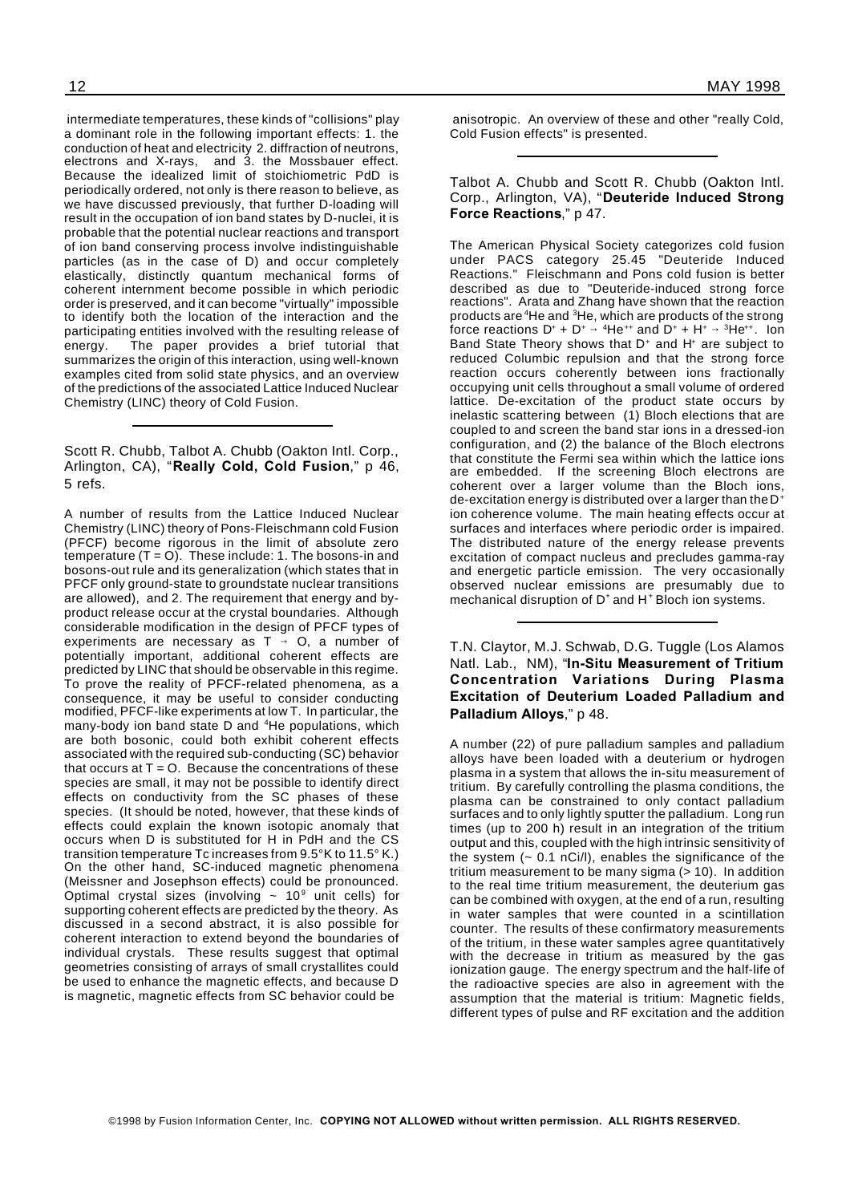intermediate temperatures, these kinds of "collisions" play a dominant role in the following important effects: 1. the conduction of heat and electricity 2. diffraction of neutrons, electrons and X-rays, and 3. the Mossbauer effect. Because the idealized limit of stoichiometric PdD is periodically ordered, not only is there reason to believe, as we have discussed previously, that further D-loading will result in the occupation of ion band states by D-nuclei, it is probable that the potential nuclear reactions and transport of ion band conserving process involve indistinguishable particles (as in the case of D) and occur completely elastically, distinctly quantum mechanical forms of coherent internment become possible in which periodic order is preserved, and it can become "virtually" impossible to identify both the location of the interaction and the participating entities involved with the resulting release of energy. The paper provides a brief tutorial that summarizes the origin of this interaction, using well-known examples cited from solid state physics, and an overview of the predictions of the associated Lattice Induced Nuclear Chemistry (LINC) theory of Cold Fusion.

---

Scott R. Chubb, Talbot A. Chubb (Oakton Intl. Corp., Arlington, CA), "**Really Cold, Cold Fusion**," p 46, 5 refs.

A number of results from the Lattice Induced Nuclear Chemistry (LINC) theory of Pons-Fleischmann cold Fusion (PFCF) become rigorous in the limit of absolute zero temperature (T = O). These include: 1. The bosons-in and bosons-out rule and its generalization (which states that in PFCF only ground-state to groundstate nuclear transitions are allowed), and 2. The requirement that energy and by-product release occur at the crystal boundaries. Although considerable modification in the design of PFCF types of experiments are necessary as $T \rightarrow O$, a number of potentially important, additional coherent effects are predicted by LINC that should be observable in this regime. To prove the reality of PFCF-related phenomena, as a consequence, it may be useful to consider conducting modified, PFCF-like experiments at low T. In particular, the many-body ion band state D and $^4$He populations, which are both bosonic, could both exhibit coherent effects associated with the required sub-conducting (SC) behavior that occurs at T = O. Because the concentrations of these species are small, it may not be possible to identify direct effects on conductivity from the SC phases of these species. (It should be noted, however, that these kinds of effects could explain the known isotopic anomaly that occurs when D is substituted for H in PdH and the CS transition temperature Tc increases from 9.5°K to 11.5° K.) On the other hand, SC-induced magnetic phenomena (Meissner and Josephson effects) could be pronounced. Optimal crystal sizes (involving ~ $10^9$ unit cells) for supporting coherent effects are predicted by the theory. As discussed in a second abstract, it is also possible for coherent interaction to extend beyond the boundaries of individual crystals. These results suggest that optimal geometries consisting of arrays of small crystallites could be used to enhance the magnetic effects, and because D is magnetic, magnetic effects from SC behavior could be anisotropic. An overview of these and other "really Cold, Cold Fusion effects" is presented.

---

Talbot A. Chubb and Scott R. Chubb (Oakton Intl. Corp., Arlington, VA), "**Deuteride Induced Strong Force Reactions**," p 47.

The American Physical Society categorizes cold fusion under PACS category 25.45 "Deuteride Induced Reactions." Fleischmann and Pons cold fusion is better described as due to "Deuteride-induced strong force reactions". Arata and Zhang have shown that the reaction products are $^4$He and $^3$He, which are products of the strong force reactions $D^+ + D^+ \rightarrow {}^4He^{++}$ and $D^+ + H^+ \rightarrow {}^3He^{++}$. Ion Band State Theory shows that $D^+$ and $H^+$ are subject to reduced Columbic repulsion and that the strong force reaction occurs coherently between ions fractionally occupying unit cells throughout a small volume of ordered lattice. De-excitation of the product state occurs by inelastic scattering between (1) Bloch elections that are coupled to and screen the band star ions in a dressed-ion configuration, and (2) the balance of the Bloch electrons that constitute the Fermi sea within which the lattice ions are embedded. If the screening Bloch electrons are coherent over a larger volume than the Bloch ions, de-excitation energy is distributed over a larger than the $D^+$ ion coherence volume. The main heating effects occur at surfaces and interfaces where periodic order is impaired. The distributed nature of the energy release prevents excitation of compact nucleus and precludes gamma-ray and energetic particle emission. The very occasionally observed nuclear emissions are presumably due to mechanical disruption of $D^+$ and $H^+$ Bloch ion systems.

---

T.N. Claytor, M.J. Schwab, D.G. Tuggle (Los Alamos Natl. Lab., NM), "**In-Situ Measurement of Tritium Concentration Variations During Plasma Excitation of Deuterium Loaded Palladium and Palladium Alloys**," p 48.

A number (22) of pure palladium samples and palladium alloys have been loaded with a deuterium or hydrogen plasma in a system that allows the in-situ measurement of tritium. By carefully controlling the plasma conditions, the plasma can be constrained to only contact palladium surfaces and to only lightly sputter the palladium. Long run times (up to 200 h) result in an integration of the tritium output and this, coupled with the high intrinsic sensitivity of the system (~ 0.1 nCi/l), enables the significance of the tritium measurement to be many sigma (> 10). In addition to the real time tritium measurement, the deuterium gas can be combined with oxygen, at the end of a run, resulting in water samples that were counted in a scintillation counter. The results of these confirmatory measurements of the tritium, in these water samples agree quantitatively with the decrease in tritium as measured by the gas ionization gauge. The energy spectrum and the half-life of the radioactive species are also in agreement with the assumption that the material is tritium: Magnetic fields, different types of pulse and RF excitation and the addition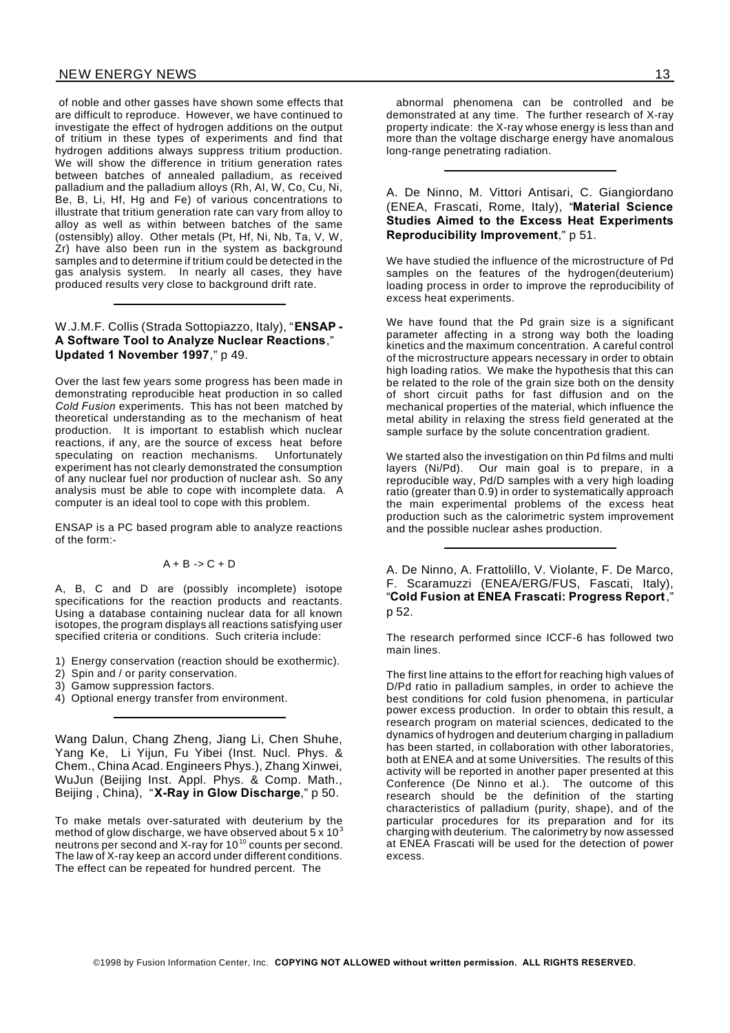of noble and other gasses have shown some effects that are difficult to reproduce. However, we have continued to investigate the effect of hydrogen additions on the output of tritium in these types of experiments and find that hydrogen additions always suppress tritium production. We will show the difference in tritium generation rates between batches of annealed palladium, as received palladium and the palladium alloys (Rh, Al, W, Co, Cu, Ni, Be, B, Li, Hf, Hg and Fe) of various concentrations to illustrate that tritium generation rate can vary from alloy to alloy as well as within between batches of the same (ostensibly) alloy. Other metals (Pt, Hf, Ni, Nb, Ta, V, W, Zr) have also been run in the system as background samples and to determine if tritium could be detected in the gas analysis system. In nearly all cases, they have produced results very close to background drift rate.

---

W.J.M.F. Collis (Strada Sottopiazzo, Italy), "**ENSAP - A Software Tool to Analyze Nuclear Reactions**," **Updated 1 November 1997**," p 49.

Over the last few years some progress has been made in demonstrating reproducible heat production in so called *Cold Fusion* experiments. This has not been matched by theoretical understanding as to the mechanism of heat production. It is important to establish which nuclear reactions, if any, are the source of excess heat before speculating on reaction mechanisms. Unfortunately experiment has not clearly demonstrated the consumption of any nuclear fuel nor production of nuclear ash. So any analysis must be able to cope with incomplete data. A computer is an ideal tool to cope with this problem.

ENSAP is a PC based program able to analyze reactions of the form:-

$$A + B \rightarrow C + D$$

A, B, C and D are (possibly incomplete) isotope specifications for the reaction products and reactants. Using a database containing nuclear data for all known isotopes, the program displays all reactions satisfying user specified criteria or conditions. Such criteria include:

1) Energy conservation (reaction should be exothermic).
2) Spin and / or parity conservation.
3) Gamow suppression factors.
4) Optional energy transfer from environment.

---

Wang Dalun, Chang Zheng, Jiang Li, Chen Shuhe, Yang Ke, Li Yijun, Fu Yibei (Inst. Nucl. Phys. & Chem., China Acad. Engineers Phys.), Zhang Xinwei, WuJun (Beijing Inst. Appl. Phys. & Comp. Math., Beijing , China), "**X-Ray in Glow Discharge**," p 50.

To make metals over-saturated with deuterium by the method of glow discharge, we have observed about $5 \times 10^3$ neutrons per second and X-ray for $10^{10}$ counts per second. The law of X-ray keep an accord under different conditions. The effect can be repeated for hundred percent. The abnormal phenomena can be controlled and be demonstrated at any time. The further research of X-ray property indicate: the X-ray whose energy is less than and more than the voltage discharge energy have anomalous long-range penetrating radiation.

---

A. De Ninno, M. Vittori Antisari, C. Giangiordano (ENEA, Frascati, Rome, Italy), "**Material Science Studies Aimed to the Excess Heat Experiments Reproducibility Improvement**," p 51.

We have studied the influence of the microstructure of Pd samples on the features of the hydrogen(deuterium) loading process in order to improve the reproducibility of excess heat experiments.

We have found that the Pd grain size is a significant parameter affecting in a strong way both the loading kinetics and the maximum concentration. A careful control of the microstructure appears necessary in order to obtain high loading ratios. We make the hypothesis that this can be related to the role of the grain size both on the density of short circuit paths for fast diffusion and on the mechanical properties of the material, which influence the metal ability in relaxing the stress field generated at the sample surface by the solute concentration gradient.

We started also the investigation on thin Pd films and multi layers (Ni/Pd). Our main goal is to prepare, in a reproducible way, Pd/D samples with a very high loading ratio (greater than 0.9) in order to systematically approach the main experimental problems of the excess heat production such as the calorimetric system improvement and the possible nuclear ashes production.

---

A. De Ninno, A. Frattolillo, V. Violante, F. De Marco, F. Scaramuzzi (ENEA/ERG/FUS, Fascati, Italy), "**Cold Fusion at ENEA Frascati: Progress Report**," p 52.

The research performed since ICCF-6 has followed two main lines.

The first line attains to the effort for reaching high values of D/Pd ratio in palladium samples, in order to achieve the best conditions for cold fusion phenomena, in particular power excess production. In order to obtain this result, a research program on material sciences, dedicated to the dynamics of hydrogen and deuterium charging in palladium has been started, in collaboration with other laboratories, both at ENEA and at some Universities. The results of this activity will be reported in another paper presented at this Conference (De Ninno et al.). The outcome of this research should be the definition of the starting characteristics of palladium (purity, shape), and of the particular procedures for its preparation and for its charging with deuterium. The calorimetry by now assessed at ENEA Frascati will be used for the detection of power excess.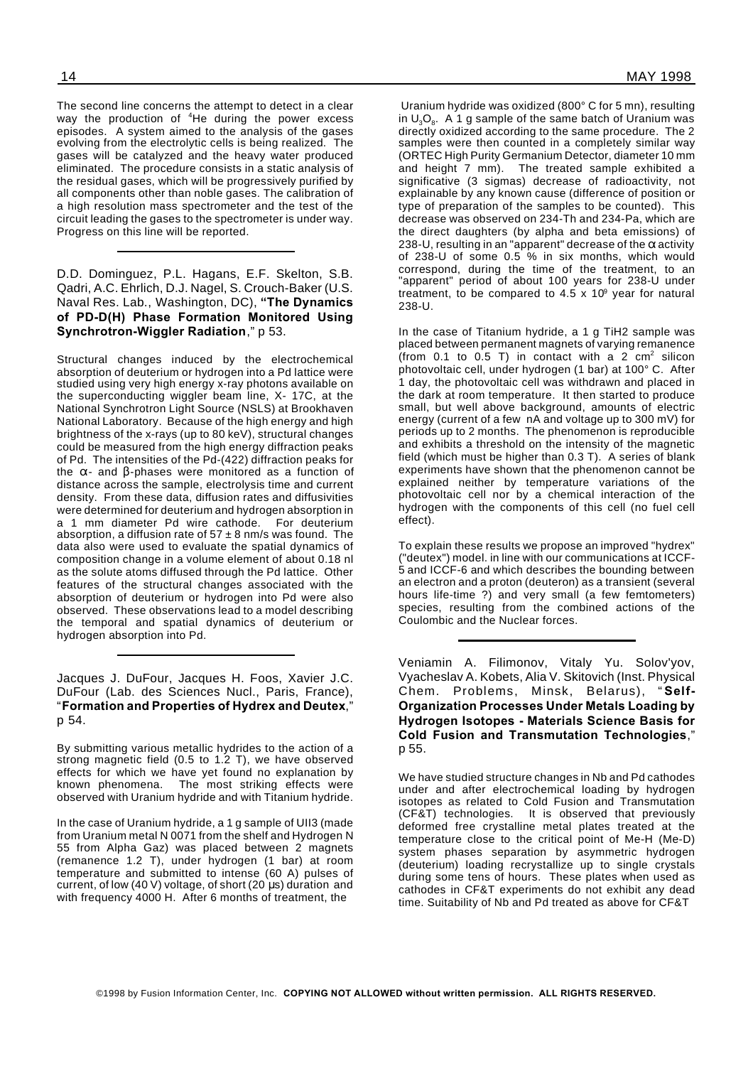The second line concerns the attempt to detect in a clear way the production of $^{4}He$ during the power excess episodes. A system aimed to the analysis of the gases evolving from the electrolytic cells is being realized. The gases will be catalyzed and the heavy water produced eliminated. The procedure consists in a static analysis of the residual gases, which will be progressively purified by all components other than noble gases. The calibration of a high resolution mass spectrometer and the test of the circuit leading the gases to the spectrometer is under way. Progress on this line will be reported.

---

D.D. Dominguez, P.L. Hagans, E.F. Skelton, S.B. Qadri, A.C. Ehrlich, D.J. Nagel, S. Crouch-Baker (U.S. Naval Res. Lab., Washington, DC), **"The Dynamics of PD-D(H) Phase Formation Monitored Using Synchrotron-Wiggler Radiation**," p 53.

Structural changes induced by the electrochemical absorption of deuterium or hydrogen into a Pd lattice were studied using very high energy x-ray photons available on the superconducting wiggler beam line, X- 17C, at the National Synchrotron Light Source (NSLS) at Brookhaven National Laboratory. Because of the high energy and high brightness of the x-rays (up to 80 keV), structural changes could be measured from the high energy diffraction peaks of Pd. The intensities of the Pd-(422) diffraction peaks for the α- and β-phases were monitored as a function of distance across the sample, electrolysis time and current density. From these data, diffusion rates and diffusivities were determined for deuterium and hydrogen absorption in a 1 mm diameter Pd wire cathode. For deuterium absorption, a diffusion rate of $57 \pm 8$ nm/s was found. The data also were used to evaluate the spatial dynamics of composition change in a volume element of about 0.18 nl as the solute atoms diffused through the Pd lattice. Other features of the structural changes associated with the absorption of deuterium or hydrogen into Pd were also observed. These observations lead to a model describing the temporal and spatial dynamics of deuterium or hydrogen absorption into Pd.

---

Jacques J. DuFour, Jacques H. Foos, Xavier J.C. DuFour (Lab. des Sciences Nucl., Paris, France), "**Formation and Properties of Hydrex and Deutex**," p 54.

By submitting various metallic hydrides to the action of a strong magnetic field (0.5 to 1.2 T), we have observed effects for which we have yet found no explanation by known phenomena. The most striking effects were observed with Uranium hydride and with Titanium hydride.

In the case of Uranium hydride, a 1 g sample of UII3 (made from Uranium metal N 0071 from the shelf and Hydrogen N 55 from Alpha Gaz) was placed between 2 magnets (remanence 1.2 T), under hydrogen (1 bar) at room temperature and submitted to intense (60 A) pulses of current, of low (40 V) voltage, of short (20 µs) duration and with frequency 4000 H. After 6 months of treatment, the Uranium hydride was oxidized (800° C for 5 mn), resulting in $U_3O_8$. A 1 g sample of the same batch of Uranium was directly oxidized according to the same procedure. The 2 samples were then counted in a completely similar way (ORTEC High Purity Germanium Detector, diameter 10 mm and height 7 mm). The treated sample exhibited a significative (3 sigmas) decrease of radioactivity, not explainable by any known cause (difference of position or type of preparation of the samples to be counted). This decrease was observed on 234-Th and 234-Pa, which are the direct daughters (by alpha and beta emissions) of 238-U, resulting in an "apparent" decrease of the α activity of 238-U of some 0.5 % in six months, which would correspond, during the time of the treatment, to an "apparent" period of about 100 years for 238-U under treatment, to be compared to $4.5 \times 10^{9}$ year for natural 238-U.

In the case of Titanium hydride, a 1 g TiH2 sample was placed between permanent magnets of varying remanence (from 0.1 to 0.5 T) in contact with a 2 $cm^2$ silicon photovoltaic cell, under hydrogen (1 bar) at 100° C. After 1 day, the photovoltaic cell was withdrawn and placed in the dark at room temperature. It then started to produce small, but well above background, amounts of electric energy (current of a few nA and voltage up to 300 mV) for periods up to 2 months. The phenomenon is reproducible and exhibits a threshold on the intensity of the magnetic field (which must be higher than 0.3 T). A series of blank experiments have shown that the phenomenon cannot be explained neither by temperature variations of the photovoltaic cell nor by a chemical interaction of the hydrogen with the components of this cell (no fuel cell effect).

To explain these results we propose an improved "hydrex" ("deutex") model. in line with our communications at ICCF-5 and ICCF-6 and which describes the bounding between an electron and a proton (deuteron) as a transient (several hours life-time ?) and very small (a few femtometers) species, resulting from the combined actions of the Coulombic and the Nuclear forces.

---

Veniamin A. Filimonov, Vitaly Yu. Solov'yov, Vyacheslav A. Kobets, Alia V. Skitovich (Inst. Physical Chem. Problems, Minsk, Belarus), "**Self-Organization Processes Under Metals Loading by Hydrogen Isotopes - Materials Science Basis for Cold Fusion and Transmutation Technologies**," p 55.

We have studied structure changes in Nb and Pd cathodes under and after electrochemical loading by hydrogen isotopes as related to Cold Fusion and Transmutation (CF&T) technologies. It is observed that previously deformed free crystalline metal plates treated at the temperature close to the critical point of Me-H (Me-D) system phases separation by asymmetric hydrogen (deuterium) loading recrystallize up to single crystals during some tens of hours. These plates when used as cathodes in CF&T experiments do not exhibit any dead time. Suitability of Nb and Pd treated as above for CF&T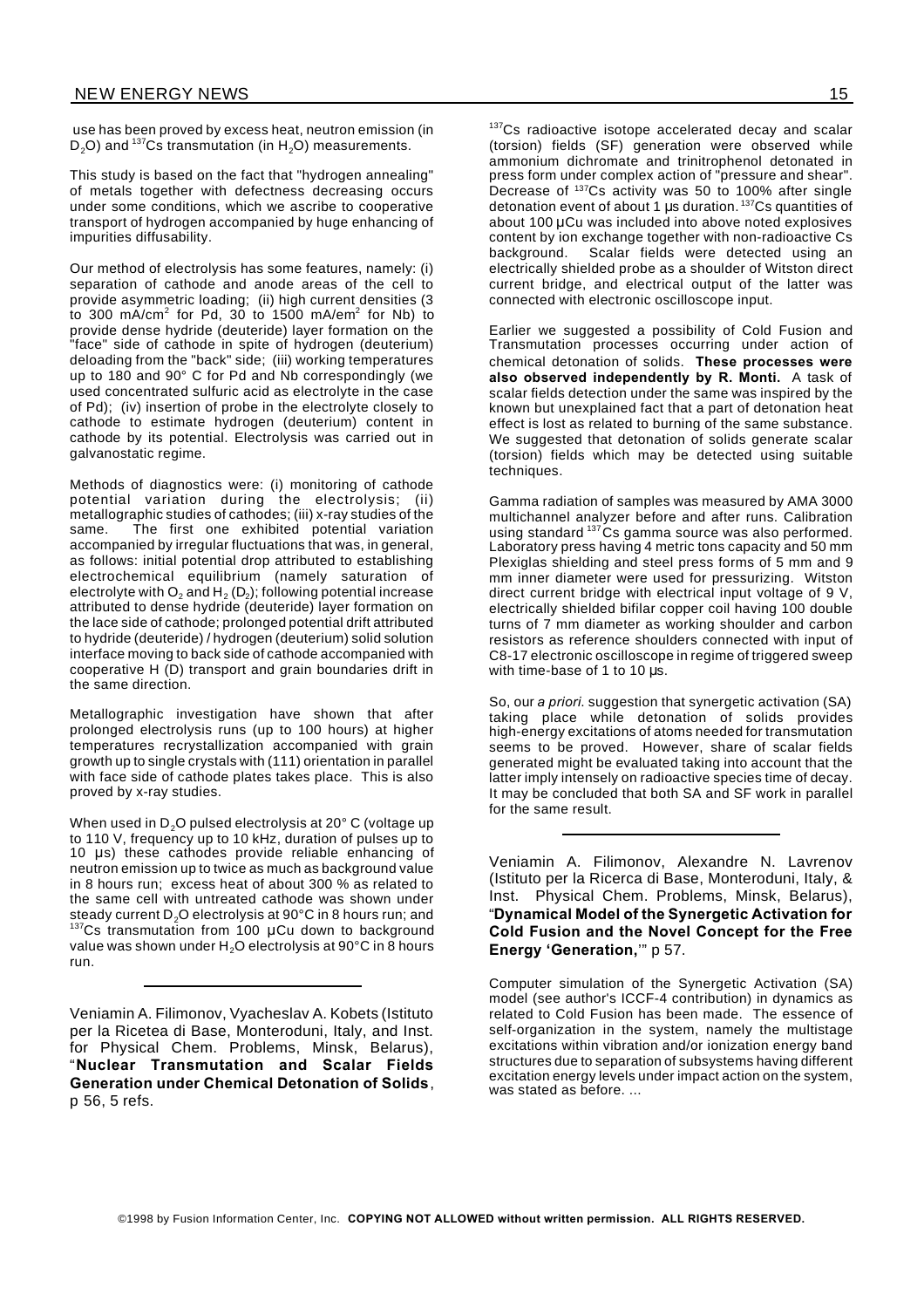use has been proved by excess heat, neutron emission (in $D_2O$) and $^{137}Cs$ transmutation (in $H_2O$) measurements.

This study is based on the fact that "hydrogen annealing" of metals together with defectness decreasing occurs under some conditions, which we ascribe to cooperative transport of hydrogen accompanied by huge enhancing of impurities diffusability.

Our method of electrolysis has some features, namely: (i) separation of cathode and anode areas of the cell to provide asymmetric loading; (ii) high current densities (3 to 300 mA/cm$^2$ for Pd, 30 to 1500 mA/em$^2$ for Nb) to provide dense hydride (deuteride) layer formation on the "face" side of cathode in spite of hydrogen (deuterium) deloading from the "back" side; (iii) working temperatures up to 180 and 90° C for Pd and Nb correspondingly (we used concentrated sulfuric acid as electrolyte in the case of Pd); (iv) insertion of probe in the electrolyte closely to cathode to estimate hydrogen (deuterium) content in cathode by its potential. Electrolysis was carried out in galvanostatic regime.

Methods of diagnostics were: (i) monitoring of cathode potential variation during the electrolysis; (ii) metallographic studies of cathodes; (iii) x-ray studies of the same. The first one exhibited potential variation accompanied by irregular fluctuations that was, in general, as follows: initial potential drop attributed to establishing electrochemical equilibrium (namely saturation of electrolyte with $O_2$ and $H_2$ ($D_2$); following potential increase attributed to dense hydride (deuteride) layer formation on the lace side of cathode; prolonged potential drift attributed to hydride (deuteride) / hydrogen (deuterium) solid solution interface moving to back side of cathode accompanied with cooperative H (D) transport and grain boundaries drift in the same direction.

Metallographic investigation have shown that after prolonged electrolysis runs (up to 100 hours) at higher temperatures recrystallization accompanied with grain growth up to single crystals with (111) orientation in parallel with face side of cathode plates takes place. This is also proved by x-ray studies.

When used in $D_2O$ pulsed electrolysis at 20° C (voltage up to 110 V, frequency up to 10 kHz, duration of pulses up to 10 µs) these cathodes provide reliable enhancing of neutron emission up to twice as much as background value in 8 hours run; excess heat of about 300 % as related to the same cell with untreated cathode was shown under steady current $D_2O$ electrolysis at 90°C in 8 hours run; and $^{137}Cs$ transmutation from 100 µCu down to background value was shown under $H_2O$ electrolysis at 90°C in 8 hours run.

---

Veniamin A. Filimonov, Vyacheslav A. Kobets (Istituto per la Ricetea di Base, Monteroduni, Italy, and Inst. for Physical Chem. Problems, Minsk, Belarus), "**Nuclear Transmutation and Scalar Fields Generation under Chemical Detonation of Solids**, p 56, 5 refs.

$^{137}Cs$ radioactive isotope accelerated decay and scalar (torsion) fields (SF) generation were observed while ammonium dichromate and trinitrophenol detonated in press form under complex action of "pressure and shear". Decrease of $^{137}Cs$ activity was 50 to 100% after single detonation event of about 1 µs duration. $^{137}Cs$ quantities of about 100 µCu was included into above noted explosives content by ion exchange together with non-radioactive Cs background. Scalar fields were detected using an electrically shielded probe as a shoulder of Witston direct current bridge, and electrical output of the latter was connected with electronic oscilloscope input.

Earlier we suggested a possibility of Cold Fusion and Transmutation processes occurring under action of chemical detonation of solids. **These processes were also observed independently by R. Monti.** A task of scalar fields detection under the same was inspired by the known but unexplained fact that a part of detonation heat effect is lost as related to burning of the same substance. We suggested that detonation of solids generate scalar (torsion) fields which may be detected using suitable techniques.

Gamma radiation of samples was measured by AMA 3000 multichannel analyzer before and after runs. Calibration using standard $^{137}Cs$ gamma source was also performed. Laboratory press having 4 metric tons capacity and 50 mm Plexiglas shielding and steel press forms of 5 mm and 9 mm inner diameter were used for pressurizing. Witston direct current bridge with electrical input voltage of 9 V, electrically shielded bifilar copper coil having 100 double turns of 7 mm diameter as working shoulder and carbon resistors as reference shoulders connected with input of C8-17 electronic oscilloscope in regime of triggered sweep with time-base of 1 to 10 µs.

So, our *a priori*. suggestion that synergetic activation (SA) taking place while detonation of solids provides high-energy excitations of atoms needed for transmutation seems to be proved. However, share of scalar fields generated might be evaluated taking into account that the latter imply intensely on radioactive species time of decay. It may be concluded that both SA and SF work in parallel for the same result.

---

Veniamin A. Filimonov, Alexandre N. Lavrenov (Istituto per la Ricerca di Base, Monteroduni, Italy, & Inst. Physical Chem. Problems, Minsk, Belarus), "**Dynamical Model of the Synergetic Activation for Cold Fusion and the Novel Concept for the Free Energy 'Generation,'**" p 57.

Computer simulation of the Synergetic Activation (SA) model (see author's ICCF-4 contribution) in dynamics as related to Cold Fusion has been made. The essence of self-organization in the system, namely the multistage excitations within vibration and/or ionization energy band structures due to separation of subsystems having different excitation energy levels under impact action on the system, was stated as before. ...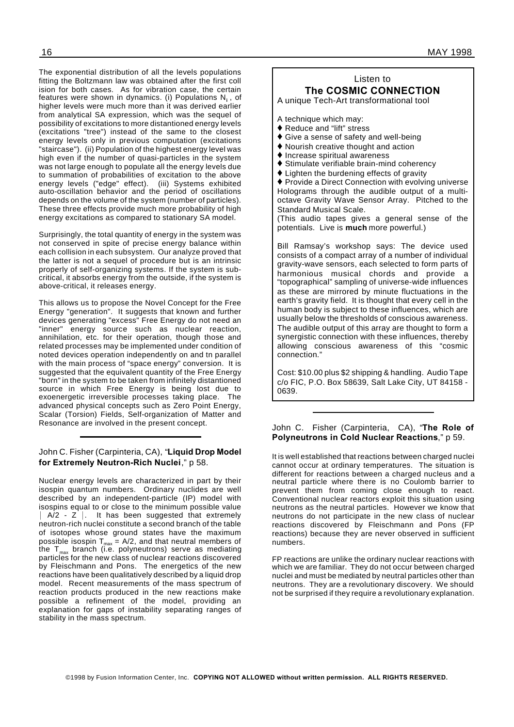The exponential distribution of all the levels populations fitting the Boltzmann law was obtained after the first coll ision for both cases. As for vibration case, the certain features were shown in dynamics. (i) Populations $N_i$ , of higher levels were much more than it was derived earlier from analytical SA expression, which was the sequel of possibility of excitations to more distantioned energy levels (excitations "tree") instead of the same to the closest energy levels only in previous computation (excitations "staircase"). (ii) Population of the highest energy level was high even if the number of quasi-particles in the system was not large enough to populate all the energy levels due to summation of probabilities of excitation to the above energy levels ("edge" effect). (iii) Systems exhibited auto-oscillation behavior and the period of oscillations depends on the volume of the system (number of particles). These three effects provide much more probability of high energy excitations as compared to stationary SA model.

Surprisingly, the total quantity of energy in the system was not conserved in spite of precise energy balance within each collision in each subsystem. Our analyze proved that the latter is not a sequel of procedure but is an intrinsic properly of self-organizing systems. If the system is sub-critical, it absorbs energy from the outside, if the system is above-critical, it releases energy.

This allows us to propose the Novel Concept for the Free Energy "generation". It suggests that known and further devices generating "excess" Free Energy do not need an "inner" energy source such as nuclear reaction, annihilation, etc. for their operation, though those and related processes may be implemented under condition of noted devices operation independently on and tn parallel with the main process of "space energy" conversion. It is suggested that the equivalent quantity of the Free Energy "born" in the system to be taken from infinitely distantioned source in which Free Energy is being lost due to exoenergetic irreversible processes taking place. The advanced physical concepts such as Zero Point Energy, Scalar (Torsion) Fields, Self-organization of Matter and Resonance are involved in the present concept.

---

John C. Fisher (Carpinteria, CA), "**Liquid Drop Model for Extremely Neutron-Rich Nuclei**," p 58.

Nuclear energy levels are characterized in part by their isospin quantum numbers. Ordinary nuclides are well described by an independent-particle (IP) model with isospins equal to or close to the minimum possible value $|A/2 - Z|$. It has been suggested that extremely neutron-rich nuclei constitute a second branch of the table of isotopes whose ground states have the maximum possible isospin $T_{max} = A/2$, and that neutral members of the $T_{max}$ branch (i.e. polyneutrons) serve as mediating particles for the new class of nuclear reactions discovered by Fleischmann and Pons. The energetics of the new reactions have been qualitatively described by a liquid drop model. Recent measurements of the mass spectrum of reaction products produced in the new reactions make possible a refinement of the model, providing an explanation for gaps of instability separating ranges of stability in the mass spectrum.

---

Listen to
**The COSMIC CONNECTION**
A unique Tech-Art transformational tool

A technique which may:

- Reduce and "lift" stress
- Give a sense of safety and well-being
- Nourish creative thought and action
- Increase spiritual awareness
- Stimulate verifiable brain-mind coherency
- Lighten the burdening effects of gravity
- Provide a Direct Connection with evolving universe Holograms through the audible output of a multi-octave Gravity Wave Sensor Array. Pitched to the Standard Musical Scale.

(This audio tapes gives a general sense of the potentials. Live is **much** more powerful.)

Bill Ramsay's workshop says: The device used consists of a compact array of a number of individual gravity-wave sensors, each selected to form parts of harmonious musical chords and provide a "topographical" sampling of universe-wide influences as these are mirrored by minute fluctuations in the earth's gravity field. It is thought that every cell in the human body is subject to these influences, which are usually below the thresholds of conscious awareness. The audible output of this array are thought to form a synergistic connection with these influences, thereby allowing conscious awareness of this "cosmic connection."

Cost: $10.00 plus $2 shipping & handling. Audio Tape c/o FIC, P.O. Box 58639, Salt Lake City, UT 84158 - 0639.

---

John C. Fisher (Carpinteria, CA), "**The Role of Polyneutrons in Cold Nuclear Reactions**," p 59.

It is well established that reactions between charged nuclei cannot occur at ordinary temperatures. The situation is different for reactions between a charged nucleus and a neutral particle where there is no Coulomb barrier to prevent them from coming close enough to react. Conventional nuclear reactors exploit this situation using neutrons as the neutral particles. However we know that neutrons do not participate in the new class of nuclear reactions discovered by Fleischmann and Pons (FP reactions) because they are never observed in sufficient numbers.

FP reactions are unlike the ordinary nuclear reactions with which we are familiar. They do not occur between charged nuclei and must be mediated by neutral particles other than neutrons. They are a revolutionary discovery. We should not be surprised if they require a revolutionary explanation.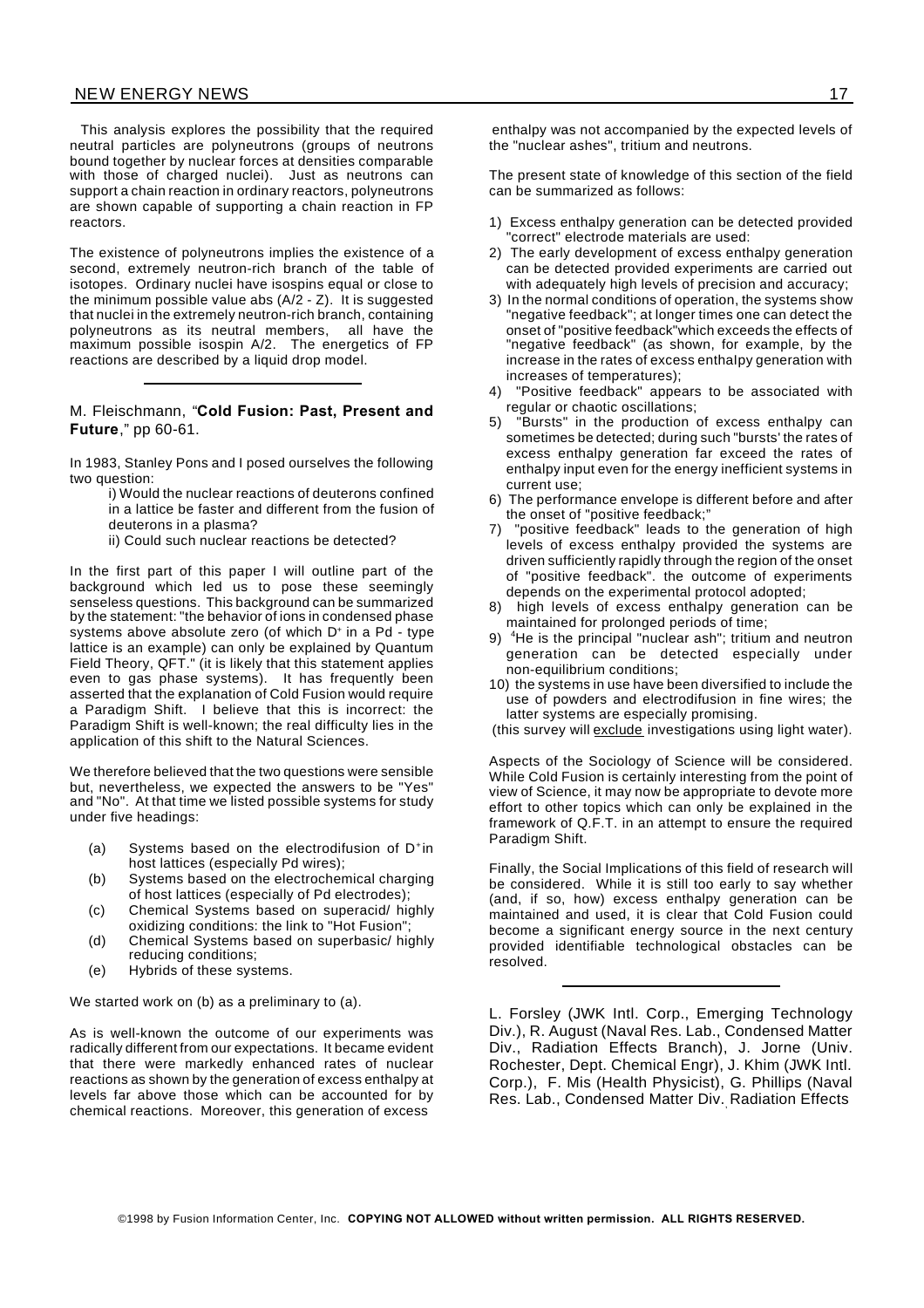This analysis explores the possibility that the required neutral particles are polyneutrons (groups of neutrons bound together by nuclear forces at densities comparable with those of charged nuclei). Just as neutrons can support a chain reaction in ordinary reactors, polyneutrons are shown capable of supporting a chain reaction in FP reactors.

The existence of polyneutrons implies the existence of a second, extremely neutron-rich branch of the table of isotopes. Ordinary nuclei have isospins equal or close to the minimum possible value abs (A/2 - Z). It is suggested that nuclei in the extremely neutron-rich branch, containing polyneutrons as its neutral members, all have the maximum possible isospin A/2. The energetics of FP reactions are described by a liquid drop model.

---

M. Fleischmann, "**Cold Fusion: Past, Present and Future**," pp 60-61.

In 1983, Stanley Pons and I posed ourselves the following two question:

i) Would the nuclear reactions of deuterons confined in a lattice be faster and different from the fusion of deuterons in a plasma?

ii) Could such nuclear reactions be detected?

In the first part of this paper I will outline part of the background which led us to pose these seemingly senseless questions. This background can be summarized by the statement: "the behavior of ions in condensed phase systems above absolute zero (of which $D^+$ in a Pd - type lattice is an example) can only be explained by Quantum Field Theory, QFT." (it is likely that this statement applies even to gas phase systems). It has frequently been asserted that the explanation of Cold Fusion would require a Paradigm Shift. I believe that this is incorrect: the Paradigm Shift is well-known; the real difficulty lies in the application of this shift to the Natural Sciences.

We therefore believed that the two questions were sensible but, nevertheless, we expected the answers to be "Yes" and "No". At that time we listed possible systems for study under five headings:

(a) Systems based on the electrodifusion of $D^+$in host lattices (especially Pd wires);
(b) Systems based on the electrochemical charging of host lattices (especially of Pd electrodes);
(c) Chemical Systems based on superacid/ highly oxidizing conditions: the link to "Hot Fusion";
(d) Chemical Systems based on superbasic/ highly reducing conditions;
(e) Hybrids of these systems.

We started work on (b) as a preliminary to (a).

As is well-known the outcome of our experiments was radically different from our expectations. It became evident that there were markedly enhanced rates of nuclear reactions as shown by the generation of excess enthalpy at levels far above those which can be accounted for by chemical reactions. Moreover, this generation of excess enthalpy was not accompanied by the expected levels of the "nuclear ashes", tritium and neutrons.

The present state of knowledge of this section of the field can be summarized as follows:

1) Excess enthalpy generation can be detected provided "correct" electrode materials are used:
2) The early development of excess enthalpy generation can be detected provided experiments are carried out with adequately high levels of precision and accuracy;
3) In the normal conditions of operation, the systems show "negative feedback"; at longer times one can detect the onset of "positive feedback"which exceeds the effects of "negative feedback" (as shown, for example, by the increase in the rates of excess enthalpy generation with increases of temperatures);
4) "Positive feedback" appears to be associated with regular or chaotic oscillations;
5) "Bursts" in the production of excess enthalpy can sometimes be detected; during such "bursts' the rates of excess enthalpy generation far exceed the rates of enthalpy input even for the energy inefficient systems in current use;
6) The performance envelope is different before and after the onset of "positive feedback;"
7) "positive feedback" leads to the generation of high levels of excess enthalpy provided the systems are driven sufficiently rapidly through the region of the onset of "positive feedback". the outcome of experiments depends on the experimental protocol adopted;
8) high levels of excess enthalpy generation can be maintained for prolonged periods of time;
9) $^4$He is the principal "nuclear ash"; tritium and neutron generation can be detected especially under non-equilibrium conditions;
10) the systems in use have been diversified to include the use of powders and electrodifusion in fine wires; the latter systems are especially promising.

(this survey will exclude investigations using light water).

Aspects of the Sociology of Science will be considered. While Cold Fusion is certainly interesting from the point of view of Science, it may now be appropriate to devote more effort to other topics which can only be explained in the framework of Q.F.T. in an attempt to ensure the required Paradigm Shift.

Finally, the Social Implications of this field of research will be considered. While it is still too early to say whether (and, if so, how) excess enthalpy generation can be maintained and used, it is clear that Cold Fusion could become a significant energy source in the next century provided identifiable technological obstacles can be resolved.

---

L. Forsley (JWK Intl. Corp., Emerging Technology Div.), R. August (Naval Res. Lab., Condensed Matter Div., Radiation Effects Branch), J. Jorne (Univ. Rochester, Dept. Chemical Engr), J. Khim (JWK Intl. Corp.), F. Mis (Health Physicist), G. Phillips (Naval Res. Lab., Condensed Matter Div. Radiation Effects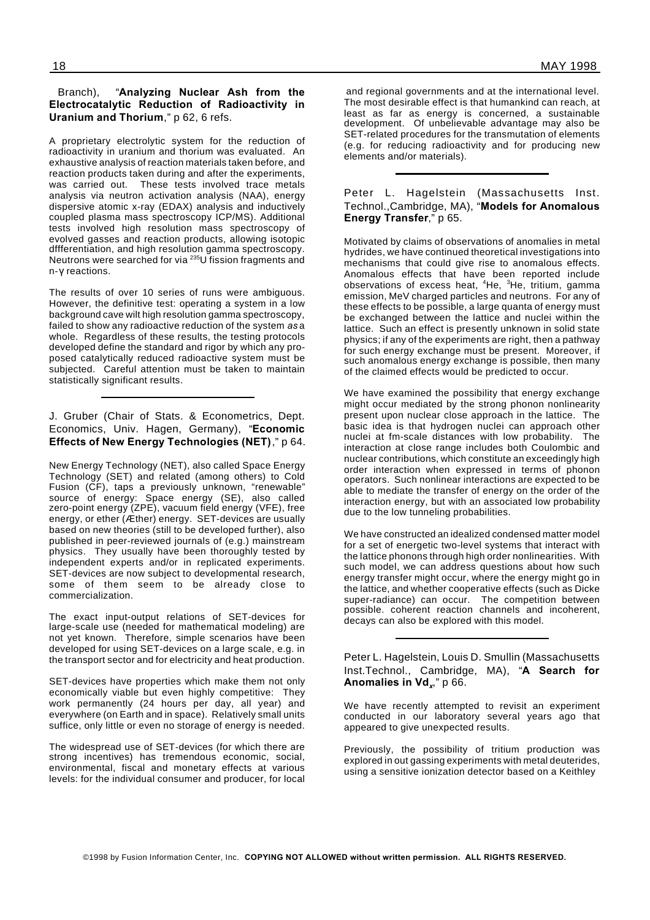Branch), "**Analyzing Nuclear Ash from the Electrocatalytic Reduction of Radioactivity in Uranium and Thorium**," p 62, 6 refs.

A proprietary electrolytic system for the reduction of radioactivity in uranium and thorium was evaluated. An exhaustive analysis of reaction materials taken before, and reaction products taken during and after the experiments, was carried out. These tests involved trace metals analysis via neutron activation analysis (NAA), energy dispersive atomic x-ray (EDAX) analysis and inductively coupled plasma mass spectroscopy ICP/MS). Additional tests involved high resolution mass spectroscopy of evolved gasses and reaction products, allowing isotopic dffferentiation, and high resolution gamma spectroscopy. Neutrons were searched for via $^{235}U$ fission fragments and n-γ reactions.

The results of over 10 series of runs were ambiguous. However, the definitive test: operating a system in a low background cave wilt high resolution gamma spectroscopy, failed to show any radioactive reduction of the system *as* a whole. Regardless of these results, the testing protocols developed define the standard and rigor by which any proposed catalytically reduced radioactive system must be subjected. Careful attention must be taken to maintain statistically significant results.

---

J. Gruber (Chair of Stats. & Econometrics, Dept. Economics, Univ. Hagen, Germany), "**Economic Effects of New Energy Technologies (NET)**," p 64.

New Energy Technology (NET), also called Space Energy Technology (SET) and related (among others) to Cold Fusion (CF), taps a previously unknown, "renewable" source of energy: Space energy (SE), also called zero-point energy (ZPE), vacuum field energy (VFE), free energy, or ether (Æther) energy. SET-devices are usually based on new theories (still to be developed further), also published in peer-reviewed journals of (e.g.) mainstream physics. They usually have been thoroughly tested by independent experts and/or in replicated experiments. SET-devices are now subject to developmental research, some of them seem to be already close to commercialization.

The exact input-output relations of SET-devices for large-scale use (needed for mathematical modeling) are not yet known. Therefore, simple scenarios have been developed for using SET-devices on a large scale, e.g. in the transport sector and for electricity and heat production.

SET-devices have properties which make them not only economically viable but even highly competitive: They work permanently (24 hours per day, all year) and everywhere (on Earth and in space). Relatively small units suffice, only little or even no storage of energy is needed.

The widespread use of SET-devices (for which there are strong incentives) has tremendous economic, social, environmental, fiscal and monetary effects at various levels: for the individual consumer and producer, for local and regional governments and at the international level. The most desirable effect is that humankind can reach, at least as far as energy is concerned, a sustainable development. Of unbelievable advantage may also be SET-related procedures for the transmutation of elements (e.g. for reducing radioactivity and for producing new elements and/or materials).

---

Peter L. Hagelstein (Massachusetts Inst. Technol.,Cambridge, MA), "**Models for Anomalous Energy Transfer**," p 65.

Motivated by claims of observations of anomalies in metal hydrides, we have continued theoretical investigations into mechanisms that could give rise to anomalous effects. Anomalous effects that have been reported include observations of excess heat, $^{4}He$, $^{3}He$, tritium, gamma emission, MeV charged particles and neutrons. For any of these effects to be possible, a large quanta of energy must be exchanged between the lattice and nuclei within the lattice. Such an effect is presently unknown in solid state physics; if any of the experiments are right, then a pathway for such energy exchange must be present. Moreover, if such anomalous energy exchange is possible, then many of the claimed effects would be predicted to occur.

We have examined the possibility that energy exchange might occur mediated by the strong phonon nonlinearity present upon nuclear close approach in the lattice. The basic idea is that hydrogen nuclei can approach other nuclei at fm-scale distances with low probability. The interaction at close range includes both Coulombic and nuclear contributions, which constitute an exceedingly high order interaction when expressed in terms of phonon operators. Such nonlinear interactions are expected to be able to mediate the transfer of energy on the order of the interaction energy, but with an associated low probability due to the low tunneling probabilities.

We have constructed an idealized condensed matter model for a set of energetic two-level systems that interact with the lattice phonons through high order nonlinearities. With such model, we can address questions about how such energy transfer might occur, where the energy might go in the lattice, and whether cooperative effects (such as Dicke super-radiance) can occur. The competition between possible. coherent reaction channels and incoherent, decays can also be explored with this model.

---

Peter L. Hagelstein, Louis D. Smullin (Massachusetts Inst.Technol., Cambridge, MA), "**A Search for Anomalies in $Vd_x$**," p 66.

We have recently attempted to revisit an experiment conducted in our laboratory several years ago that appeared to give unexpected results.

Previously, the possibility of tritium production was explored in out gassing experiments with metal deuterides, using a sensitive ionization detector based on a Keithley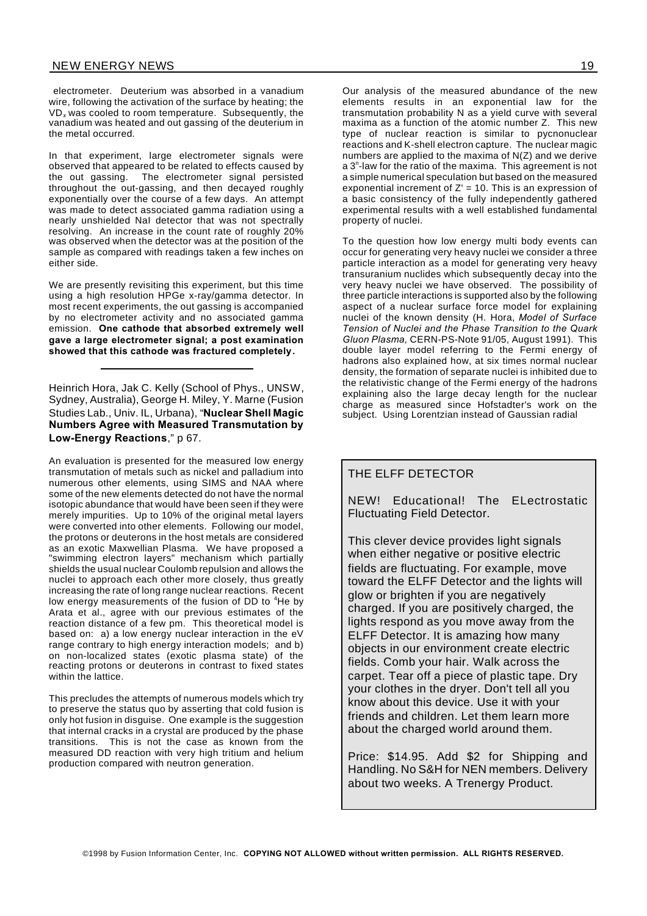electrometer. Deuterium was absorbed in a vanadium wire, following the activation of the surface by heating; the $VD_x$ was cooled to room temperature. Subsequently, the vanadium was heated and out gassing of the deuterium in the metal occurred.

In that experiment, large electrometer signals were observed that appeared to be related to effects caused by the out gassing. The electrometer signal persisted throughout the out-gassing, and then decayed roughly exponentially over the course of a few days. An attempt was made to detect associated gamma radiation using a nearly unshielded NaI detector that was not spectrally resolving. An increase in the count rate of roughly 20% was observed when the detector was at the position of the sample as compared with readings taken a few inches on either side.

We are presently revisiting this experiment, but this time using a high resolution HPGe x-ray/gamma detector. In most recent experiments, the out gassing is accompanied by no electrometer activity and no associated gamma emission. **One cathode that absorbed extremely well gave a large electrometer signal; a post examination showed that this cathode was fractured completely.**

---

Heinrich Hora, Jak C. Kelly (School of Phys., UNSW, Sydney, Australia), George H. Miley, Y. Marne (Fusion Studies Lab., Univ. IL, Urbana), "**Nuclear Shell Magic Numbers Agree with Measured Transmutation by Low-Energy Reactions**," p 67.

An evaluation is presented for the measured low energy transmutation of metals such as nickel and palladium into numerous other elements, using SIMS and NAA where some of the new elements detected do not have the normal isotopic abundance that would have been seen if they were merely impurities. Up to 10% of the original metal layers were converted into other elements. Following our model, the protons or deuterons in the host metals are considered as an exotic Maxwellian Plasma. We have proposed a "swimming electron layers" mechanism which partially shields the usual nuclear Coulomb repulsion and allows the nuclei to approach each other more closely, thus greatly increasing the rate of long range nuclear reactions. Recent low energy measurements of the fusion of DD to $^4$He by Arata et al., agree with our previous estimates of the reaction distance of a few pm. This theoretical model is based on: a) a low energy nuclear interaction in the eV range contrary to high energy interaction models; and b) on non-localized states (exotic plasma state) of the reacting protons or deuterons in contrast to fixed states within the lattice.

This precludes the attempts of numerous models which try to preserve the status quo by asserting that cold fusion is only hot fusion in disguise. One example is the suggestion that internal cracks in a crystal are produced by the phase transitions. This is not the case as known from the measured DD reaction with very high tritium and helium production compared with neutron generation.

Our analysis of the measured abundance of the new elements results in an exponential law for the transmutation probability N as a yield curve with several maxima as a function of the atomic number Z. This new type of nuclear reaction is similar to pycnonuclear reactions and K-shell electron capture. The nuclear magic numbers are applied to the maxima of N(Z) and we derive a $3^n$-law for the ratio of the maxima. This agreement is not a simple numerical speculation but based on the measured exponential increment of Z' = 10. This is an expression of a basic consistency of the fully independently gathered experimental results with a well established fundamental property of nuclei.

To the question how low energy multi body events can occur for generating very heavy nuclei we consider a three particle interaction as a model for generating very heavy transuranium nuclides which subsequently decay into the very heavy nuclei we have observed. The possibility of three particle interactions is supported also by the following aspect of a nuclear surface force model for explaining nuclei of the known density (H. Hora, *Model of Surface Tension of Nuclei and the Phase Transition to the Quark Gluon Plasma,* CERN-PS-Note 91/05, August 1991). This double layer model referring to the Fermi energy of hadrons also explained how, at six times normal nuclear density, the formation of separate nuclei is inhibited due to the relativistic change of the Fermi energy of the hadrons explaining also the large decay length for the nuclear charge as measured since Hofstadter's work on the subject. Using Lorentzian instead of Gaussian radial

---

THE ELFF DETECTOR

NEW! Educational! The ELectrostatic Fluctuating Field Detector.

This clever device provides light signals when either negative or positive electric fields are fluctuating. For example, move toward the ELFF Detector and the lights will glow or brighten if you are negatively charged. If you are positively charged, the lights respond as you move away from the ELFF Detector. It is amazing how many objects in our environment create electric fields. Comb your hair. Walk across the carpet. Tear off a piece of plastic tape. Dry your clothes in the dryer. Don't tell all you know about this device. Use it with your friends and children. Let them learn more about the charged world around them.

Price: $14.95. Add $2 for Shipping and Handling. No S&H for NEN members. Delivery about two weeks. A Trenergy Product.

---

©1998 by Fusion Information Center, Inc. **COPYING NOT ALLOWED without written permission. ALL RIGHTS RESERVED.**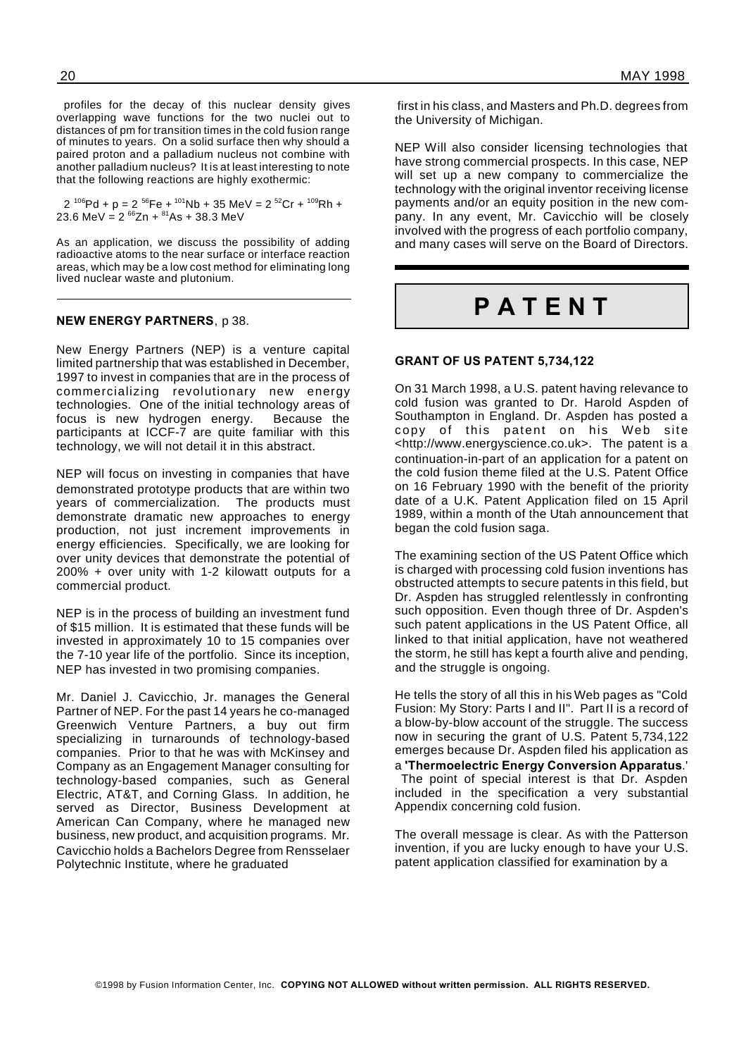profiles for the decay of this nuclear density gives overlapping wave functions for the two nuclei out to distances of pm for transition times in the cold fusion range of minutes to years. On a solid surface then why should a paired proton and a palladium nucleus not combine with another palladium nucleus? It is at least interesting to note that the following reactions are highly exothermic:

$$2\ ^{106}Pd + p = 2\ ^{56}Fe + ^{101}Nb + 35\ MeV = 2\ ^{52}Cr + ^{109}Rh + 23.6\ MeV = 2\ ^{66}Zn + ^{81}As + 38.3\ MeV$$

As an application, we discuss the possibility of adding radioactive atoms to the near surface or interface reaction areas, which may be a low cost method for eliminating long lived nuclear waste and plutonium.

---

**NEW ENERGY PARTNERS**, p 38.

New Energy Partners (NEP) is a venture capital limited partnership that was established in December, 1997 to invest in companies that are in the process of commercializing revolutionary new energy technologies. One of the initial technology areas of focus is new hydrogen energy. Because the participants at ICCF-7 are quite familiar with this technology, we will not detail it in this abstract.

NEP will focus on investing in companies that have demonstrated prototype products that are within two years of commercialization. The products must demonstrate dramatic new approaches to energy production, not just increment improvements in energy efficiencies. Specifically, we are looking for over unity devices that demonstrate the potential of 200% + over unity with 1-2 kilowatt outputs for a commercial product.

NEP is in the process of building an investment fund of $15 million. It is estimated that these funds will be invested in approximately 10 to 15 companies over the 7-10 year life of the portfolio. Since its inception, NEP has invested in two promising companies.

Mr. Daniel J. Cavicchio, Jr. manages the General Partner of NEP. For the past 14 years he co-managed Greenwich Venture Partners, a buy out firm specializing in turnarounds of technology-based companies. Prior to that he was with McKinsey and Company as an Engagement Manager consulting for technology-based companies, such as General Electric, AT&T, and Corning Glass. In addition, he served as Director, Business Development at American Can Company, where he managed new business, new product, and acquisition programs. Mr. Cavicchio holds a Bachelors Degree from Rensselaer Polytechnic Institute, where he graduated first in his class, and Masters and Ph.D. degrees from the University of Michigan.

NEP Will also consider licensing technologies that have strong commercial prospects. In this case, NEP will set up a new company to commercialize the technology with the original inventor receiving license payments and/or an equity position in the new company. In any event, Mr. Cavicchio will be closely involved with the progress of each portfolio company, and many cases will serve on the Board of Directors.

# PATENT

**GRANT OF US PATENT 5,734,122**

On 31 March 1998, a U.S. patent having relevance to cold fusion was granted to Dr. Harold Aspden of Southampton in England. Dr. Aspden has posted a copy of this patent on his Web site <http://www.energyscience.co.uk>. The patent is a continuation-in-part of an application for a patent on the cold fusion theme filed at the U.S. Patent Office on 16 February 1990 with the benefit of the priority date of a U.K. Patent Application filed on 15 April 1989, within a month of the Utah announcement that began the cold fusion saga.

The examining section of the US Patent Office which is charged with processing cold fusion inventions has obstructed attempts to secure patents in this field, but Dr. Aspden has struggled relentlessly in confronting such opposition. Even though three of Dr. Aspden's such patent applications in the US Patent Office, all linked to that initial application, have not weathered the storm, he still has kept a fourth alive and pending, and the struggle is ongoing.

He tells the story of all this in his Web pages as "Cold Fusion: My Story: Parts I and II". Part II is a record of a blow-by-blow account of the struggle. The success now in securing the grant of U.S. Patent 5,734,122 emerges because Dr. Aspden filed his application as a **'Thermoelectric Energy Conversion Apparatus**.' The point of special interest is that Dr. Aspden included in the specification a very substantial Appendix concerning cold fusion.

The overall message is clear. As with the Patterson invention, if you are lucky enough to have your U.S. patent application classified for examination by a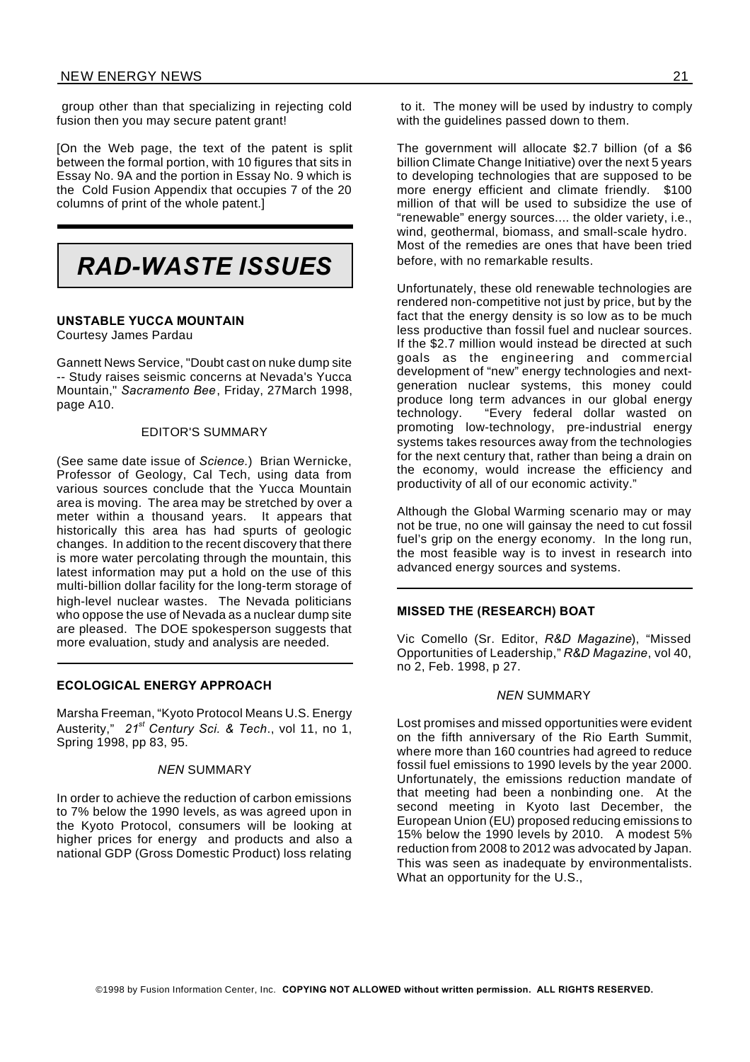group other than that specializing in rejecting cold fusion then you may secure patent grant!

[On the Web page, the text of the patent is split between the formal portion, with 10 figures that sits in Essay No. 9A and the portion in Essay No. 9 which is the Cold Fusion Appendix that occupies 7 of the 20 columns of print of the whole patent.]

# RAD-WASTE ISSUES

### UNSTABLE YUCCA MOUNTAIN

Courtesy James Pardau

Gannett News Service, "Doubt cast on nuke dump site -- Study raises seismic concerns at Nevada's Yucca Mountain," *Sacramento Bee*, Friday, 27March 1998, page A10.

EDITOR'S SUMMARY

(See same date issue of *Science.*) Brian Wernicke, Professor of Geology, Cal Tech, using data from various sources conclude that the Yucca Mountain area is moving. The area may be stretched by over a meter within a thousand years. It appears that historically this area has had spurts of geologic changes. In addition to the recent discovery that there is more water percolating through the mountain, this latest information may put a hold on the use of this multi-billion dollar facility for the long-term storage of high-level nuclear wastes. The Nevada politicians who oppose the use of Nevada as a nuclear dump site are pleased. The DOE spokesperson suggests that more evaluation, study and analysis are needed.

### ECOLOGICAL ENERGY APPROACH

Marsha Freeman, "Kyoto Protocol Means U.S. Energy Austerity," *21st Century Sci. & Tech*., vol 11, no 1, Spring 1998, pp 83, 95.

*NEN* SUMMARY

In order to achieve the reduction of carbon emissions to 7% below the 1990 levels, as was agreed upon in the Kyoto Protocol, consumers will be looking at higher prices for energy and products and also a national GDP (Gross Domestic Product) loss relating to it. The money will be used by industry to comply with the guidelines passed down to them.

The government will allocate $2.7 billion (of a $6 billion Climate Change Initiative) over the next 5 years to developing technologies that are supposed to be more energy efficient and climate friendly. $100 million of that will be used to subsidize the use of "renewable" energy sources.... the older variety, i.e., wind, geothermal, biomass, and small-scale hydro. Most of the remedies are ones that have been tried before, with no remarkable results.

Unfortunately, these old renewable technologies are rendered non-competitive not just by price, but by the fact that the energy density is so low as to be much less productive than fossil fuel and nuclear sources. If the $2.7 million would instead be directed at such goals as the engineering and commercial development of "new" energy technologies and next-generation nuclear systems, this money could produce long term advances in our global energy technology. "Every federal dollar wasted on promoting low-technology, pre-industrial energy systems takes resources away from the technologies for the next century that, rather than being a drain on the economy, would increase the efficiency and productivity of all of our economic activity."

Although the Global Warming scenario may or may not be true, no one will gainsay the need to cut fossil fuel's grip on the energy economy. In the long run, the most feasible way is to invest in research into advanced energy sources and systems.

### MISSED THE (RESEARCH) BOAT

Vic Comello (Sr. Editor, *R&D Magazine*), "Missed Opportunities of Leadership," *R&D Magazine*, vol 40, no 2, Feb. 1998, p 27.

*NEN* SUMMARY

Lost promises and missed opportunities were evident on the fifth anniversary of the Rio Earth Summit, where more than 160 countries had agreed to reduce fossil fuel emissions to 1990 levels by the year 2000. Unfortunately, the emissions reduction mandate of that meeting had been a nonbinding one. At the second meeting in Kyoto last December, the European Union (EU) proposed reducing emissions to 15% below the 1990 levels by 2010. A modest 5% reduction from 2008 to 2012 was advocated by Japan. This was seen as inadequate by environmentalists. What an opportunity for the U.S.,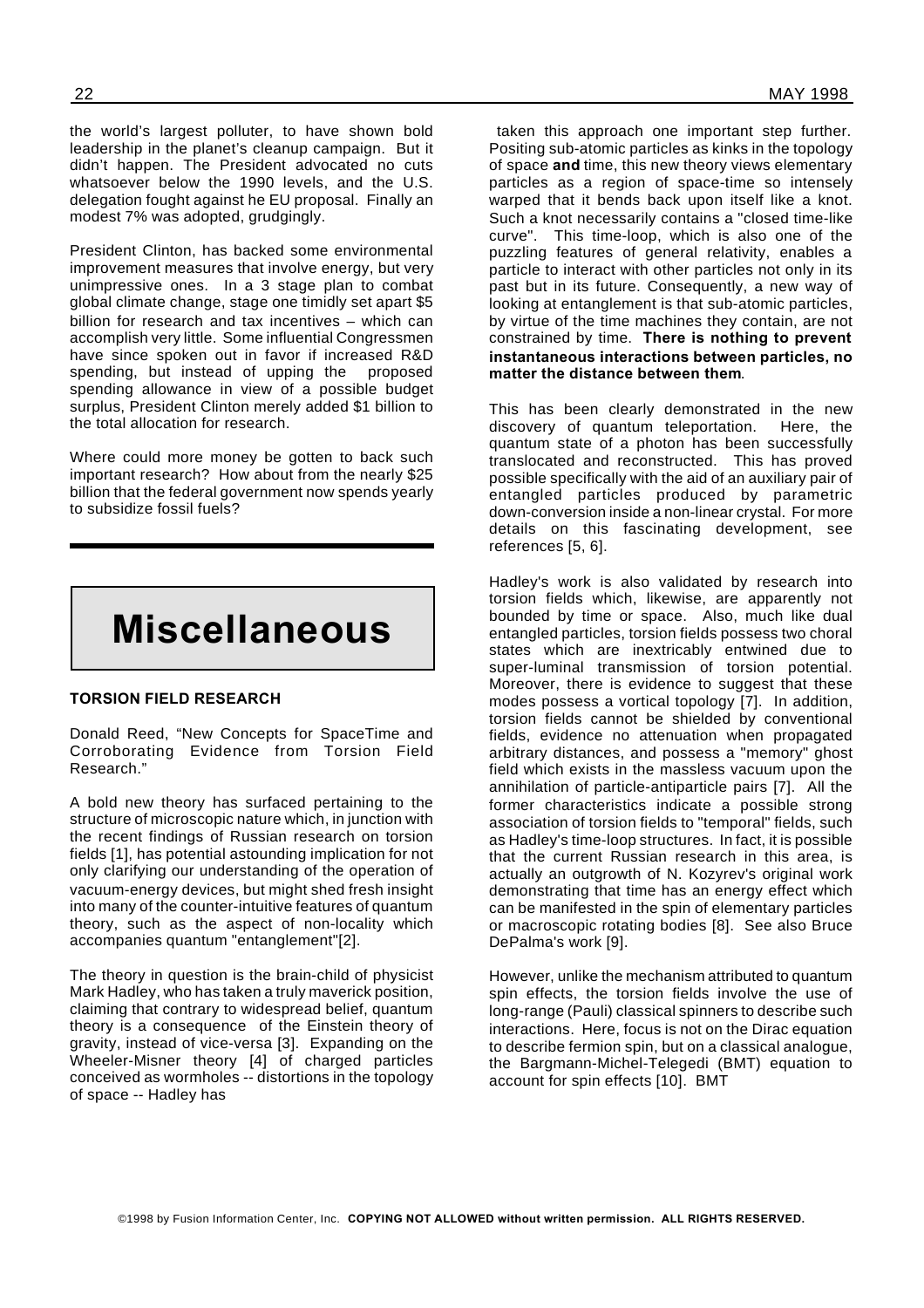the world's largest polluter, to have shown bold leadership in the planet's cleanup campaign. But it didn't happen. The President advocated no cuts whatsoever below the 1990 levels, and the U.S. delegation fought against he EU proposal. Finally an modest 7% was adopted, grudgingly.

President Clinton, has backed some environmental improvement measures that involve energy, but very unimpressive ones. In a 3 stage plan to combat global climate change, stage one timidly set apart $5 billion for research and tax incentives – which can accomplish very little. Some influential Congressmen have since spoken out in favor if increased R&D spending, but instead of upping the proposed spending allowance in view of a possible budget surplus, President Clinton merely added $1 billion to the total allocation for research.

Where could more money be gotten to back such important research? How about from the nearly $25 billion that the federal government now spends yearly to subsidize fossil fuels?

# Miscellaneous

### TORSION FIELD RESEARCH

Donald Reed, "New Concepts for SpaceTime and Corroborating Evidence from Torsion Field Research."

A bold new theory has surfaced pertaining to the structure of microscopic nature which, in junction with the recent findings of Russian research on torsion fields [1], has potential astounding implication for not only clarifying our understanding of the operation of vacuum-energy devices, but might shed fresh insight into many of the counter-intuitive features of quantum theory, such as the aspect of non-locality which accompanies quantum "entanglement"[2].

The theory in question is the brain-child of physicist Mark Hadley, who has taken a truly maverick position, claiming that contrary to widespread belief, quantum theory is a consequence of the Einstein theory of gravity, instead of vice-versa [3]. Expanding on the Wheeler-Misner theory [4] of charged particles conceived as wormholes -- distortions in the topology of space -- Hadley has taken this approach one important step further. Positing sub-atomic particles as kinks in the topology of space **and** time, this new theory views elementary particles as a region of space-time so intensely warped that it bends back upon itself like a knot. Such a knot necessarily contains a "closed time-like curve". This time-loop, which is also one of the puzzling features of general relativity, enables a particle to interact with other particles not only in its past but in its future. Consequently, a new way of looking at entanglement is that sub-atomic particles, by virtue of the time machines they contain, are not constrained by time. **There is nothing to prevent instantaneous interactions between particles, no matter the distance between them**.

This has been clearly demonstrated in the new discovery of quantum teleportation. Here, the quantum state of a photon has been successfully translocated and reconstructed. This has proved possible specifically with the aid of an auxiliary pair of entangled particles produced by parametric down-conversion inside a non-linear crystal. For more details on this fascinating development, see references [5, 6].

Hadley's work is also validated by research into torsion fields which, likewise, are apparently not bounded by time or space. Also, much like dual entangled particles, torsion fields possess two choral states which are inextricably entwined due to super-luminal transmission of torsion potential. Moreover, there is evidence to suggest that these modes possess a vortical topology [7]. In addition, torsion fields cannot be shielded by conventional fields, evidence no attenuation when propagated arbitrary distances, and possess a "memory" ghost field which exists in the massless vacuum upon the annihilation of particle-antiparticle pairs [7]. All the former characteristics indicate a possible strong association of torsion fields to "temporal" fields, such as Hadley's time-loop structures. In fact, it is possible that the current Russian research in this area, is actually an outgrowth of N. Kozyrev's original work demonstrating that time has an energy effect which can be manifested in the spin of elementary particles or macroscopic rotating bodies [8]. See also Bruce DePalma's work [9].

However, unlike the mechanism attributed to quantum spin effects, the torsion fields involve the use of long-range (Pauli) classical spinners to describe such interactions. Here, focus is not on the Dirac equation to describe fermion spin, but on a classical analogue, the Bargmann-Michel-Telegedi (BMT) equation to account for spin effects [10]. BMT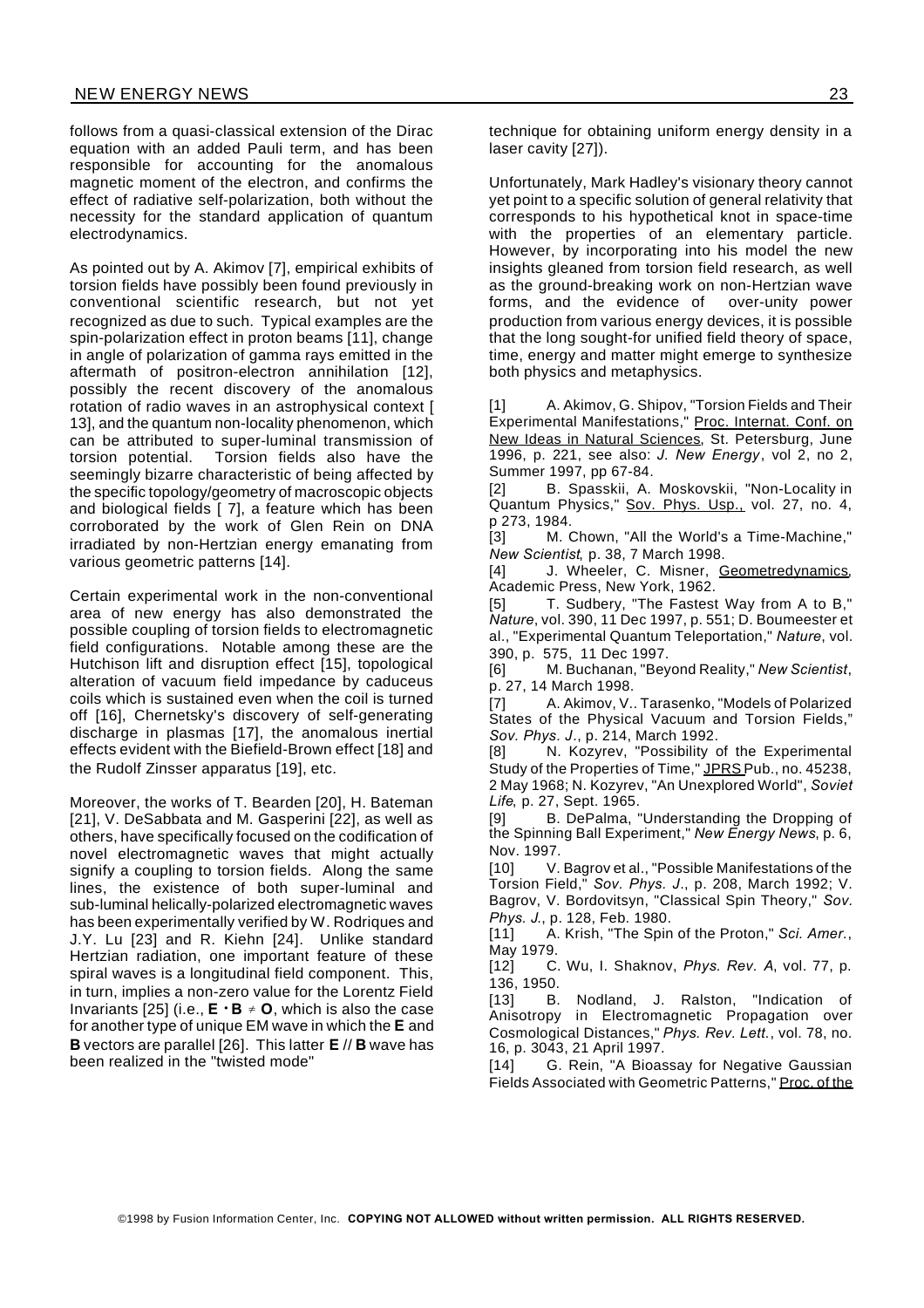follows from a quasi-classical extension of the Dirac equation with an added Pauli term, and has been responsible for accounting for the anomalous magnetic moment of the electron, and confirms the effect of radiative self-polarization, both without the necessity for the standard application of quantum electrodynamics.

As pointed out by A. Akimov [7], empirical exhibits of torsion fields have possibly been found previously in conventional scientific research, but not yet recognized as due to such. Typical examples are the spin-polarization effect in proton beams [11], change in angle of polarization of gamma rays emitted in the aftermath of positron-electron annihilation [12], possibly the recent discovery of the anomalous rotation of radio waves in an astrophysical context [13], and the quantum non-locality phenomenon, which can be attributed to super-luminal transmission of torsion potential. Torsion fields also have the seemingly bizarre characteristic of being affected by the specific topology/geometry of macroscopic objects and biological fields [7], a feature which has been corroborated by the work of Glen Rein on DNA irradiated by non-Hertzian energy emanating from various geometric patterns [14].

Certain experimental work in the non-conventional area of new energy has also demonstrated the possible coupling of torsion fields to electromagnetic field configurations. Notable among these are the Hutchison lift and disruption effect [15], topological alteration of vacuum field impedance by caduceus coils which is sustained even when the coil is turned off [16], Chernetsky's discovery of self-generating discharge in plasmas [17], the anomalous inertial effects evident with the Biefield-Brown effect [18] and the Rudolf Zinsser apparatus [19], etc.

Moreover, the works of T. Bearden [20], H. Bateman [21], V. DeSabbata and M. Gasperini [22], as well as others, have specifically focused on the codification of novel electromagnetic waves that might actually signify a coupling to torsion fields. Along the same lines, the existence of both super-luminal and sub-luminal helically-polarized electromagnetic waves has been experimentally verified by W. Rodriques and J.Y. Lu [23] and R. Kiehn [24]. Unlike standard Hertzian radiation, one important feature of these spiral waves is a longitudinal field component. This, in turn, implies a non-zero value for the Lorentz Field Invariants [25] (i.e., $\mathbf{E} \cdot \mathbf{B} \neq \mathbf{O}$, which is also the case for another type of unique EM wave in which the **E** and **B** vectors are parallel [26]. This latter **E** // **B** wave has been realized in the "twisted mode" technique for obtaining uniform energy density in a laser cavity [27]).

Unfortunately, Mark Hadley's visionary theory cannot yet point to a specific solution of general relativity that corresponds to his hypothetical knot in space-time with the properties of an elementary particle. However, by incorporating into his model the new insights gleaned from torsion field research, as well as the ground-breaking work on non-Hertzian wave forms, and the evidence of over-unity power production from various energy devices, it is possible that the long sought-for unified field theory of space, time, energy and matter might emerge to synthesize both physics and metaphysics.

[1] A. Akimov, G. Shipov, "Torsion Fields and Their Experimental Manifestations," Proc. Internat. Conf. on New Ideas in Natural Sciences, St. Petersburg, June 1996, p. 221, see also: *J. New Energy*, vol 2, no 2, Summer 1997, pp 67-84.

[2] B. Spasskii, A. Moskovskii, "Non-Locality in Quantum Physics," Sov. Phys. Usp., vol. 27, no. 4, p 273, 1984.

[3] M. Chown, "All the World's a Time-Machine," *New Scientist*, p. 38, 7 March 1998.

[4] J. Wheeler, C. Misner, Geometredynamics, Academic Press, New York, 1962.

[5] T. Sudbery, "The Fastest Way from A to B," *Nature*, vol. 390, 11 Dec 1997, p. 551; D. Boumeester et al., "Experimental Quantum Teleportation," *Nature*, vol. 390, p. 575, 11 Dec 1997.

[6] M. Buchanan, "Beyond Reality," *New Scientist*, p. 27, 14 March 1998.

[7] A. Akimov, V.. Tarasenko, "Models of Polarized States of the Physical Vacuum and Torsion Fields," *Sov. Phys. J.*, p. 214, March 1992.

[8] N. Kozyrev, "Possibility of the Experimental Study of the Properties of Time," JPRS Pub., no. 45238, 2 May 1968; N. Kozyrev, "An Unexplored World", *Soviet Life*, p. 27, Sept. 1965.

[9] B. DePalma, "Understanding the Dropping of the Spinning Ball Experiment," *New Energy News*, p. 6, Nov. 1997.

[10] V. Bagrov et al., "Possible Manifestations of the Torsion Field," *Sov. Phys. J.*, p. 208, March 1992; V. Bagrov, V. Bordovitsyn, "Classical Spin Theory," *Sov. Phys. J.*, p. 128, Feb. 1980.

[11] A. Krish, "The Spin of the Proton," *Sci. Amer.*, May 1979.

[12] C. Wu, I. Shaknov, *Phys. Rev. A*, vol. 77, p. 136, 1950.

[13] B. Nodland, J. Ralston, "Indication of Anisotropy in Electromagnetic Propagation over Cosmological Distances," *Phys. Rev. Lett.*, vol. 78, no. 16, p. 3043, 21 April 1997.

[14] G. Rein, "A Bioassay for Negative Gaussian Fields Associated with Geometric Patterns," Proc. of the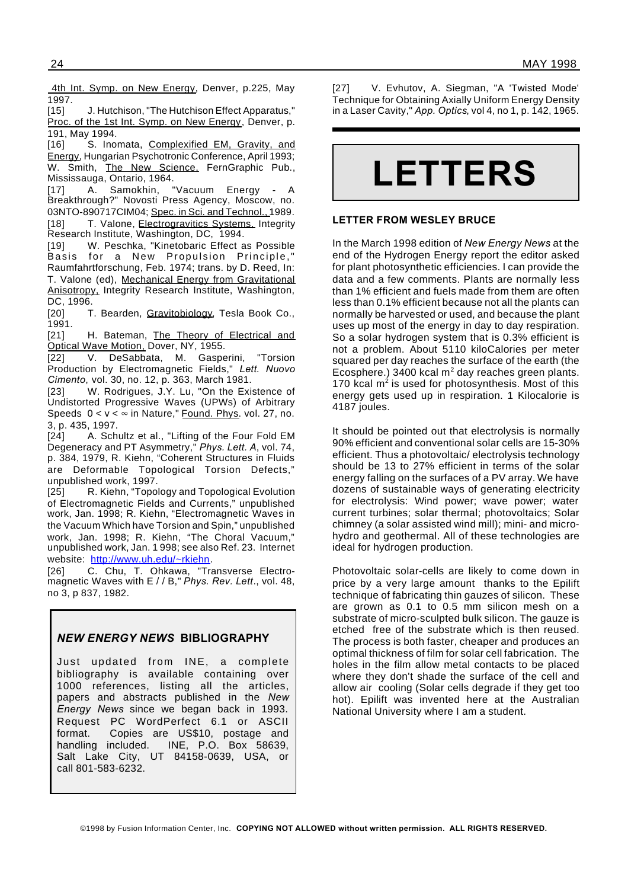4th Int. Symp. on New Energy, Denver, p.225, May 1997.

[15] J. Hutchison, "The Hutchison Effect Apparatus," Proc. of the 1st Int. Symp. on New Energy, Denver, p. 191, May 1994.

[16] S. Inomata, Complexified EM, Gravity, and Energy, Hungarian Psychotronic Conference, April 1993; W. Smith, The New Science, FernGraphic Pub., Mississauga, Ontario, 1964.

[17] A. Samokhin, "Vacuum Energy - A Breakthrough?" Novosti Press Agency, Moscow, no. 03NTO-890717CIM04; Spec. in Sci. and Technol., 1989.

[18] T. Valone, Electrogravitics Systems, Integrity Research Institute, Washington, DC, 1994.

[19] W. Peschka, "Kinetobaric Effect as Possible Basis for a New Propulsion Principle," Raumfahrtforschung, Feb. 1974; trans. by D. Reed, In: T. Valone (ed), Mechanical Energy from Gravitational Anisotropy, Integrity Research Institute, Washington, DC, 1996.

[20] T. Bearden, Gravitobiology, Tesla Book Co., 1991.

[21] H. Bateman, The Theory of Electrical and Optical Wave Motion, Dover, NY, 1955.

[22] V. DeSabbata, M. Gasperini, "Torsion Production by Electromagnetic Fields," *Lett. Nuovo Cimento*, vol. 30, no. 12, p. 363, March 1981.

[23] W. Rodrigues, J.Y. Lu, "On the Existence of Undistorted Progressive Waves (UPWs) of Arbitrary Speeds $0 < v < \infty$ in Nature," Found. Phys. vol. 27, no. 3, p. 435, 1997.

[24] A. Schultz et al., "Lifting of the Four Fold EM Degeneracy and PT Asymmetry," *Phys. Lett. A*, vol. 74, p. 384, 1979, R. Kiehn, "Coherent Structures in Fluids are Deformable Topological Torsion Defects," unpublished work, 1997.

[25] R. Kiehn, "Topology and Topological Evolution of Electromagnetic Fields and Currents," unpublished work, Jan. 1998; R. Kiehn, "Electromagnetic Waves in the Vacuum Which have Torsion and Spin," unpublished work, Jan. 1998; R. Kiehn, "The Choral Vacuum," unpublished work, Jan. 1 998; see also Ref. 23. Internet website: http://www.uh.edu/~rkiehn.

[26] C. Chu, T. Ohkawa, "Transverse Electromagnetic Waves with E / / B," *Phys. Rev. Lett*., vol. 48, no 3, p 837, 1982.

[27] V. Evhutov, A. Siegman, "A 'Twisted Mode' Technique for Obtaining Axially Uniform Energy Density in a Laser Cavity," *App. Optics*, vol 4, no 1, p. 142, 1965.

### *NEW ENERGY NEWS* BIBLIOGRAPHY

Just updated from INE, a complete bibliography is available containing over 1000 references, listing all the articles, papers and abstracts published in the *New Energy News* since we began back in 1993. Request PC WordPerfect 6.1 or ASCII format. Copies are US$10, postage and handling included. INE, P.O. Box 58639, Salt Lake City, UT 84158-0639, USA, or call 801-583-6232.

# LETTERS

### LETTER FROM WESLEY BRUCE

In the March 1998 edition of *New Energy News* at the end of the Hydrogen Energy report the editor asked for plant photosynthetic efficiencies. I can provide the data and a few comments. Plants are normally less than 1% efficient and fuels made from them are often less than 0.1% efficient because not all the plants can normally be harvested or used, and because the plant uses up most of the energy in day to day respiration. So a solar hydrogen system that is 0.3% efficient is not a problem. About 5110 kiloCalories per meter squared per day reaches the surface of the earth (the Ecosphere.) 3400 kcal $m^2$ day reaches green plants. 170 kcal $m^2$ is used for photosynthesis. Most of this energy gets used up in respiration. 1 Kilocalorie is 4187 joules.

It should be pointed out that electrolysis is normally 90% efficient and conventional solar cells are 15-30% efficient. Thus a photovoltaic/ electrolysis technology should be 13 to 27% efficient in terms of the solar energy falling on the surfaces of a PV array. We have dozens of sustainable ways of generating electricity for electrolysis: Wind power; wave power; water current turbines; solar thermal; photovoltaics; Solar chimney (a solar assisted wind mill); mini- and micro-hydro and geothermal. All of these technologies are ideal for hydrogen production.

Photovoltaic solar-cells are likely to come down in price by a very large amount thanks to the Epilift technique of fabricating thin gauzes of silicon. These are grown as 0.1 to 0.5 mm silicon mesh on a substrate of micro-sculpted bulk silicon. The gauze is etched free of the substrate which is then reused. The process is both faster, cheaper and produces an optimal thickness of film for solar cell fabrication. The holes in the film allow metal contacts to be placed where they don't shade the surface of the cell and allow air cooling (Solar cells degrade if they get too hot). Epilift was invented here at the Australian National University where I am a student.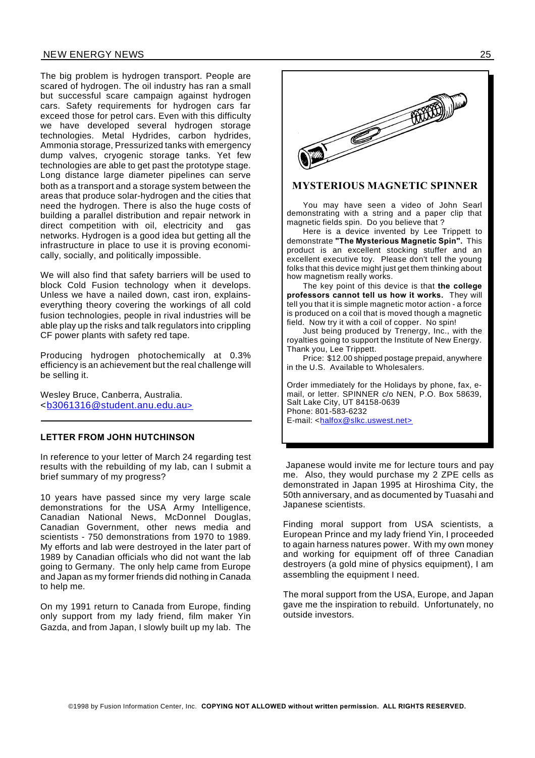The big problem is hydrogen transport. People are scared of hydrogen. The oil industry has ran a small but successful scare campaign against hydrogen cars. Safety requirements for hydrogen cars far exceed those for petrol cars. Even with this difficulty we have developed several hydrogen storage technologies. Metal Hydrides, carbon hydrides, Ammonia storage, Pressurized tanks with emergency dump valves, cryogenic storage tanks. Yet few technologies are able to get past the prototype stage. Long distance large diameter pipelines can serve both as a transport and a storage system between the areas that produce solar-hydrogen and the cities that need the hydrogen. There is also the huge costs of building a parallel distribution and repair network in direct competition with oil, electricity and gas networks. Hydrogen is a good idea but getting all the infrastructure in place to use it is proving economically, socially, and politically impossible.

We will also find that safety barriers will be used to block Cold Fusion technology when it develops. Unless we have a nailed down, cast iron, explains-everything theory covering the workings of all cold fusion technologies, people in rival industries will be able play up the risks and talk regulators into crippling CF power plants with safety red tape.

Producing hydrogen photochemically at 0.3% efficiency is an achievement but the real challenge will be selling it.

Wesley Bruce, Canberra, Australia.
<b3061316@student.anu.edu.au>

---

### LETTER FROM JOHN HUTCHINSON

In reference to your letter of March 24 regarding test results with the rebuilding of my lab, can I submit a brief summary of my progress?

10 years have passed since my very large scale demonstrations for the USA Army Intelligence, Canadian National News, McDonnel Douglas, Canadian Government, other news media and scientists - 750 demonstrations from 1970 to 1989. My efforts and lab were destroyed in the later part of 1989 by Canadian officials who did not want the lab going to Germany. The only help came from Europe and Japan as my former friends did nothing in Canada to help me.

On my 1991 return to Canada from Europe, finding only support from my lady friend, film maker Yin Gazda, and from Japan, I slowly built up my lab. The Japanese would invite me for lecture tours and pay me. Also, they would purchase my 2 ZPE cells as demonstrated in Japan 1995 at Hiroshima City, the 50th anniversary, and as documented by Tuasahi and Japanese scientists.

Finding moral support from USA scientists, a European Prince and my lady friend Yin, I proceeded to again harness natures power. With my own money and working for equipment off of three Canadian destroyers (a gold mine of physics equipment), I am assembling the equipment I need.

The moral support from the USA, Europe, and Japan gave me the inspiration to rebuild. Unfortunately, no outside investors.

---

### MYSTERIOUS MAGNETIC SPINNER

You may have seen a video of John Searl demonstrating with a string and a paper clip that magnetic fields spin. Do you believe that ?

Here is a device invented by Lee Trippett to demonstrate **"The Mysterious Magnetic Spin".** This product is an excellent stocking stuffer and an excellent executive toy. Please don't tell the young folks that this device might just get them thinking about how magnetism really works.

The key point of this device is that **the college professors cannot tell us how it works.** They will tell you that it is simple magnetic motor action - a force is produced on a coil that is moved though a magnetic field. Now try it with a coil of copper. No spin!

Just being produced by Trenergy, Inc., with the royalties going to support the Institute of New Energy. Thank you, Lee Trippett.

Price: $12.00 shipped postage prepaid, anywhere in the U.S. Available to Wholesalers.

Order immediately for the Holidays by phone, fax, e-mail, or letter. SPINNER c/o NEN, P.O. Box 58639, Salt Lake City, UT 84158-0639
Phone: 801-583-6232
E-mail: <halfox@slkc.uswest.net>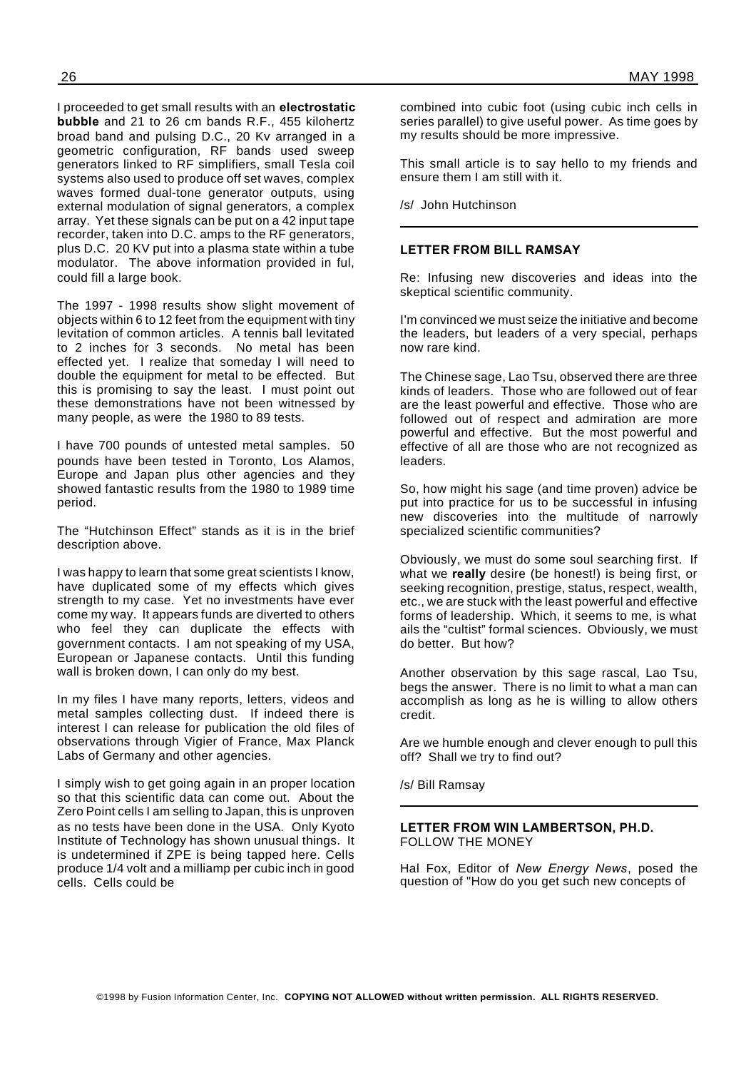I proceeded to get small results with an **electrostatic bubble** and 21 to 26 cm bands R.F., 455 kilohertz broad band and pulsing D.C., 20 Kv arranged in a geometric configuration, RF bands used sweep generators linked to RF simplifiers, small Tesla coil systems also used to produce off set waves, complex waves formed dual-tone generator outputs, using external modulation of signal generators, a complex array. Yet these signals can be put on a 42 input tape recorder, taken into D.C. amps to the RF generators, plus D.C. 20 KV put into a plasma state within a tube modulator. The above information provided in ful, could fill a large book.

The 1997 - 1998 results show slight movement of objects within 6 to 12 feet from the equipment with tiny levitation of common articles. A tennis ball levitated to 2 inches for 3 seconds. No metal has been effected yet. I realize that someday I will need to double the equipment for metal to be effected. But this is promising to say the least. I must point out these demonstrations have not been witnessed by many people, as were the 1980 to 89 tests.

I have 700 pounds of untested metal samples. 50 pounds have been tested in Toronto, Los Alamos, Europe and Japan plus other agencies and they showed fantastic results from the 1980 to 1989 time period.

The "Hutchinson Effect" stands as it is in the brief description above.

I was happy to learn that some great scientists I know, have duplicated some of my effects which gives strength to my case. Yet no investments have ever come my way. It appears funds are diverted to others who feel they can duplicate the effects with government contacts. I am not speaking of my USA, European or Japanese contacts. Until this funding wall is broken down, I can only do my best.

In my files I have many reports, letters, videos and metal samples collecting dust. If indeed there is interest I can release for publication the old files of observations through Vigier of France, Max Planck Labs of Germany and other agencies.

I simply wish to get going again in an proper location so that this scientific data can come out. About the Zero Point cells I am selling to Japan, this is unproven as no tests have been done in the USA. Only Kyoto Institute of Technology has shown unusual things. It is undetermined if ZPE is being tapped here. Cells produce 1/4 volt and a milliamp per cubic inch in good cells. Cells could be combined into cubic foot (using cubic inch cells in series parallel) to give useful power. As time goes by my results should be more impressive.

This small article is to say hello to my friends and ensure them I am still with it.

/s/ John Hutchinson

---

### LETTER FROM BILL RAMSAY

Re: Infusing new discoveries and ideas into the skeptical scientific community.

I'm convinced we must seize the initiative and become the leaders, but leaders of a very special, perhaps now rare kind.

The Chinese sage, Lao Tsu, observed there are three kinds of leaders. Those who are followed out of fear are the least powerful and effective. Those who are followed out of respect and admiration are more powerful and effective. But the most powerful and effective of all are those who are not recognized as leaders.

So, how might his sage (and time proven) advice be put into practice for us to be successful in infusing new discoveries into the multitude of narrowly specialized scientific communities?

Obviously, we must do some soul searching first. If what we **really** desire (be honest!) is being first, or seeking recognition, prestige, status, respect, wealth, etc., we are stuck with the least powerful and effective forms of leadership. Which, it seems to me, is what ails the "cultist" formal sciences. Obviously, we must do better. But how?

Another observation by this sage rascal, Lao Tsu, begs the answer. There is no limit to what a man can accomplish as long as he is willing to allow others credit.

Are we humble enough and clever enough to pull this off? Shall we try to find out?

/s/ Bill Ramsay

---

### LETTER FROM WIN LAMBERTSON, PH.D.

FOLLOW THE MONEY

Hal Fox, Editor of *New Energy News*, posed the question of "How do you get such new concepts of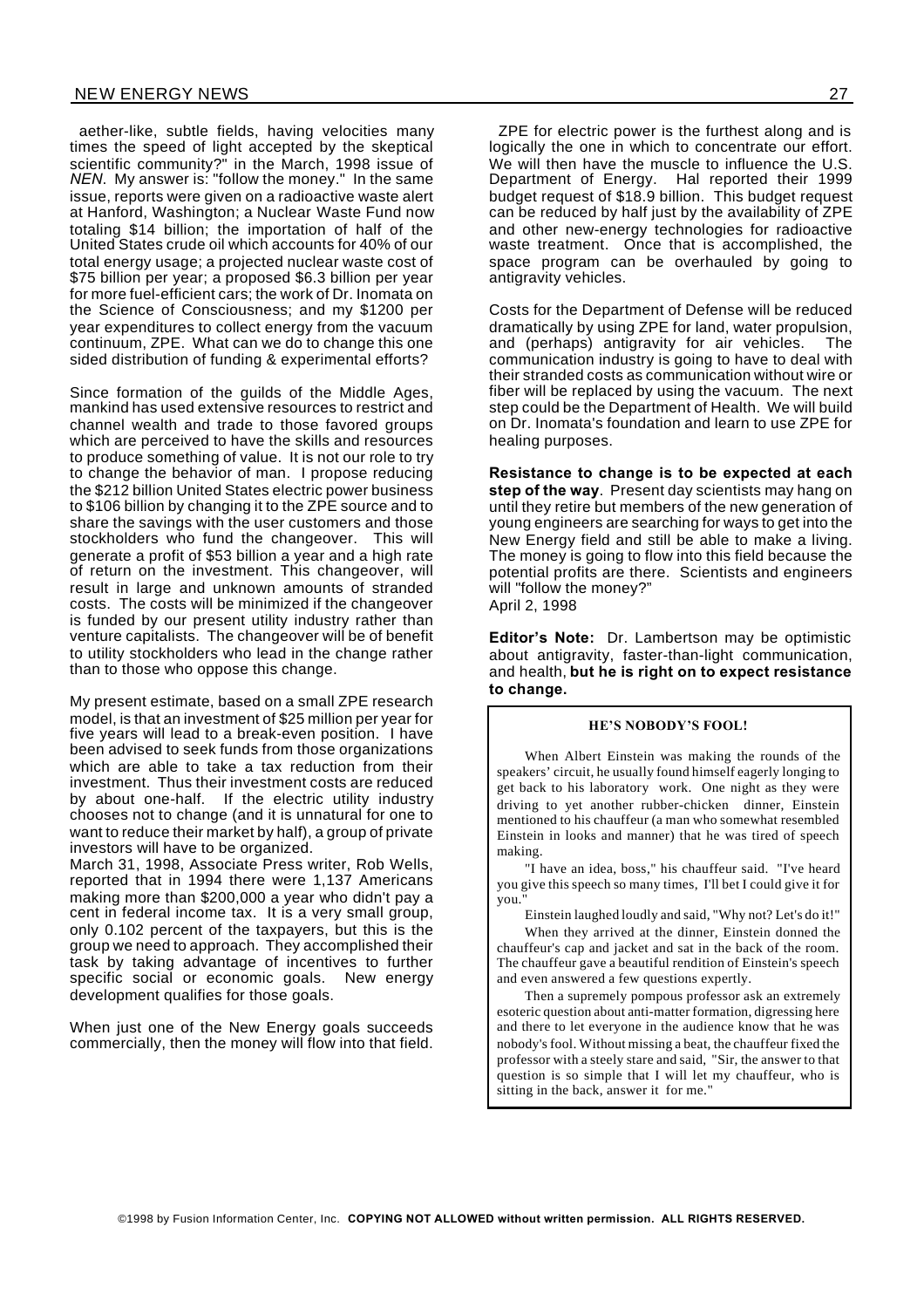aether-like, subtle fields, having velocities many times the speed of light accepted by the skeptical scientific community?" in the March, 1998 issue of *NEN*. My answer is: "follow the money." In the same issue, reports were given on a radioactive waste alert at Hanford, Washington; a Nuclear Waste Fund now totaling $14 billion; the importation of half of the United States crude oil which accounts for 40% of our total energy usage; a projected nuclear waste cost of $75 billion per year; a proposed $6.3 billion per year for more fuel-efficient cars; the work of Dr. Inomata on the Science of Consciousness; and my $1200 per year expenditures to collect energy from the vacuum continuum, ZPE. What can we do to change this one sided distribution of funding & experimental efforts?

Since formation of the guilds of the Middle Ages, mankind has used extensive resources to restrict and channel wealth and trade to those favored groups which are perceived to have the skills and resources to produce something of value. It is not our role to try to change the behavior of man. I propose reducing the $212 billion United States electric power business to $106 billion by changing it to the ZPE source and to share the savings with the user customers and those stockholders who fund the changeover. This will generate a profit of $53 billion a year and a high rate of return on the investment. This changeover, will result in large and unknown amounts of stranded costs. The costs will be minimized if the changeover is funded by our present utility industry rather than venture capitalists. The changeover will be of benefit to utility stockholders who lead in the change rather than to those who oppose this change.

My present estimate, based on a small ZPE research model, is that an investment of $25 million per year for five years will lead to a break-even position. I have been advised to seek funds from those organizations which are able to take a tax reduction from their investment. Thus their investment costs are reduced by about one-half. If the electric utility industry chooses not to change (and it is unnatural for one to want to reduce their market by half), a group of private investors will have to be organized.

March 31, 1998, Associate Press writer, Rob Wells, reported that in 1994 there were 1,137 Americans making more than $200,000 a year who didn't pay a cent in federal income tax. It is a very small group, only 0.102 percent of the taxpayers, but this is the group we need to approach. They accomplished their task by taking advantage of incentives to further specific social or economic goals. New energy development qualifies for those goals.

When just one of the New Energy goals succeeds commercially, then the money will flow into that field.

ZPE for electric power is the furthest along and is logically the one in which to concentrate our effort. We will then have the muscle to influence the U.S. Department of Energy. Hal reported their 1999 budget request of $18.9 billion. This budget request can be reduced by half just by the availability of ZPE and other new-energy technologies for radioactive waste treatment. Once that is accomplished, the space program can be overhauled by going to antigravity vehicles.

Costs for the Department of Defense will be reduced dramatically by using ZPE for land, water propulsion, and (perhaps) antigravity for air vehicles. The communication industry is going to have to deal with their stranded costs as communication without wire or fiber will be replaced by using the vacuum. The next step could be the Department of Health. We will build on Dr. Inomata's foundation and learn to use ZPE for healing purposes.

**Resistance to change is to be expected at each step of the way**. Present day scientists may hang on until they retire but members of the new generation of young engineers are searching for ways to get into the New Energy field and still be able to make a living. The money is going to flow into this field because the potential profits are there. Scientists and engineers will "follow the money?"
April 2, 1998

**Editor's Note:** Dr. Lambertson may be optimistic about antigravity, faster-than-light communication, and health, **but he is right on to expect resistance to change.**

---

**HE'S NOBODY'S FOOL!**

When Albert Einstein was making the rounds of the speakers' circuit, he usually found himself eagerly longing to get back to his laboratory work. One night as they were driving to yet another rubber-chicken dinner, Einstein mentioned to his chauffeur (a man who somewhat resembled Einstein in looks and manner) that he was tired of speech making.

"I have an idea, boss," his chauffeur said. "I've heard you give this speech so many times, I'll bet I could give it for you."

Einstein laughed loudly and said, "Why not? Let's do it!"

When they arrived at the dinner, Einstein donned the chauffeur's cap and jacket and sat in the back of the room. The chauffeur gave a beautiful rendition of Einstein's speech and even answered a few questions expertly.

Then a supremely pompous professor ask an extremely esoteric question about anti-matter formation, digressing here and there to let everyone in the audience know that he was nobody's fool. Without missing a beat, the chauffeur fixed the professor with a steely stare and said, "Sir, the answer to that question is so simple that I will let my chauffeur, who is sitting in the back, answer it for me."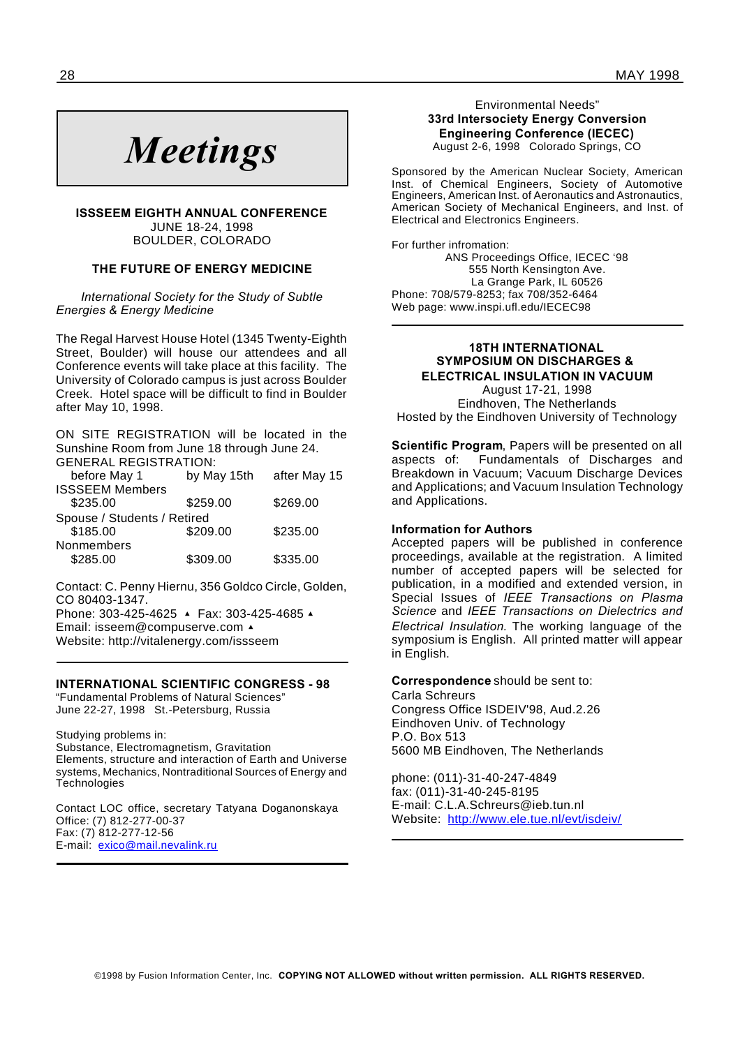# Meetings

**ISSSEEM EIGHTH ANNUAL CONFERENCE**
JUNE 18-24, 1998
BOULDER, COLORADO

**THE FUTURE OF ENERGY MEDICINE**

*International Society for the Study of Subtle Energies & Energy Medicine*

The Regal Harvest House Hotel (1345 Twenty-Eighth Street, Boulder) will house our attendees and all Conference events will take place at this facility. The University of Colorado campus is just across Boulder Creek. Hotel space will be difficult to find in Boulder after May 10, 1998.

ON SITE REGISTRATION will be located in the Sunshine Room from June 18 through June 24.

GENERAL REGISTRATION:

| before May 1 | by May 15th | after May 15 |
|---|---|---|
| ISSSEEM Members | | |
| $235.00 | $259.00 | $269.00 |
| Spouse / Students / Retired | | |
| $185.00 | $209.00 | $235.00 |
| Nonmembers | | |
| $285.00 | $309.00 | $335.00 |

Contact: C. Penny Hiernu, 356 Goldco Circle, Golden, CO 80403-1347.
Phone: 303-425-4625 ▲ Fax: 303-425-4685 ▲
Email: isseem@compuserve.com ▲
Website: http://vitalenergy.com/issseem

---

**INTERNATIONAL SCIENTIFIC CONGRESS - 98**
"Fundamental Problems of Natural Sciences"
June 22-27, 1998 St.-Petersburg, Russia

Studying problems in:
Substance, Electromagnetism, Gravitation
Elements, structure and interaction of Earth and Universe systems, Mechanics, Nontraditional Sources of Energy and Technologies

Contact LOC office, secretary Tatyana Doganonskaya
Office: (7) 812-277-00-37
Fax: (7) 812-277-12-56
E-mail: exico@mail.nevalink.ru

---

Environmental Needs"
**33rd Intersociety Energy Conversion Engineering Conference (IECEC)**
August 2-6, 1998 Colorado Springs, CO

Sponsored by the American Nuclear Society, American Inst. of Chemical Engineers, Society of Automotive Engineers, American Inst. of Aeronautics and Astronautics, American Society of Mechanical Engineers, and Inst. of Electrical and Electronics Engineers.

For further infromation:
ANS Proceedings Office, IECEC '98
555 North Kensington Ave.
La Grange Park, IL 60526
Phone: 708/579-8253; fax 708/352-6464
Web page: www.inspi.ufl.edu/IECEC98

---

**18TH INTERNATIONAL SYMPOSIUM ON DISCHARGES & ELECTRICAL INSULATION IN VACUUM**
August 17-21, 1998
Eindhoven, The Netherlands
Hosted by the Eindhoven University of Technology

**Scientific Program**, Papers will be presented on all aspects of: Fundamentals of Discharges and Breakdown in Vacuum; Vacuum Discharge Devices and Applications; and Vacuum Insulation Technology and Applications.

**Information for Authors**
Accepted papers will be published in conference proceedings, available at the registration. A limited number of accepted papers will be selected for publication, in a modified and extended version, in Special Issues of *IEEE Transactions on Plasma Science* and *IEEE Transactions on Dielectrics and Electrical Insulation.* The working language of the symposium is English. All printed matter will appear in English.

**Correspondence** should be sent to:
Carla Schreurs
Congress Office ISDEIV'98, Aud.2.26
Eindhoven Univ. of Technology
P.O. Box 513
5600 MB Eindhoven, The Netherlands

phone: (011)-31-40-247-4849
fax: (011)-31-40-245-8195
E-mail: C.L.A.Schreurs@ieb.tun.nl
Website: http://www.ele.tue.nl/evt/isdeiv/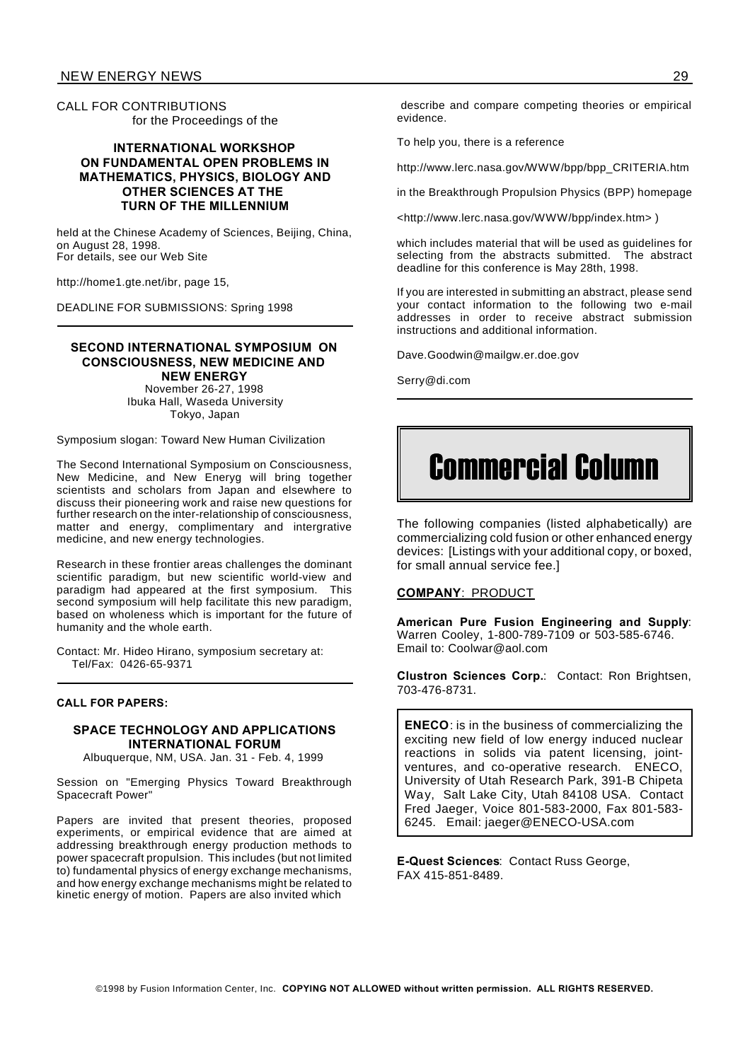CALL FOR CONTRIBUTIONS
for the Proceedings of the

**INTERNATIONAL WORKSHOP ON FUNDAMENTAL OPEN PROBLEMS IN MATHEMATICS, PHYSICS, BIOLOGY AND OTHER SCIENCES AT THE TURN OF THE MILLENNIUM**

held at the Chinese Academy of Sciences, Beijing, China, on August 28, 1998.
For details, see our Web Site

http://home1.gte.net/ibr, page 15,

DEADLINE FOR SUBMISSIONS: Spring 1998

---

**SECOND INTERNATIONAL SYMPOSIUM ON CONSCIOUSNESS, NEW MEDICINE AND NEW ENERGY**

November 26-27, 1998
Ibuka Hall, Waseda University
Tokyo, Japan

Symposium slogan: Toward New Human Civilization

The Second International Symposium on Consciousness, New Medicine, and New Eneryg will bring together scientists and scholars from Japan and elsewhere to discuss their pioneering work and raise new questions for further research on the inter-relationship of consciousness, matter and energy, complimentary and intergrative medicine, and new energy technologies.

Research in these frontier areas challenges the dominant scientific paradigm, but new scientific world-view and paradigm had appeared at the first symposium. This second symposium will help facilitate this new paradigm, based on wholeness which is important for the future of humanity and the whole earth.

Contact: Mr. Hideo Hirano, symposium secretary at:
Tel/Fax: 0426-65-9371

---

**CALL FOR PAPERS:**

**SPACE TECHNOLOGY AND APPLICATIONS INTERNATIONAL FORUM**

Albuquerque, NM, USA. Jan. 31 - Feb. 4, 1999

Session on "Emerging Physics Toward Breakthrough Spacecraft Power"

Papers are invited that present theories, proposed experiments, or empirical evidence that are aimed at addressing breakthrough energy production methods to power spacecraft propulsion. This includes (but not limited to) fundamental physics of energy exchange mechanisms, and how energy exchange mechanisms might be related to kinetic energy of motion. Papers are also invited which describe and compare competing theories or empirical evidence.

To help you, there is a reference

http://www.lerc.nasa.gov/WWW/bpp/bpp_CRITERIA.htm

in the Breakthrough Propulsion Physics (BPP) homepage

<http://www.lerc.nasa.gov/WWW/bpp/index.htm> )

which includes material that will be used as guidelines for selecting from the abstracts submitted. The abstract deadline for this conference is May 28th, 1998.

If you are interested in submitting an abstract, please send your contact information to the following two e-mail addresses in order to receive abstract submission instructions and additional information.

Dave.Goodwin@mailgw.er.doe.gov

Serry@di.com

---

# Commercial Column

The following companies (listed alphabetically) are commercializing cold fusion or other enhanced energy devices: [Listings with your additional copy, or boxed, for small annual service fee.]

**COMPANY**: PRODUCT

**American Pure Fusion Engineering and Supply**: Warren Cooley, 1-800-789-7109 or 503-585-6746. Email to: Coolwar@aol.com

**Clustron Sciences Corp.**: Contact: Ron Brightsen, 703-476-8731.

**ENECO**: is in the business of commercializing the exciting new field of low energy induced nuclear reactions in solids via patent licensing, joint-ventures, and co-operative research. ENECO, University of Utah Research Park, 391-B Chipeta Way, Salt Lake City, Utah 84108 USA. Contact Fred Jaeger, Voice 801-583-2000, Fax 801-583-6245. Email: jaeger@ENECO-USA.com

**E-Quest Sciences**: Contact Russ George, FAX 415-851-8489.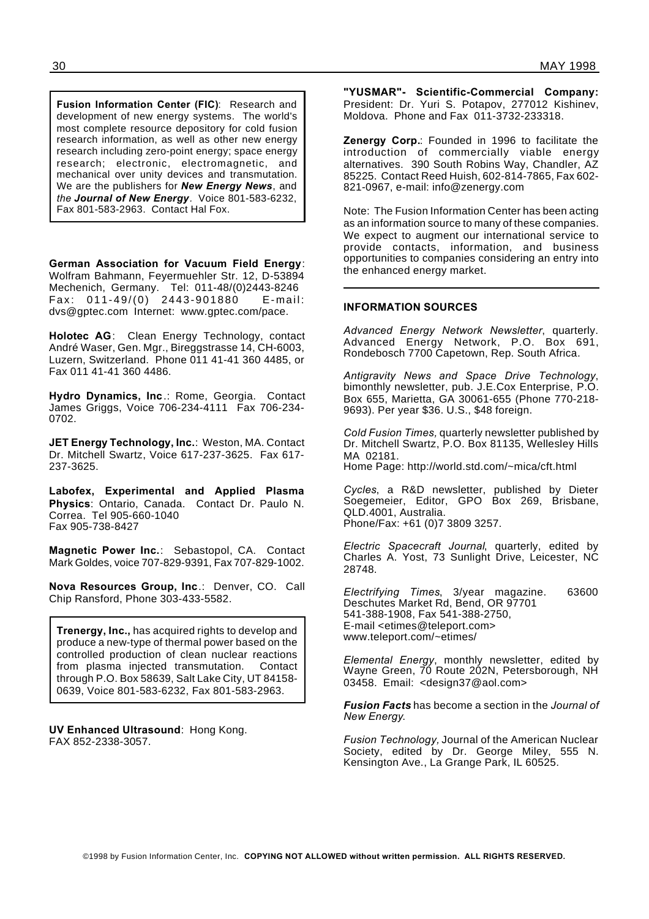**Fusion Information Center (FIC)**: Research and development of new energy systems. The world's most complete resource depository for cold fusion research information, as well as other new energy research including zero-point energy; space energy research; electronic, electromagnetic, and mechanical over unity devices and transmutation. We are the publishers for ***New Energy News***, and *the* ***Journal of New Energy***. Voice 801-583-6232, Fax 801-583-2963. Contact Hal Fox.

**German Association for Vacuum Field Energy**: Wolfram Bahmann, Feyermuehler Str. 12, D-53894 Mechenich, Germany. Tel: 011-48/(0)2443-8246 Fax: 011-49/(0) 2443-901880 E-mail: dvs@gptec.com Internet: www.gptec.com/pace.

**Holotec AG**: Clean Energy Technology, contact André Waser, Gen. Mgr., Bireggstrasse 14, CH-6003, Luzern, Switzerland. Phone 011 41-41 360 4485, or Fax 011 41-41 360 4486.

**Hydro Dynamics, Inc**.: Rome, Georgia. Contact James Griggs, Voice 706-234-4111 Fax 706-234-0702.

**JET Energy Technology, Inc.**: Weston, MA. Contact Dr. Mitchell Swartz, Voice 617-237-3625. Fax 617-237-3625.

**Labofex, Experimental and Applied Plasma Physics**: Ontario, Canada. Contact Dr. Paulo N. Correa. Tel 905-660-1040
Fax 905-738-8427

**Magnetic Power Inc.**: Sebastopol, CA. Contact Mark Goldes, voice 707-829-9391, Fax 707-829-1002.

**Nova Resources Group, Inc**.: Denver, CO. Call Chip Ransford, Phone 303-433-5582.

**Trenergy, Inc.,** has acquired rights to develop and produce a new-type of thermal power based on the controlled production of clean nuclear reactions from plasma injected transmutation. Contact through P.O. Box 58639, Salt Lake City, UT 84158-0639, Voice 801-583-6232, Fax 801-583-2963.

**UV Enhanced Ultrasound**: Hong Kong.
FAX 852-2338-3057.

**"YUSMAR"- Scientific-Commercial Company:** President: Dr. Yuri S. Potapov, 277012 Kishinev, Moldova. Phone and Fax 011-3732-233318.

**Zenergy Corp.**: Founded in 1996 to facilitate the introduction of commercially viable energy alternatives. 390 South Robins Way, Chandler, AZ 85225. Contact Reed Huish, 602-814-7865, Fax 602-821-0967, e-mail: info@zenergy.com

Note: The Fusion Information Center has been acting as an information source to many of these companies. We expect to augment our international service to provide contacts, information, and business opportunities to companies considering an entry into the enhanced energy market.

## INFORMATION SOURCES

*Advanced Energy Network Newsletter*, quarterly. Advanced Energy Network, P.O. Box 691, Rondebosch 7700 Capetown, Rep. South Africa.

*Antigravity News and Space Drive Technology*, bimonthly newsletter, pub. J.E.Cox Enterprise, P.O. Box 655, Marietta, GA 30061-655 (Phone 770-218-9693). Per year $36. U.S., $48 foreign.

*Cold Fusion Times,* quarterly newsletter published by Dr. Mitchell Swartz, P.O. Box 81135, Wellesley Hills MA 02181.
Home Page: http://world.std.com/~mica/cft.html

*Cycles*, a R&D newsletter, published by Dieter Soegemeier, Editor, GPO Box 269, Brisbane, QLD.4001, Australia.
Phone/Fax: +61 (0)7 3809 3257.

*Electric Spacecraft Journal*, quarterly, edited by Charles A. Yost, 73 Sunlight Drive, Leicester, NC 28748.

*Electrifying Times*, 3/year magazine. 63600 Deschutes Market Rd, Bend, OR 97701
541-388-1908, Fax 541-388-2750,
E-mail <etimes@teleport.com>
www.teleport.com/~etimes/

*Elemental Energy*, monthly newsletter, edited by Wayne Green, 70 Route 202N, Petersborough, NH 03458. Email: <design37@aol.com>

***Fusion Facts*** has become a section in the *Journal of New Energy.*

*Fusion Technology,* Journal of the American Nuclear Society, edited by Dr. George Miley, 555 N. Kensington Ave., La Grange Park, IL 60525.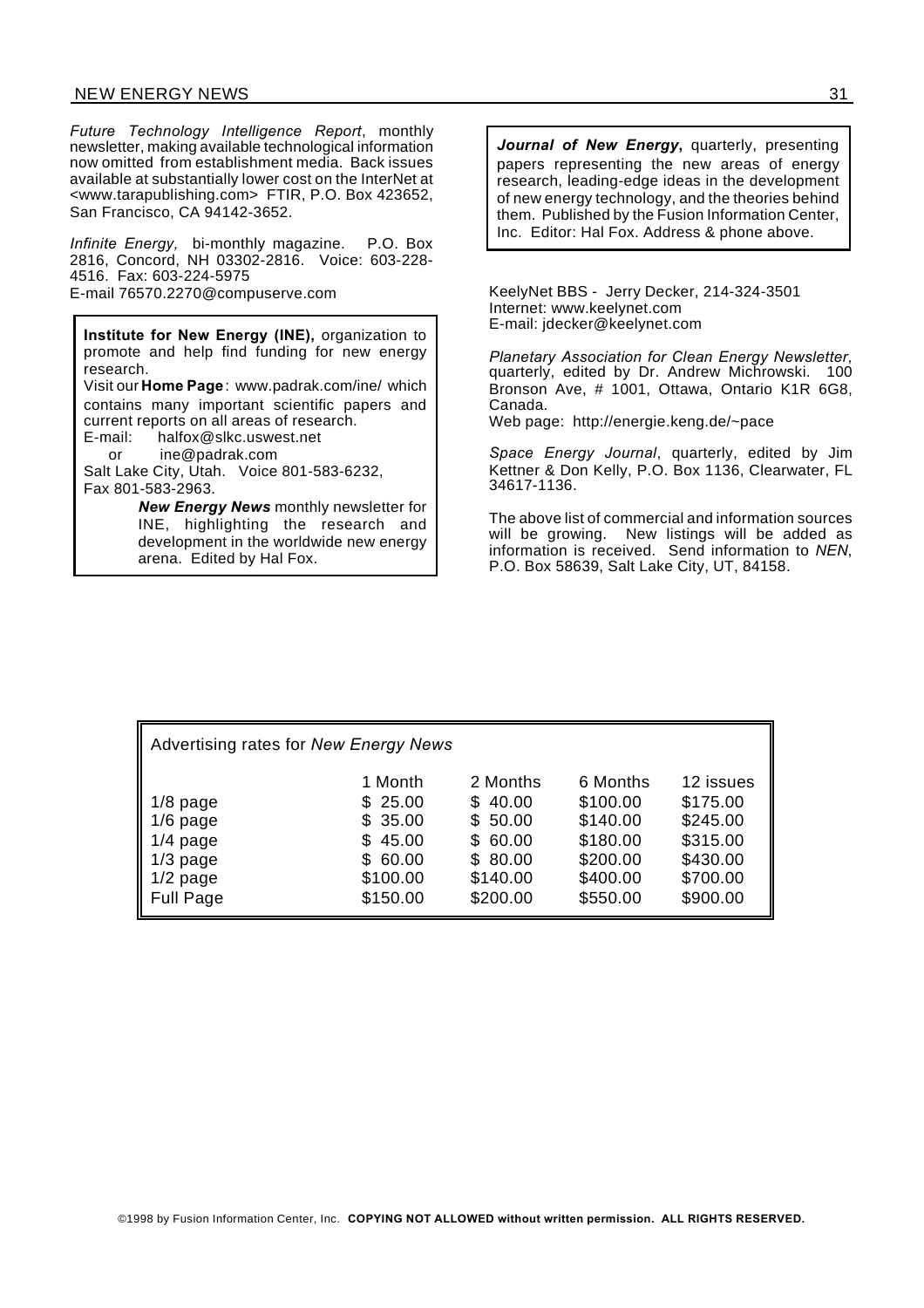*Future Technology Intelligence Report*, monthly newsletter, making available technological information now omitted from establishment media. Back issues available at substantially lower cost on the InterNet at <www.tarapublishing.com> FTIR, P.O. Box 423652, San Francisco, CA 94142-3652.

*Infinite Energy,* bi-monthly magazine. P.O. Box 2816, Concord, NH 03302-2816. Voice: 603-228-4516. Fax: 603-224-5975
E-mail 76570.2270@compuserve.com

**Institute for New Energy (INE),** organization to promote and help find funding for new energy research.
Visit our **Home Page**: www.padrak.com/ine/ which contains many important scientific papers and current reports on all areas of research.
E-mail: halfox@slkc.uswest.net
or ine@padrak.com
Salt Lake City, Utah. Voice 801-583-6232,
Fax 801-583-2963.

***New Energy News*** monthly newsletter for INE, highlighting the research and development in the worldwide new energy arena. Edited by Hal Fox.

***Journal of New Energy*****,** quarterly, presenting papers representing the new areas of energy research, leading-edge ideas in the development of new energy technology, and the theories behind them. Published by the Fusion Information Center, Inc. Editor: Hal Fox. Address & phone above.

KeelyNet BBS - Jerry Decker, 214-324-3501
Internet: www.keelynet.com
E-mail: jdecker@keelynet.com

*Planetary Association for Clean Energy Newsletter*, quarterly, edited by Dr. Andrew Michrowski. 100 Bronson Ave, # 1001, Ottawa, Ontario K1R 6G8, Canada.
Web page: http://energie.keng.de/~pace

*Space Energy Journal*, quarterly, edited by Jim Kettner & Don Kelly, P.O. Box 1136, Clearwater, FL 34617-1136.

The above list of commercial and information sources will be growing. New listings will be added as information is received. Send information to *NEN*, P.O. Box 58639, Salt Lake City, UT, 84158.

Advertising rates for *New Energy News*

| | 1 Month | 2 Months | 6 Months | 12 issues |
|---|---|---|---|---|
| 1/8 page | $ 25.00 | $ 40.00 | $100.00 | $175.00 |
| 1/6 page | $ 35.00 | $ 50.00 | $140.00 | $245.00 |
| 1/4 page | $ 45.00 | $ 60.00 | $180.00 | $315.00 |
| 1/3 page | $ 60.00 | $ 80.00 | $200.00 | $430.00 |
| 1/2 page | $100.00 | $140.00 | $400.00 | $700.00 |
| Full Page | $150.00 | $200.00 | $550.00 | $900.00 |

©1998 by Fusion Information Center, Inc. **COPYING NOT ALLOWED without written permission. ALL RIGHTS RESERVED.**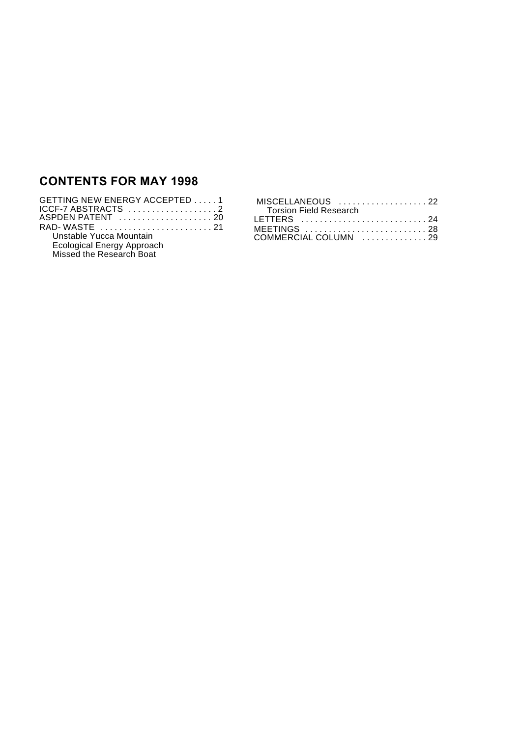## CONTENTS FOR MAY 1998

GETTING NEW ENERGY ACCEPTED . . . . . 1
ICCF-7 ABSTRACTS . . . . . . . . . . . . . . . . . . . 2
ASPDEN PATENT . . . . . . . . . . . . . . . . . . . . 20
RAD- WASTE . . . . . . . . . . . . . . . . . . . . . . . . 21
- Unstable Yucca Mountain
- Ecological Energy Approach
- Missed the Research Boat

MISCELLANEOUS . . . . . . . . . . . . . . . . . . . 22
- Torsion Field Research

LETTERS . . . . . . . . . . . . . . . . . . . . . . . . . . . 24
MEETINGS . . . . . . . . . . . . . . . . . . . . . . . . . . 28
COMMERCIAL COLUMN . . . . . . . . . . . . . . 29